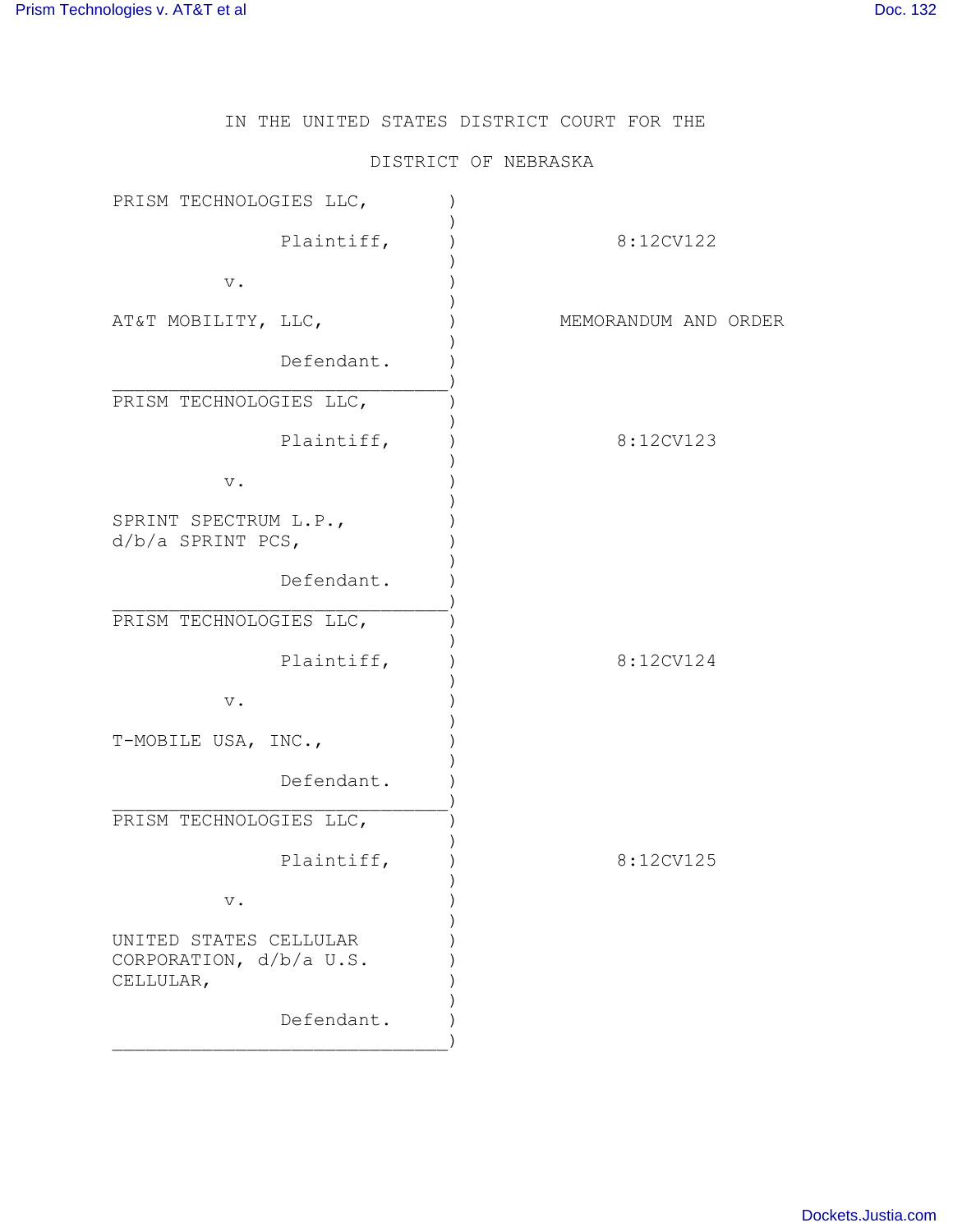IN THE UNITED STATES DISTRICT COURT FOR THE

DISTRICT OF NEBRASKA

| | |
|---|---|
| PRISM TECHNOLOGIES LLC,<br><br>Plaintiff,<br><br>v.<br><br>AT&T MOBILITY, LLC,<br><br>Defendant. | 8:12CV122<br><br>MEMORANDUM AND ORDER |
| PRISM TECHNOLOGIES LLC,<br><br>Plaintiff,<br><br>v.<br><br>SPRINT SPECTRUM L.P., d/b/a SPRINT PCS,<br><br>Defendant. | 8:12CV123 |
| PRISM TECHNOLOGIES LLC,<br><br>Plaintiff,<br><br>v.<br><br>T-MOBILE USA, INC.,<br><br>Defendant. | 8:12CV124 |
| PRISM TECHNOLOGIES LLC,<br><br>Plaintiff,<br><br>v.<br><br>UNITED STATES CELLULAR CORPORATION, d/b/a U.S. CELLULAR,<br><br>Defendant. | 8:12CV125 |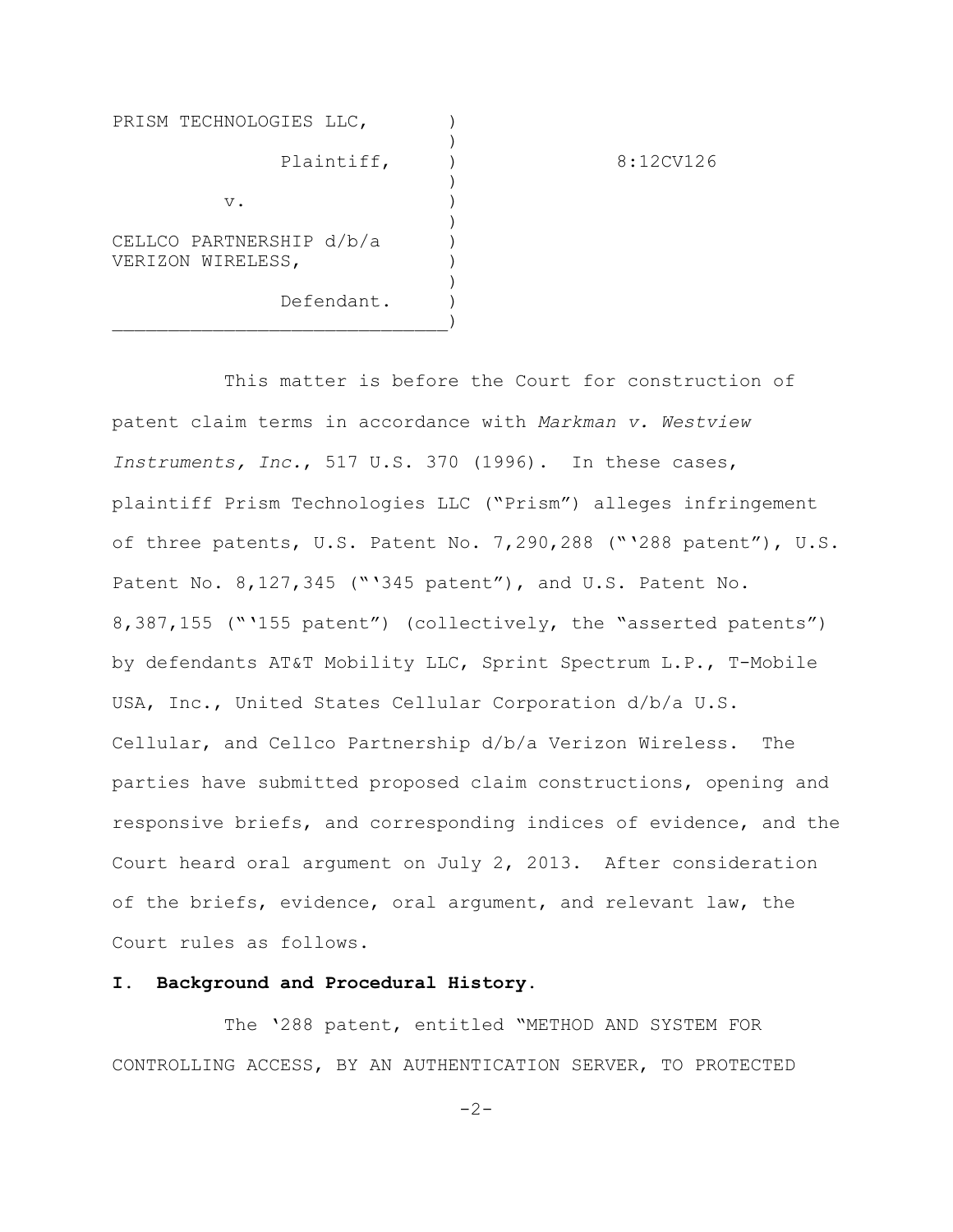PRISM TECHNOLOGIES LLC, )
)
Plaintiff, ) 8:12CV126
)
v. )
)
CELLCO PARTNERSHIP d/b/a )
VERIZON WIRELESS, )
)
Defendant. )
______________________________)

This matter is before the Court for construction of patent claim terms in accordance with *Markman v. Westview Instruments, Inc.*, 517 U.S. 370 (1996). In these cases, plaintiff Prism Technologies LLC ("Prism") alleges infringement of three patents, U.S. Patent No. 7,290,288 ("'288 patent"), U.S. Patent No. 8,127,345 ("'345 patent"), and U.S. Patent No. 8,387,155 ("'155 patent") (collectively, the "asserted patents") by defendants AT&T Mobility LLC, Sprint Spectrum L.P., T-Mobile USA, Inc., United States Cellular Corporation d/b/a U.S. Cellular, and Cellco Partnership d/b/a Verizon Wireless. The parties have submitted proposed claim constructions, opening and responsive briefs, and corresponding indices of evidence, and the Court heard oral argument on July 2, 2013. After consideration of the briefs, evidence, oral argument, and relevant law, the Court rules as follows.

**I. Background and Procedural History.**

The '288 patent, entitled "METHOD AND SYSTEM FOR CONTROLLING ACCESS, BY AN AUTHENTICATION SERVER, TO PROTECTED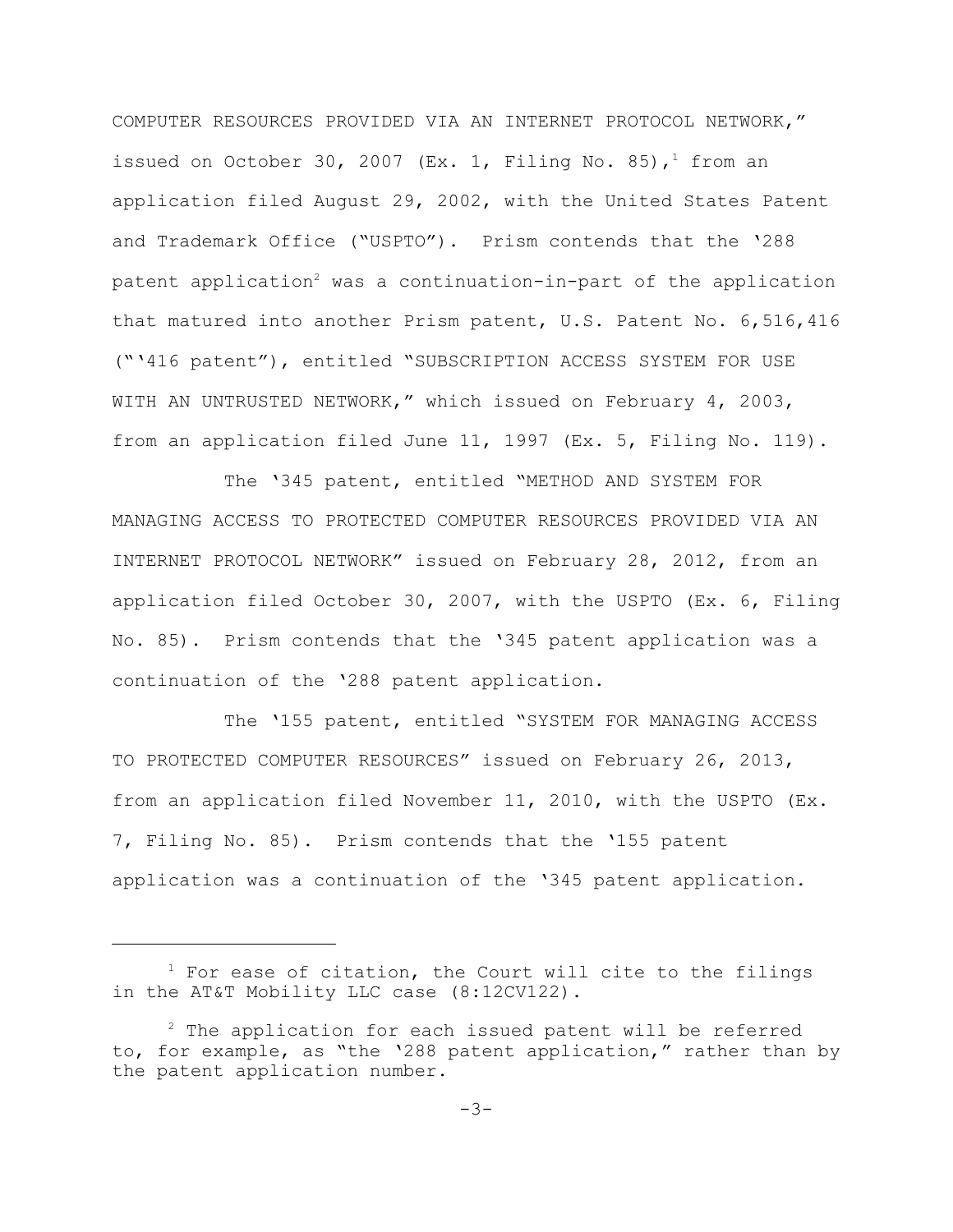COMPUTER RESOURCES PROVIDED VIA AN INTERNET PROTOCOL NETWORK," issued on October 30, 2007 (Ex. 1, Filing No. 85),[1] from an application filed August 29, 2002, with the United States Patent and Trademark Office ("USPTO"). Prism contends that the '288 patent application[2] was a continuation-in-part of the application that matured into another Prism patent, U.S. Patent No. 6,516,416 ("'416 patent"), entitled "SUBSCRIPTION ACCESS SYSTEM FOR USE WITH AN UNTRUSTED NETWORK," which issued on February 4, 2003, from an application filed June 11, 1997 (Ex. 5, Filing No. 119).

The '345 patent, entitled "METHOD AND SYSTEM FOR MANAGING ACCESS TO PROTECTED COMPUTER RESOURCES PROVIDED VIA AN INTERNET PROTOCOL NETWORK" issued on February 28, 2012, from an application filed October 30, 2007, with the USPTO (Ex. 6, Filing No. 85). Prism contends that the '345 patent application was a continuation of the '288 patent application.

The '155 patent, entitled "SYSTEM FOR MANAGING ACCESS TO PROTECTED COMPUTER RESOURCES" issued on February 26, 2013, from an application filed November 11, 2010, with the USPTO (Ex. 7, Filing No. 85). Prism contends that the '155 patent application was a continuation of the '345 patent application.

---

[1] For ease of citation, the Court will cite to the filings in the AT&T Mobility LLC case (8:12CV122).

[2] The application for each issued patent will be referred to, for example, as "the '288 patent application," rather than by the patent application number.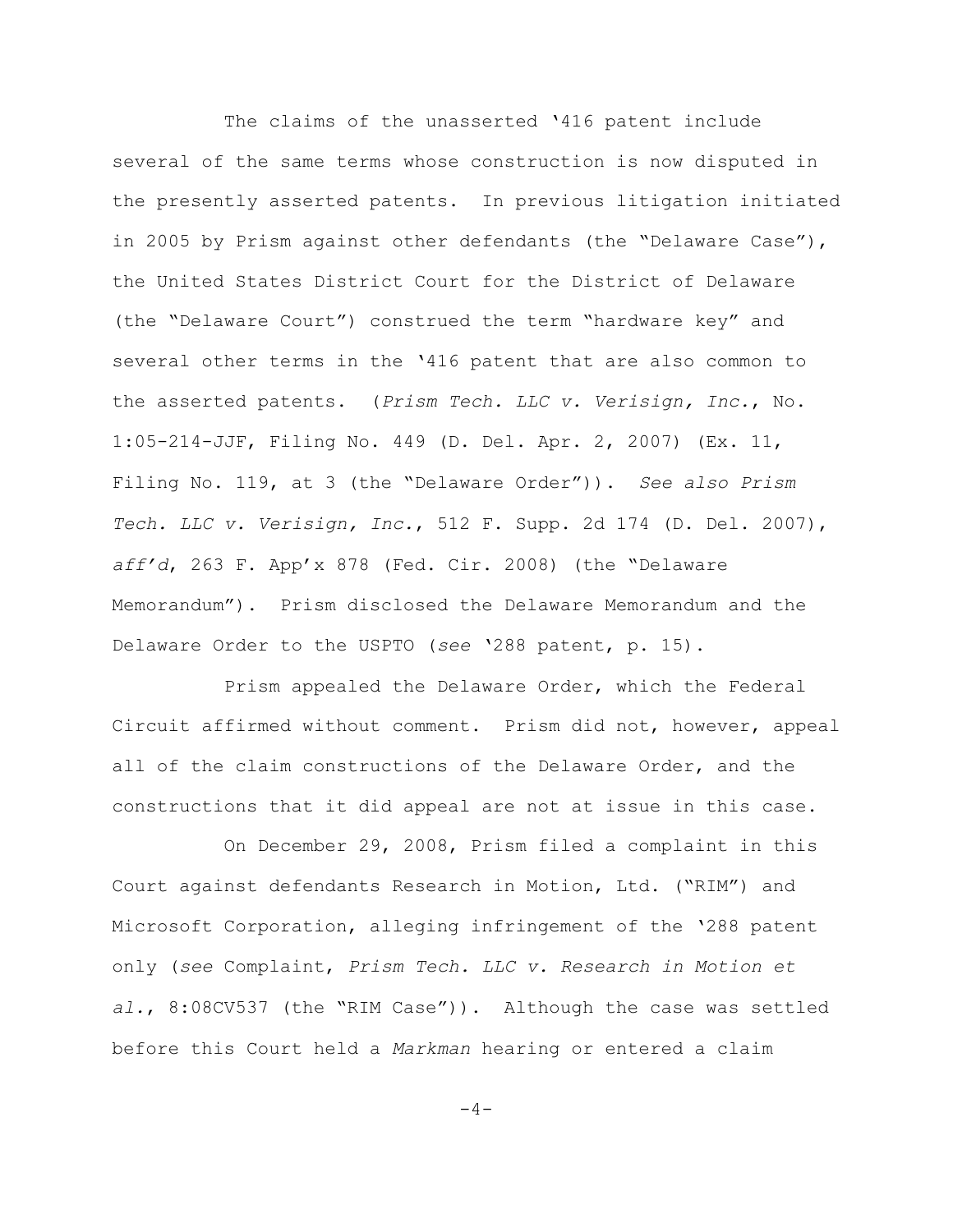The claims of the unasserted '416 patent include several of the same terms whose construction is now disputed in the presently asserted patents. In previous litigation initiated in 2005 by Prism against other defendants (the "Delaware Case"), the United States District Court for the District of Delaware (the "Delaware Court") construed the term "hardware key" and several other terms in the '416 patent that are also common to the asserted patents. (*Prism Tech. LLC v. Verisign, Inc.*, No. 1:05-214-JJF, Filing No. 449 (D. Del. Apr. 2, 2007) (Ex. 11, Filing No. 119, at 3 (the "Delaware Order")). *See also Prism Tech. LLC v. Verisign, Inc.*, 512 F. Supp. 2d 174 (D. Del. 2007), *aff'd*, 263 F. App'x 878 (Fed. Cir. 2008) (the "Delaware Memorandum"). Prism disclosed the Delaware Memorandum and the Delaware Order to the USPTO (*see* '288 patent, p. 15).

Prism appealed the Delaware Order, which the Federal Circuit affirmed without comment. Prism did not, however, appeal all of the claim constructions of the Delaware Order, and the constructions that it did appeal are not at issue in this case.

On December 29, 2008, Prism filed a complaint in this Court against defendants Research in Motion, Ltd. ("RIM") and Microsoft Corporation, alleging infringement of the '288 patent only (*see* Complaint, *Prism Tech. LLC v. Research in Motion et al.*, 8:08CV537 (the "RIM Case")). Although the case was settled before this Court held a *Markman* hearing or entered a claim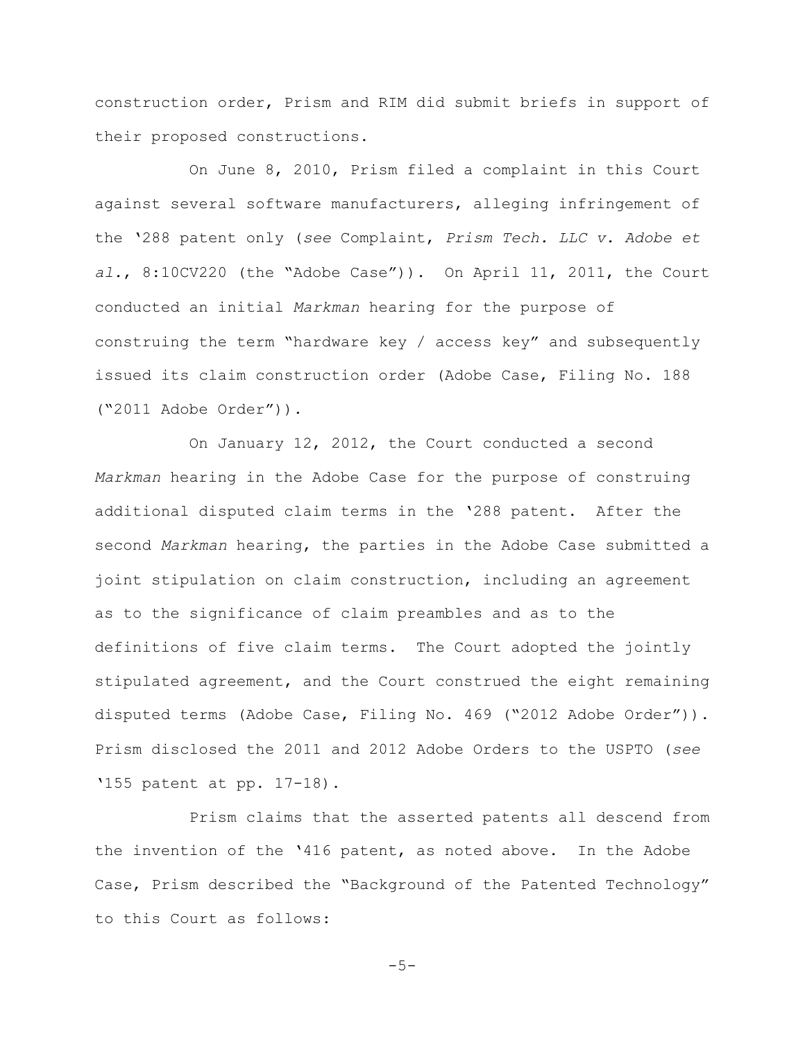construction order, Prism and RIM did submit briefs in support of their proposed constructions.

On June 8, 2010, Prism filed a complaint in this Court against several software manufacturers, alleging infringement of the '288 patent only (*see* Complaint, *Prism Tech. LLC v. Adobe et al.*, 8:10CV220 (the "Adobe Case")). On April 11, 2011, the Court conducted an initial *Markman* hearing for the purpose of construing the term "hardware key / access key" and subsequently issued its claim construction order (Adobe Case, Filing No. 188 ("2011 Adobe Order")).

On January 12, 2012, the Court conducted a second *Markman* hearing in the Adobe Case for the purpose of construing additional disputed claim terms in the '288 patent. After the second *Markman* hearing, the parties in the Adobe Case submitted a joint stipulation on claim construction, including an agreement as to the significance of claim preambles and as to the definitions of five claim terms. The Court adopted the jointly stipulated agreement, and the Court construed the eight remaining disputed terms (Adobe Case, Filing No. 469 ("2012 Adobe Order")). Prism disclosed the 2011 and 2012 Adobe Orders to the USPTO (*see* '155 patent at pp. 17-18).

Prism claims that the asserted patents all descend from the invention of the '416 patent, as noted above. In the Adobe Case, Prism described the "Background of the Patented Technology" to this Court as follows: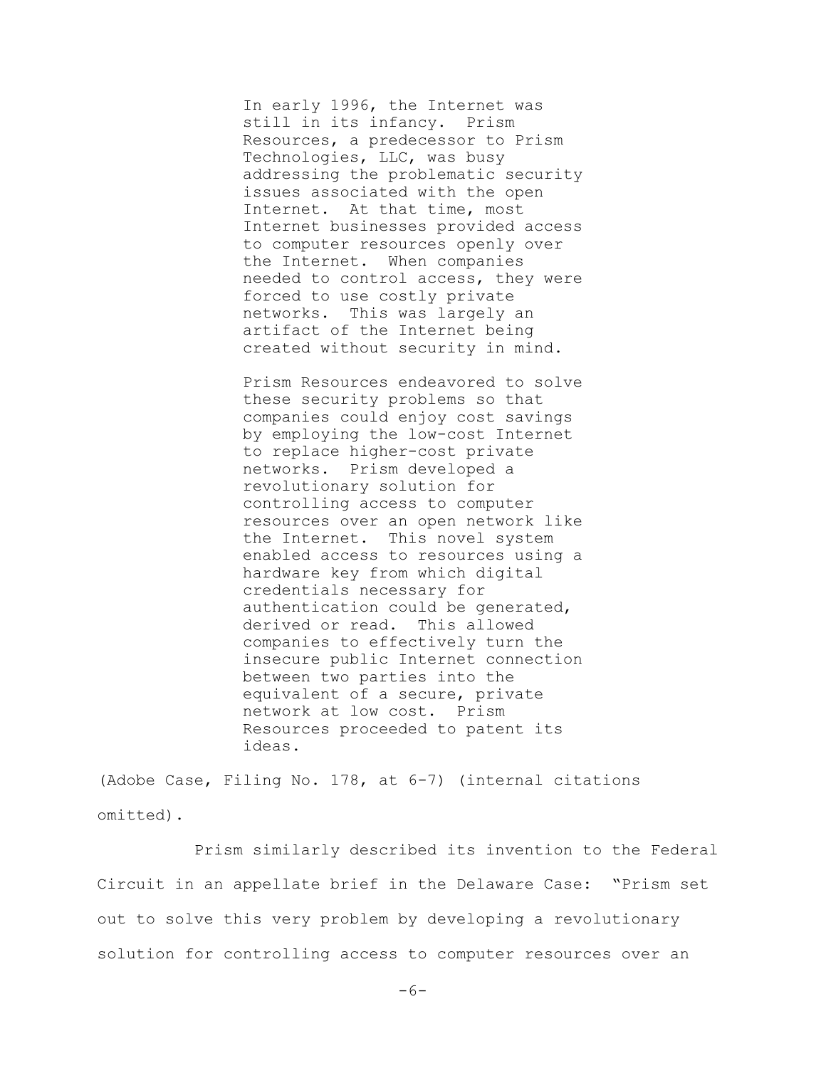> In early 1996, the Internet was still in its infancy. Prism Resources, a predecessor to Prism Technologies, LLC, was busy addressing the problematic security issues associated with the open Internet. At that time, most Internet businesses provided access to computer resources openly over the Internet. When companies needed to control access, they were forced to use costly private networks. This was largely an artifact of the Internet being created without security in mind.
>
> Prism Resources endeavored to solve these security problems so that companies could enjoy cost savings by employing the low-cost Internet to replace higher-cost private networks. Prism developed a revolutionary solution for controlling access to computer resources over an open network like the Internet. This novel system enabled access to resources using a hardware key from which digital credentials necessary for authentication could be generated, derived or read. This allowed companies to effectively turn the insecure public Internet connection between two parties into the equivalent of a secure, private network at low cost. Prism Resources proceeded to patent its ideas.

(Adobe Case, Filing No. 178, at 6-7) (internal citations omitted).

Prism similarly described its invention to the Federal Circuit in an appellate brief in the Delaware Case: "Prism set out to solve this very problem by developing a revolutionary solution for controlling access to computer resources over an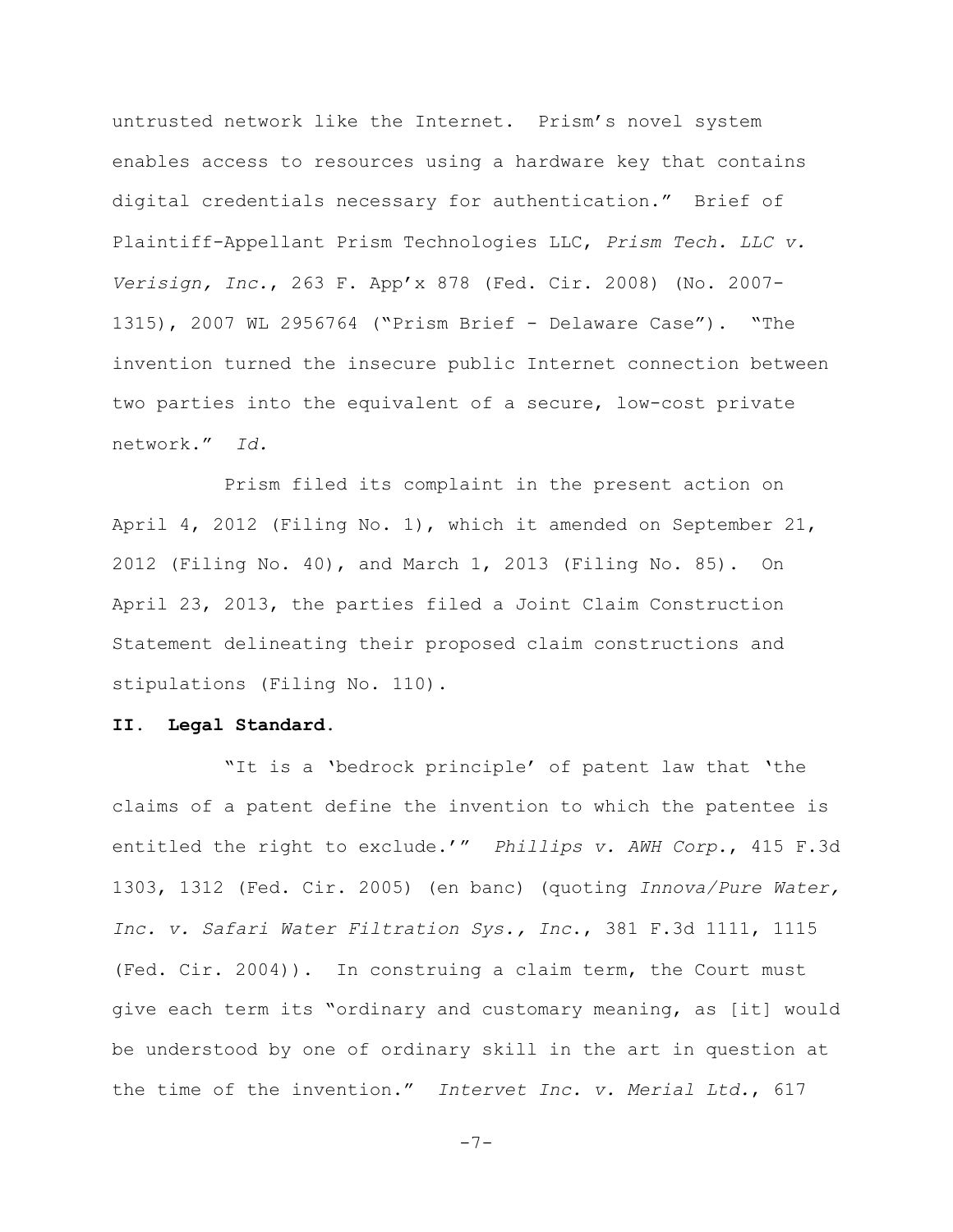untrusted network like the Internet. Prism's novel system enables access to resources using a hardware key that contains digital credentials necessary for authentication." Brief of Plaintiff-Appellant Prism Technologies LLC, *Prism Tech. LLC v. Verisign, Inc.*, 263 F. App'x 878 (Fed. Cir. 2008) (No. 2007-1315), 2007 WL 2956764 ("Prism Brief - Delaware Case"). "The invention turned the insecure public Internet connection between two parties into the equivalent of a secure, low-cost private network." *Id.*

Prism filed its complaint in the present action on April 4, 2012 (Filing No. 1), which it amended on September 21, 2012 (Filing No. 40), and March 1, 2013 (Filing No. 85). On April 23, 2013, the parties filed a Joint Claim Construction Statement delineating their proposed claim constructions and stipulations (Filing No. 110).

**II. Legal Standard.**

"It is a 'bedrock principle' of patent law that 'the claims of a patent define the invention to which the patentee is entitled the right to exclude.'" *Phillips v. AWH Corp.*, 415 F.3d 1303, 1312 (Fed. Cir. 2005) (en banc) (quoting *Innova/Pure Water, Inc. v. Safari Water Filtration Sys., Inc.*, 381 F.3d 1111, 1115 (Fed. Cir. 2004)). In construing a claim term, the Court must give each term its "ordinary and customary meaning, as [it] would be understood by one of ordinary skill in the art in question at the time of the invention." *Intervet Inc. v. Merial Ltd.*, 617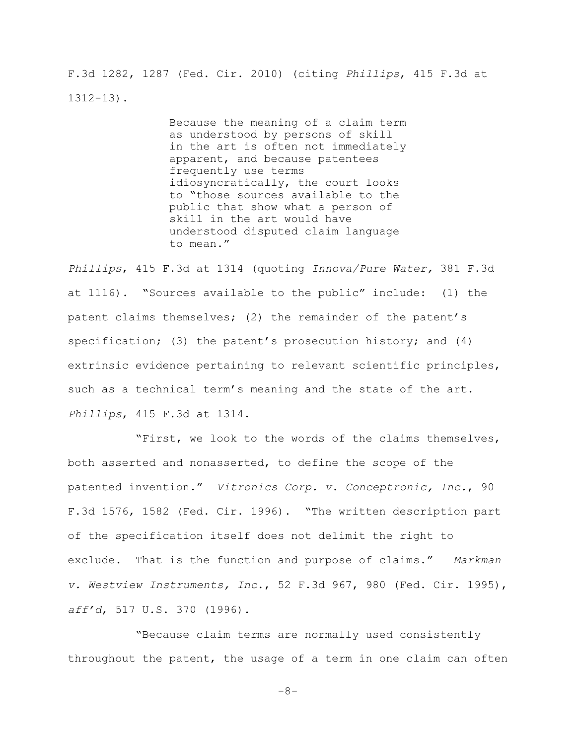F.3d 1282, 1287 (Fed. Cir. 2010) (citing *Phillips*, 415 F.3d at 1312-13).

> Because the meaning of a claim term as understood by persons of skill in the art is often not immediately apparent, and because patentees frequently use terms idiosyncratically, the court looks to "those sources available to the public that show what a person of skill in the art would have understood disputed claim language to mean."

*Phillips*, 415 F.3d at 1314 (quoting *Innova/Pure Water,* 381 F.3d at 1116). "Sources available to the public" include: (1) the patent claims themselves; (2) the remainder of the patent's specification; (3) the patent's prosecution history; and (4) extrinsic evidence pertaining to relevant scientific principles, such as a technical term's meaning and the state of the art. *Phillips*, 415 F.3d at 1314.

"First, we look to the words of the claims themselves, both asserted and nonasserted, to define the scope of the patented invention." *Vitronics Corp. v. Conceptronic, Inc.*, 90 F.3d 1576, 1582 (Fed. Cir. 1996). "The written description part of the specification itself does not delimit the right to exclude. That is the function and purpose of claims." *Markman v. Westview Instruments, Inc.*, 52 F.3d 967, 980 (Fed. Cir. 1995), *aff'd*, 517 U.S. 370 (1996).

"Because claim terms are normally used consistently throughout the patent, the usage of a term in one claim can often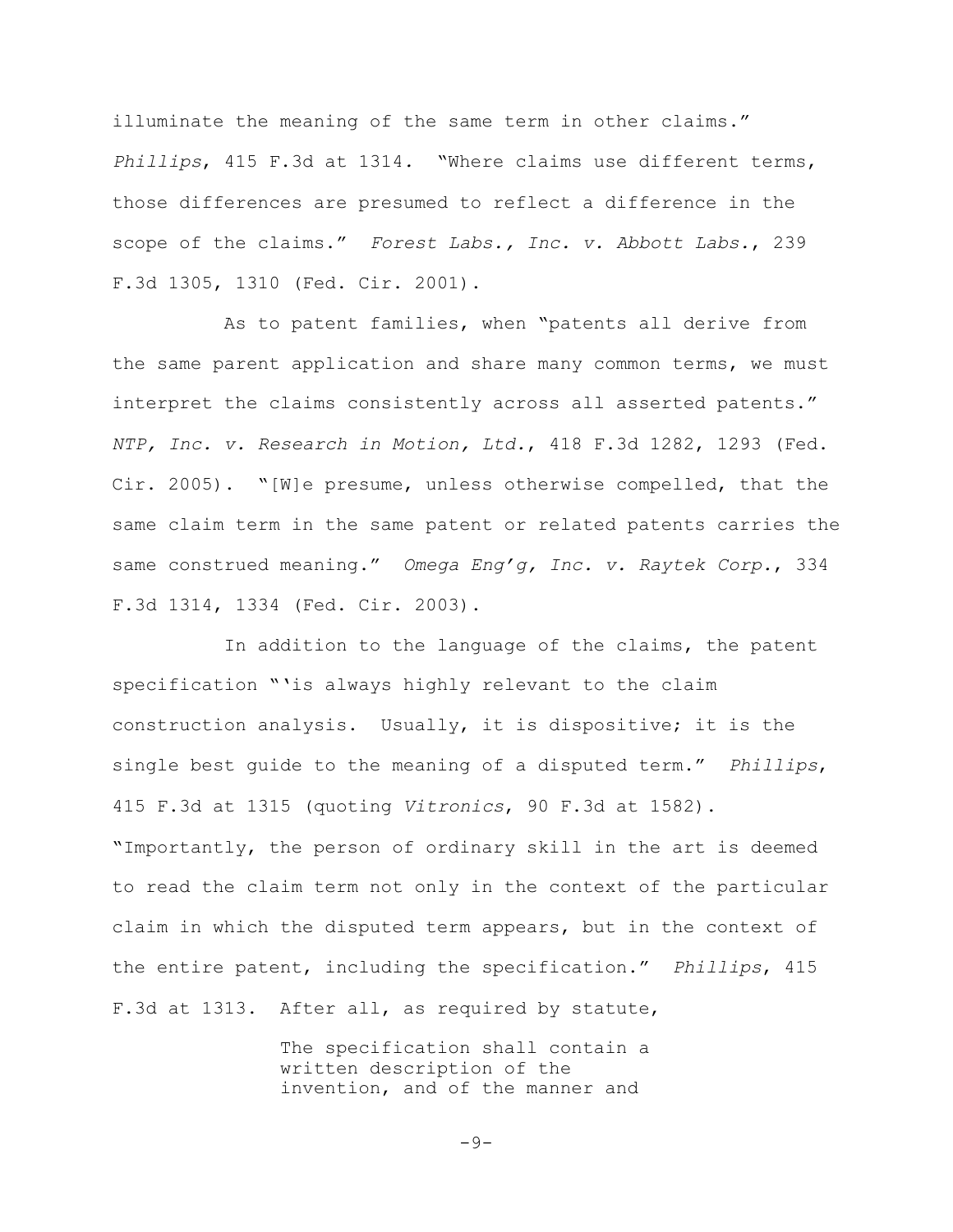illuminate the meaning of the same term in other claims." *Phillips*, 415 F.3d at 1314. "Where claims use different terms, those differences are presumed to reflect a difference in the scope of the claims." *Forest Labs., Inc. v. Abbott Labs.*, 239 F.3d 1305, 1310 (Fed. Cir. 2001).

As to patent families, when "patents all derive from the same parent application and share many common terms, we must interpret the claims consistently across all asserted patents." *NTP, Inc. v. Research in Motion, Ltd.*, 418 F.3d 1282, 1293 (Fed. Cir. 2005). "[W]e presume, unless otherwise compelled, that the same claim term in the same patent or related patents carries the same construed meaning." *Omega Eng'g, Inc. v. Raytek Corp.*, 334 F.3d 1314, 1334 (Fed. Cir. 2003).

In addition to the language of the claims, the patent specification "'is always highly relevant to the claim construction analysis. Usually, it is dispositive; it is the single best guide to the meaning of a disputed term." *Phillips*, 415 F.3d at 1315 (quoting *Vitronics*, 90 F.3d at 1582). "Importantly, the person of ordinary skill in the art is deemed to read the claim term not only in the context of the particular claim in which the disputed term appears, but in the context of the entire patent, including the specification." *Phillips*, 415 F.3d at 1313. After all, as required by statute,

> The specification shall contain a written description of the invention, and of the manner and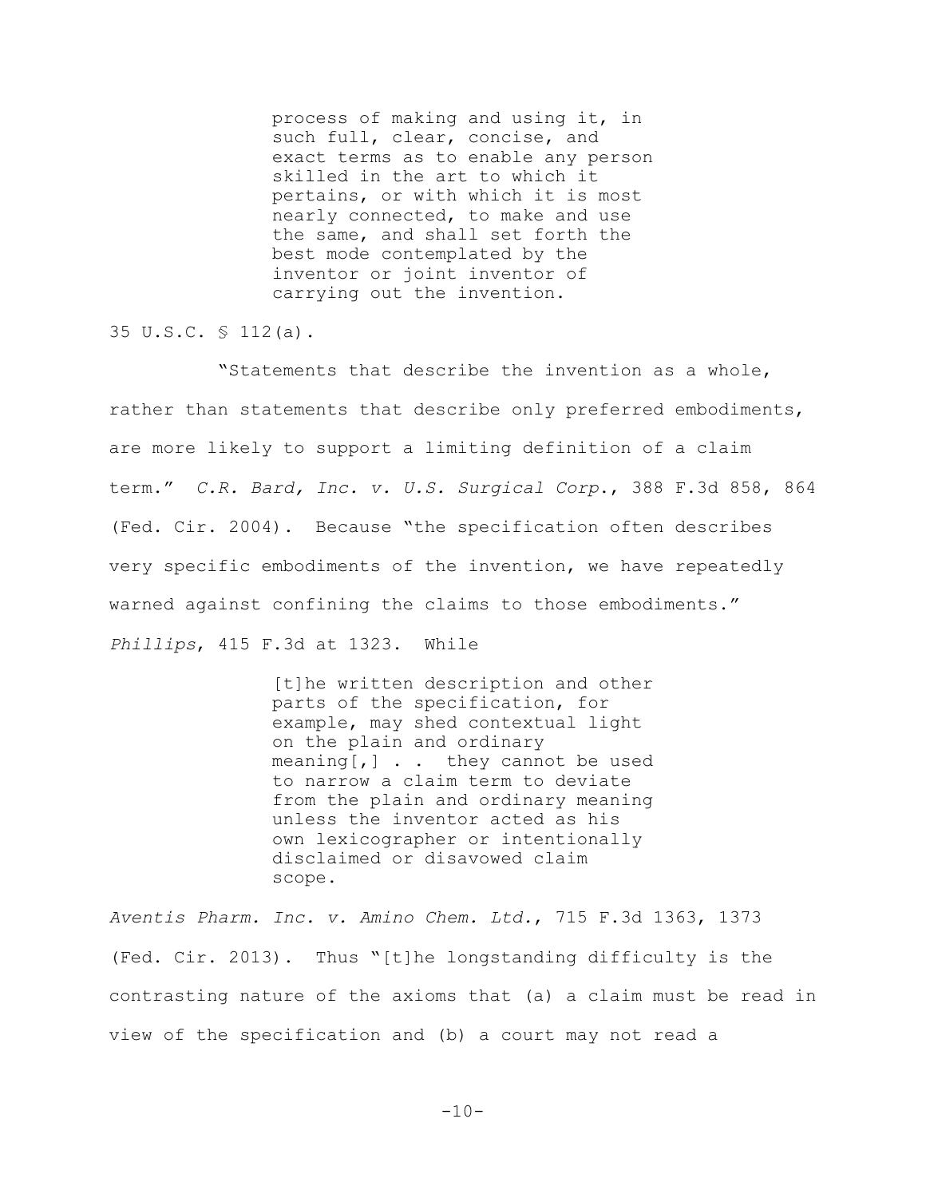> process of making and using it, in such full, clear, concise, and exact terms as to enable any person skilled in the art to which it pertains, or with which it is most nearly connected, to make and use the same, and shall set forth the best mode contemplated by the inventor or joint inventor of carrying out the invention.

35 U.S.C. § 112(a).

"Statements that describe the invention as a whole, rather than statements that describe only preferred embodiments, are more likely to support a limiting definition of a claim term." *C.R. Bard, Inc. v. U.S. Surgical Corp.*, 388 F.3d 858, 864 (Fed. Cir. 2004). Because "the specification often describes very specific embodiments of the invention, we have repeatedly warned against confining the claims to those embodiments." *Phillips*, 415 F.3d at 1323. While

> [t]he written description and other parts of the specification, for example, may shed contextual light on the plain and ordinary meaning[,] . . they cannot be used to narrow a claim term to deviate from the plain and ordinary meaning unless the inventor acted as his own lexicographer or intentionally disclaimed or disavowed claim scope.

*Aventis Pharm. Inc. v. Amino Chem. Ltd.*, 715 F.3d 1363, 1373 (Fed. Cir. 2013). Thus "[t]he longstanding difficulty is the contrasting nature of the axioms that (a) a claim must be read in view of the specification and (b) a court may not read a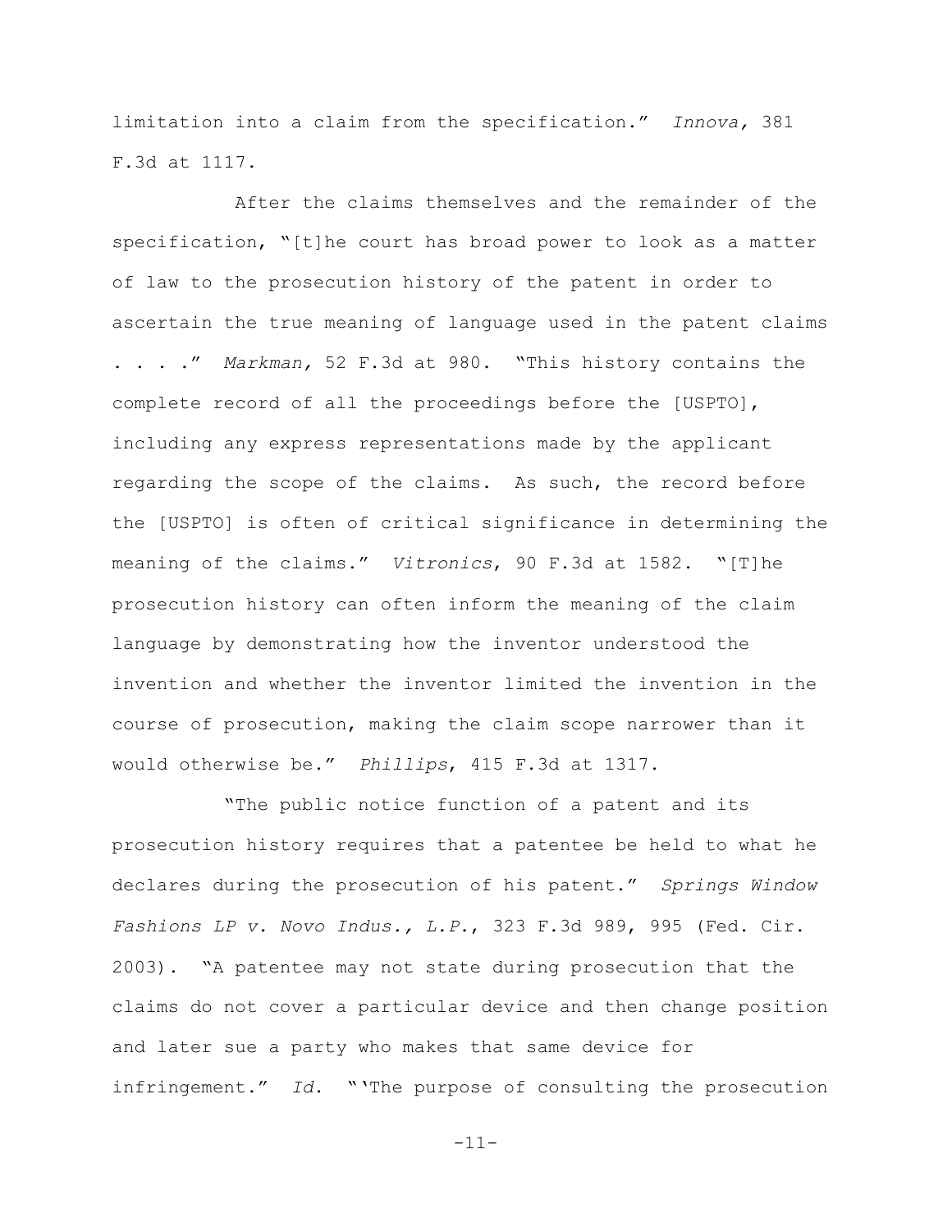limitation into a claim from the specification." *Innova*, 381 F.3d at 1117.

After the claims themselves and the remainder of the specification, "[t]he court has broad power to look as a matter of law to the prosecution history of the patent in order to ascertain the true meaning of language used in the patent claims . . . ." *Markman*, 52 F.3d at 980. "This history contains the complete record of all the proceedings before the [USPTO], including any express representations made by the applicant regarding the scope of the claims. As such, the record before the [USPTO] is often of critical significance in determining the meaning of the claims." *Vitronics*, 90 F.3d at 1582. "[T]he prosecution history can often inform the meaning of the claim language by demonstrating how the inventor understood the invention and whether the inventor limited the invention in the course of prosecution, making the claim scope narrower than it would otherwise be." *Phillips*, 415 F.3d at 1317.

"The public notice function of a patent and its prosecution history requires that a patentee be held to what he declares during the prosecution of his patent." *Springs Window Fashions LP v. Novo Indus., L.P.*, 323 F.3d 989, 995 (Fed. Cir. 2003). "A patentee may not state during prosecution that the claims do not cover a particular device and then change position and later sue a party who makes that same device for infringement." *Id*. "'The purpose of consulting the prosecution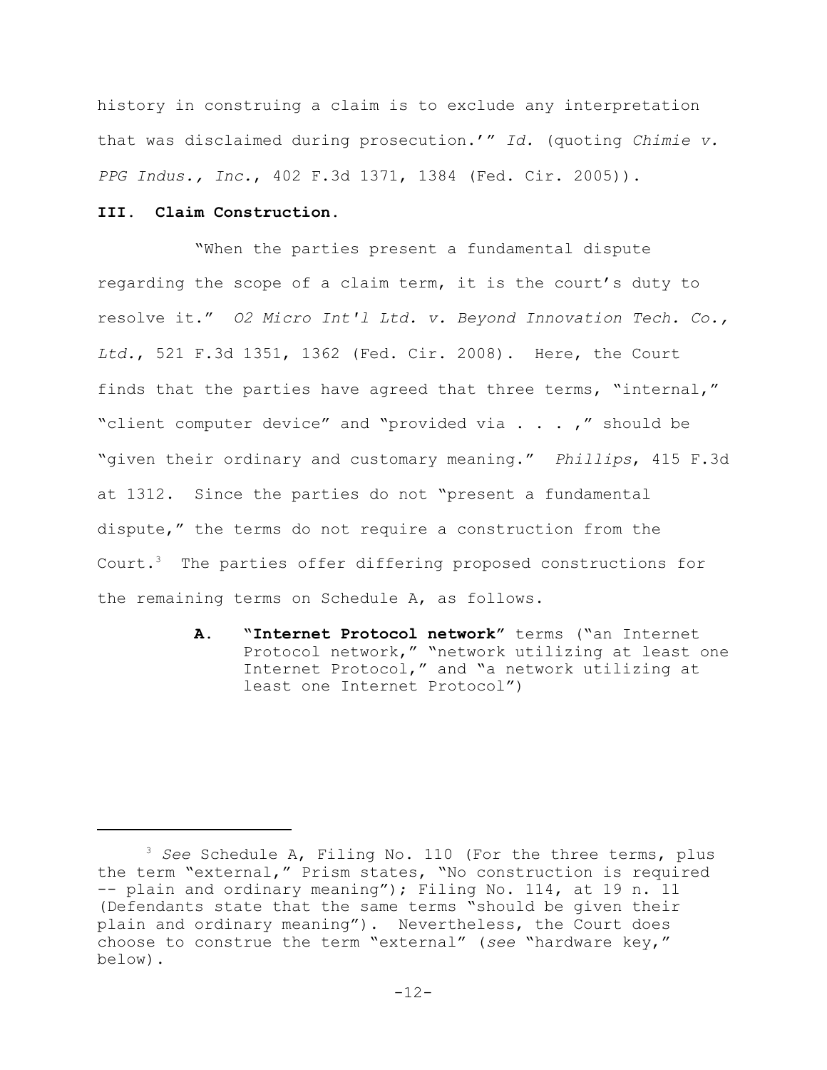history in construing a claim is to exclude any interpretation that was disclaimed during prosecution.'" *Id.* (quoting *Chimie v. PPG Indus., Inc.*, 402 F.3d 1371, 1384 (Fed. Cir. 2005)).

**III. Claim Construction.**

"When the parties present a fundamental dispute regarding the scope of a claim term, it is the court's duty to resolve it." *O2 Micro Int'l Ltd. v. Beyond Innovation Tech. Co., Ltd.*, 521 F.3d 1351, 1362 (Fed. Cir. 2008). Here, the Court finds that the parties have agreed that three terms, "internal," "client computer device" and "provided via . . . ," should be "given their ordinary and customary meaning." *Phillips*, 415 F.3d at 1312. Since the parties do not "present a fundamental dispute," the terms do not require a construction from the Court.[3] The parties offer differing proposed constructions for the remaining terms on Schedule A, as follows.

**A. "Internet Protocol network"** terms ("an Internet Protocol network," "network utilizing at least one Internet Protocol," and "a network utilizing at least one Internet Protocol")

---

[3] *See* Schedule A, Filing No. 110 (For the three terms, plus the term "external," Prism states, "No construction is required -- plain and ordinary meaning"); Filing No. 114, at 19 n. 11 (Defendants state that the same terms "should be given their plain and ordinary meaning"). Nevertheless, the Court does choose to construe the term "external" (*see* "hardware key," below).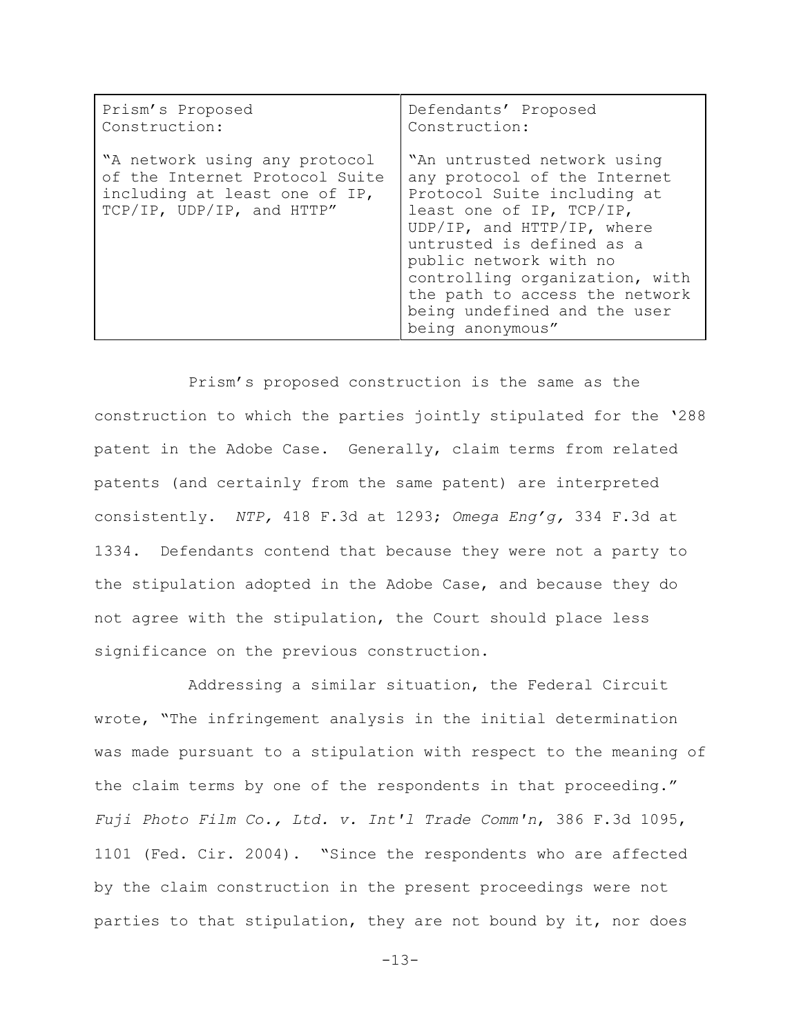| Prism's Proposed Construction: | Defendants' Proposed Construction: |
| --- | --- |
| "A network using any protocol of the Internet Protocol Suite including at least one of IP, TCP/IP, UDP/IP, and HTTP" | "An untrusted network using any protocol of the Internet Protocol Suite including at least one of IP, TCP/IP, UDP/IP, and HTTP/IP, where untrusted is defined as a public network with no controlling organization, with the path to access the network being undefined and the user being anonymous" |

Prism's proposed construction is the same as the construction to which the parties jointly stipulated for the '288 patent in the Adobe Case. Generally, claim terms from related patents (and certainly from the same patent) are interpreted consistently. *NTP,* 418 F.3d at 1293; *Omega Eng'g,* 334 F.3d at 1334. Defendants contend that because they were not a party to the stipulation adopted in the Adobe Case, and because they do not agree with the stipulation, the Court should place less significance on the previous construction.

Addressing a similar situation, the Federal Circuit wrote, "The infringement analysis in the initial determination was made pursuant to a stipulation with respect to the meaning of the claim terms by one of the respondents in that proceeding." *Fuji Photo Film Co., Ltd. v. Int'l Trade Comm'n*, 386 F.3d 1095, 1101 (Fed. Cir. 2004). "Since the respondents who are affected by the claim construction in the present proceedings were not parties to that stipulation, they are not bound by it, nor does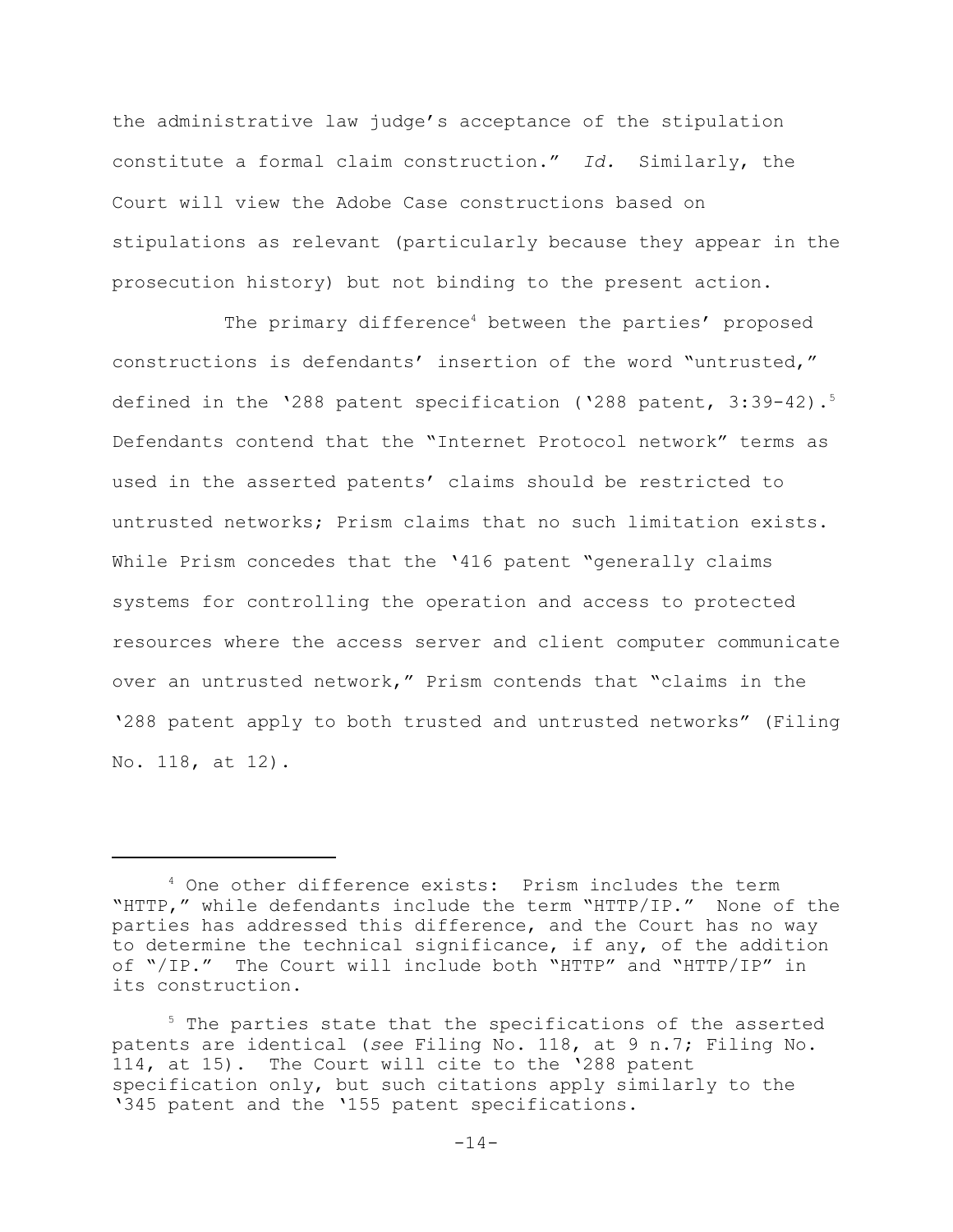the administrative law judge's acceptance of the stipulation constitute a formal claim construction." *Id.* Similarly, the Court will view the Adobe Case constructions based on stipulations as relevant (particularly because they appear in the prosecution history) but not binding to the present action.

The primary difference[4] between the parties' proposed constructions is defendants' insertion of the word "untrusted," defined in the '288 patent specification ('288 patent, 3:39-42).[5] Defendants contend that the "Internet Protocol network" terms as used in the asserted patents' claims should be restricted to untrusted networks; Prism claims that no such limitation exists. While Prism concedes that the '416 patent "generally claims systems for controlling the operation and access to protected resources where the access server and client computer communicate over an untrusted network," Prism contends that "claims in the '288 patent apply to both trusted and untrusted networks" (Filing No. 118, at 12).

---

[4] One other difference exists: Prism includes the term "HTTP," while defendants include the term "HTTP/IP." None of the parties has addressed this difference, and the Court has no way to determine the technical significance, if any, of the addition of "/IP." The Court will include both "HTTP" and "HTTP/IP" in its construction.

[5] The parties state that the specifications of the asserted patents are identical (*see* Filing No. 118, at 9 n.7; Filing No. 114, at 15). The Court will cite to the '288 patent specification only, but such citations apply similarly to the '345 patent and the '155 patent specifications.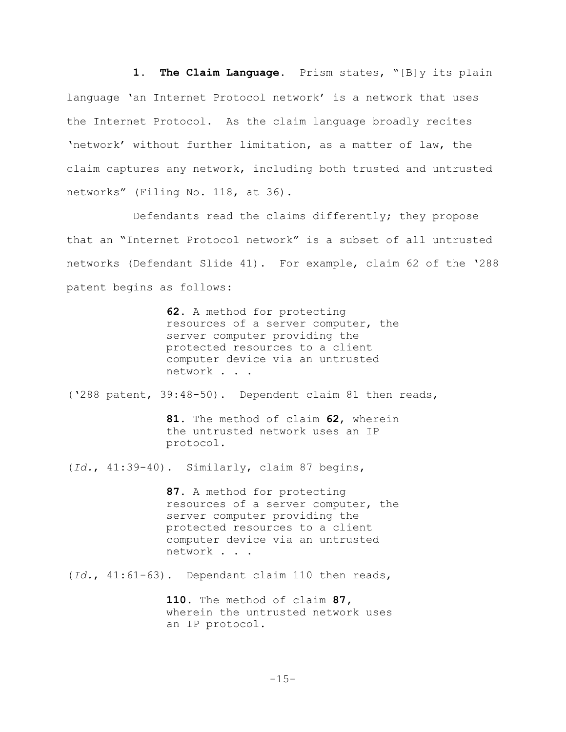**1. The Claim Language.** Prism states, "[B]y its plain language 'an Internet Protocol network' is a network that uses the Internet Protocol. As the claim language broadly recites 'network' without further limitation, as a matter of law, the claim captures any network, including both trusted and untrusted networks" (Filing No. 118, at 36).

Defendants read the claims differently; they propose that an "Internet Protocol network" is a subset of all untrusted networks (Defendant Slide 41). For example, claim 62 of the '288 patent begins as follows:

> **62.** A method for protecting resources of a server computer, the server computer providing the protected resources to a client computer device via an untrusted network . . .

('288 patent, 39:48-50). Dependent claim 81 then reads,

> **81.** The method of claim **62**, wherein the untrusted network uses an IP protocol.

(*Id.*, 41:39-40). Similarly, claim 87 begins,

> **87.** A method for protecting resources of a server computer, the server computer providing the protected resources to a client computer device via an untrusted network . . .

(*Id.*, 41:61-63). Dependant claim 110 then reads,

> **110.** The method of claim **87**, wherein the untrusted network uses an IP protocol.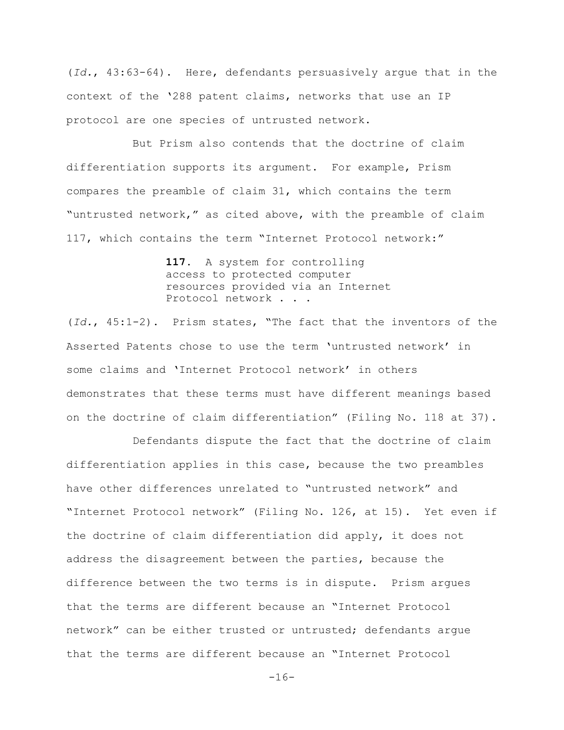(*Id.*, 43:63-64). Here, defendants persuasively argue that in the context of the '288 patent claims, networks that use an IP protocol are one species of untrusted network.

But Prism also contends that the doctrine of claim differentiation supports its argument. For example, Prism compares the preamble of claim 31, which contains the term "untrusted network," as cited above, with the preamble of claim 117, which contains the term "Internet Protocol network:"

> **117.** A system for controlling access to protected computer resources provided via an Internet Protocol network . . .

(*Id.*, 45:1-2). Prism states, "The fact that the inventors of the Asserted Patents chose to use the term 'untrusted network' in some claims and 'Internet Protocol network' in others demonstrates that these terms must have different meanings based on the doctrine of claim differentiation" (Filing No. 118 at 37).

Defendants dispute the fact that the doctrine of claim differentiation applies in this case, because the two preambles have other differences unrelated to "untrusted network" and "Internet Protocol network" (Filing No. 126, at 15). Yet even if the doctrine of claim differentiation did apply, it does not address the disagreement between the parties, because the difference between the two terms is in dispute. Prism argues that the terms are different because an "Internet Protocol network" can be either trusted or untrusted; defendants argue that the terms are different because an "Internet Protocol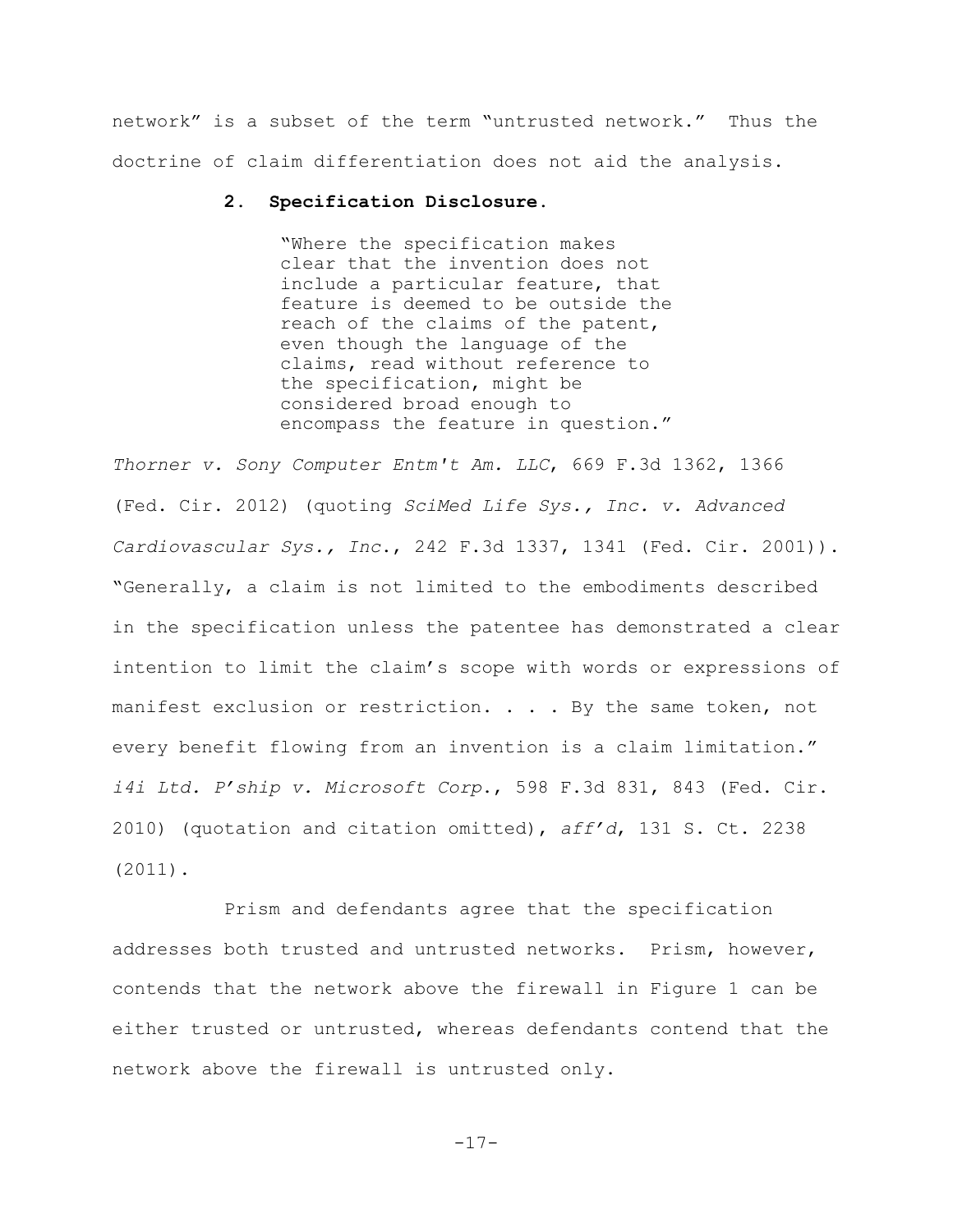network" is a subset of the term "untrusted network." Thus the doctrine of claim differentiation does not aid the analysis.

### 2. Specification Disclosure.

> "Where the specification makes clear that the invention does not include a particular feature, that feature is deemed to be outside the reach of the claims of the patent, even though the language of the claims, read without reference to the specification, might be considered broad enough to encompass the feature in question."

*Thorner v. Sony Computer Entm't Am. LLC*, 669 F.3d 1362, 1366 (Fed. Cir. 2012) (quoting *SciMed Life Sys., Inc. v. Advanced Cardiovascular Sys., Inc.*, 242 F.3d 1337, 1341 (Fed. Cir. 2001)). "Generally, a claim is not limited to the embodiments described in the specification unless the patentee has demonstrated a clear intention to limit the claim's scope with words or expressions of manifest exclusion or restriction. . . . By the same token, not every benefit flowing from an invention is a claim limitation." *i4i Ltd. P'ship v. Microsoft Corp.*, 598 F.3d 831, 843 (Fed. Cir. 2010) (quotation and citation omitted), *aff'd*, 131 S. Ct. 2238 (2011).

Prism and defendants agree that the specification addresses both trusted and untrusted networks. Prism, however, contends that the network above the firewall in Figure 1 can be either trusted or untrusted, whereas defendants contend that the network above the firewall is untrusted only.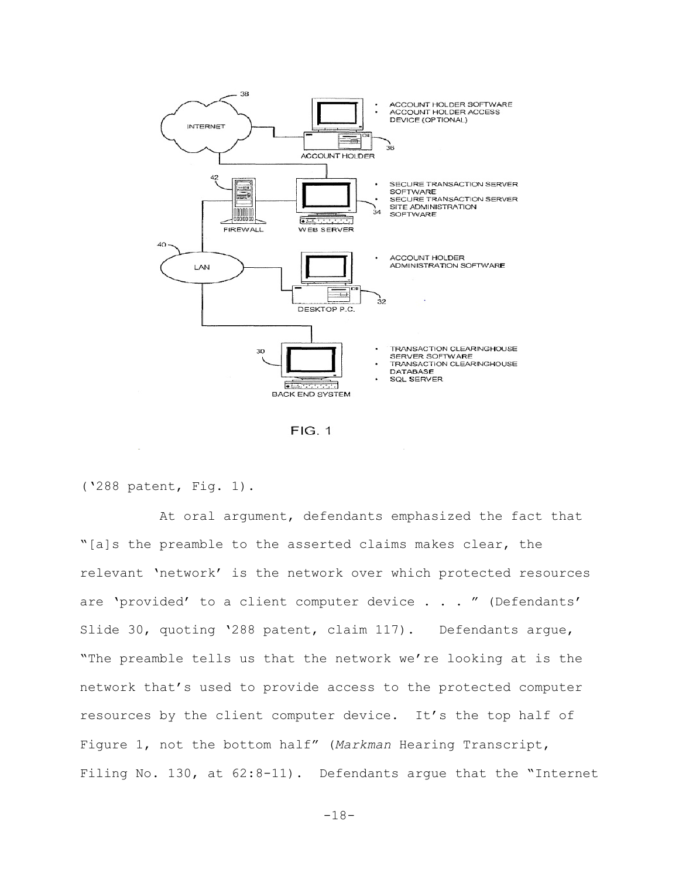FIG. 1

('288 patent, Fig. 1).

At oral argument, defendants emphasized the fact that "[a]s the preamble to the asserted claims makes clear, the relevant 'network' is the network over which protected resources are 'provided' to a client computer device . . . " (Defendants' Slide 30, quoting '288 patent, claim 117). Defendants argue, "The preamble tells us that the network we're looking at is the network that's used to provide access to the protected computer resources by the client computer device. It's the top half of Figure 1, not the bottom half" (*Markman* Hearing Transcript, Filing No. 130, at 62:8-11). Defendants argue that the "Internet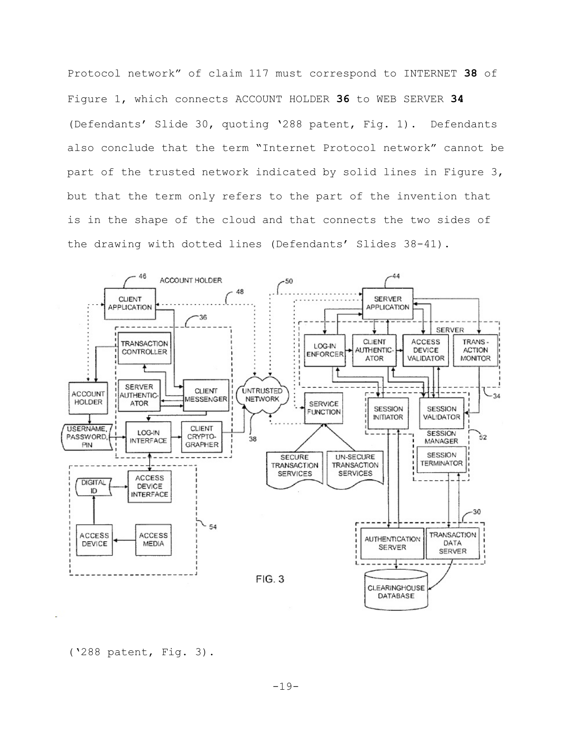Protocol network" of claim 117 must correspond to INTERNET **38** of Figure 1, which connects ACCOUNT HOLDER **36** to WEB SERVER **34** (Defendants' Slide 30, quoting '288 patent, Fig. 1). Defendants also conclude that the term "Internet Protocol network" cannot be part of the trusted network indicated by solid lines in Figure 3, but that the term only refers to the part of the invention that is in the shape of the cloud and that connects the two sides of the drawing with dotted lines (Defendants' Slides 38-41).

('288 patent, Fig. 3).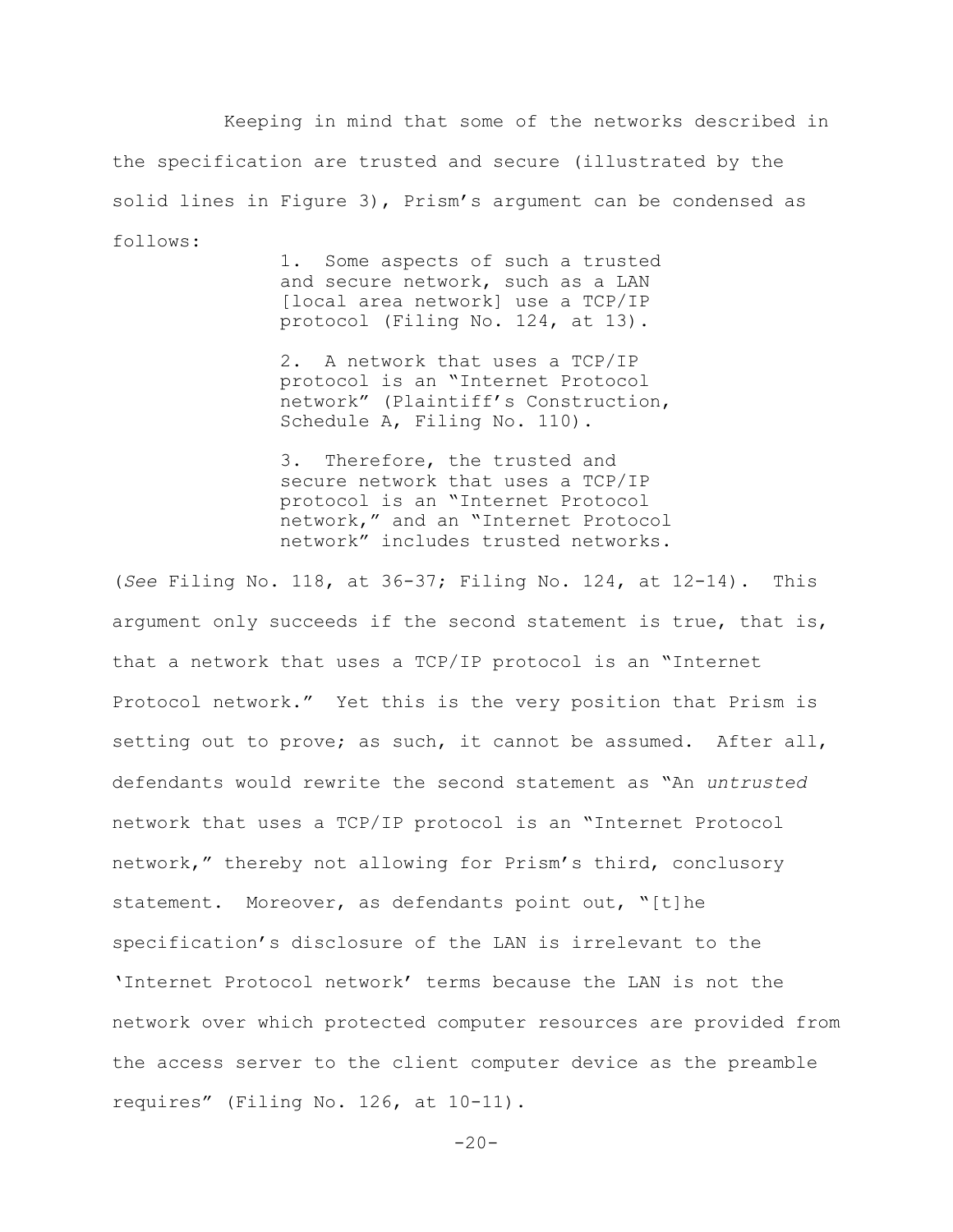Keeping in mind that some of the networks described in the specification are trusted and secure (illustrated by the solid lines in Figure 3), Prism's argument can be condensed as follows:

> 1. Some aspects of such a trusted and secure network, such as a LAN [local area network] use a TCP/IP protocol (Filing No. 124, at 13).
>
> 2. A network that uses a TCP/IP protocol is an "Internet Protocol network" (Plaintiff's Construction, Schedule A, Filing No. 110).
>
> 3. Therefore, the trusted and secure network that uses a TCP/IP protocol is an "Internet Protocol network," and an "Internet Protocol network" includes trusted networks.

(*See* Filing No. 118, at 36-37; Filing No. 124, at 12-14). This argument only succeeds if the second statement is true, that is, that a network that uses a TCP/IP protocol is an "Internet Protocol network." Yet this is the very position that Prism is setting out to prove; as such, it cannot be assumed. After all, defendants would rewrite the second statement as "An *untrusted* network that uses a TCP/IP protocol is an "Internet Protocol network," thereby not allowing for Prism's third, conclusory statement. Moreover, as defendants point out, "[t]he specification's disclosure of the LAN is irrelevant to the 'Internet Protocol network' terms because the LAN is not the network over which protected computer resources are provided from the access server to the client computer device as the preamble requires" (Filing No. 126, at 10-11).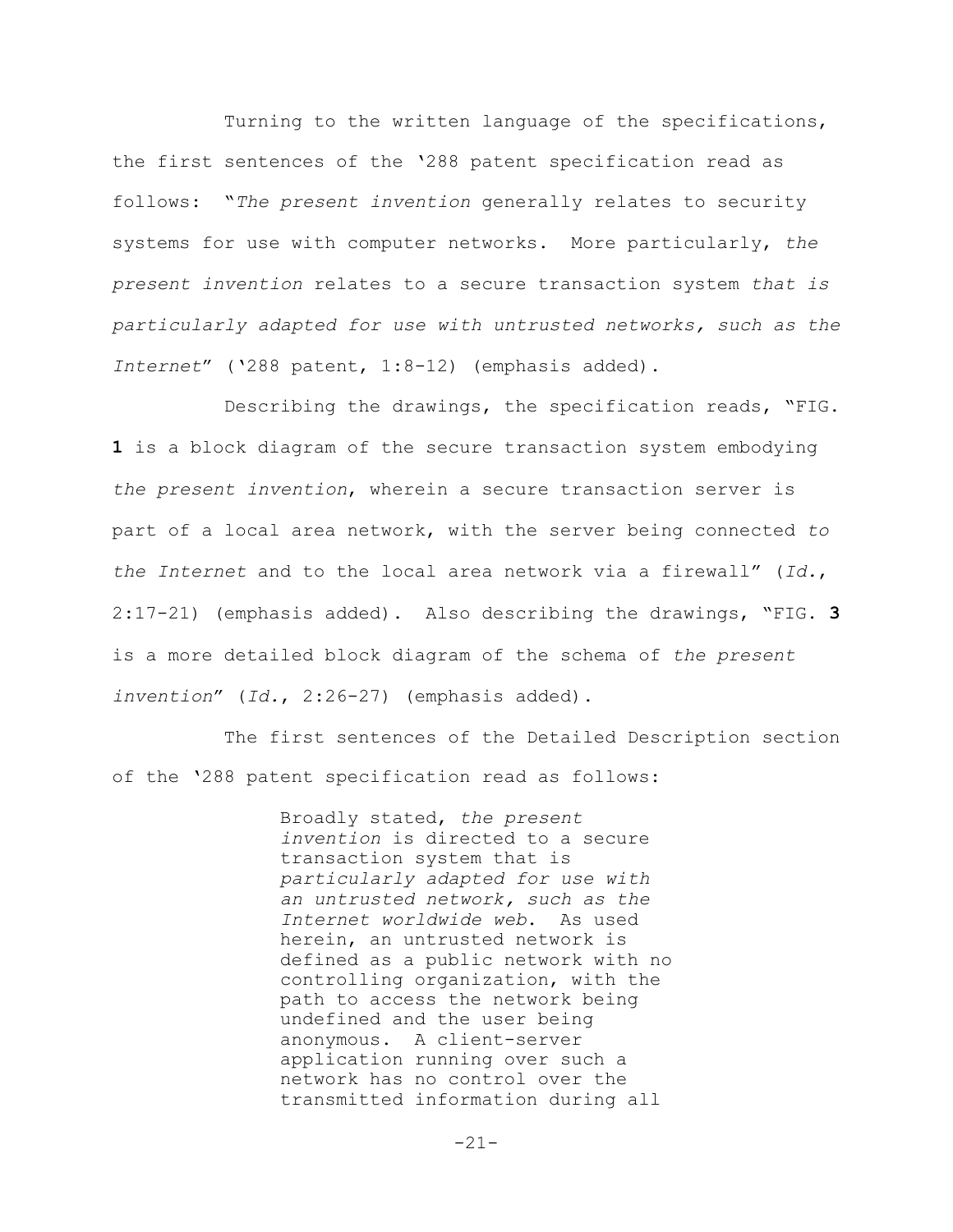Turning to the written language of the specifications, the first sentences of the '288 patent specification read as follows: "*The present invention* generally relates to security systems for use with computer networks. More particularly, *the present invention* relates to a secure transaction system *that is particularly adapted for use with untrusted networks, such as the Internet*" ('288 patent, 1:8-12) (emphasis added).

Describing the drawings, the specification reads, "FIG. **1** is a block diagram of the secure transaction system embodying *the present invention*, wherein a secure transaction server is part of a local area network, with the server being connected *to the Internet* and to the local area network via a firewall" (*Id.*, 2:17-21) (emphasis added). Also describing the drawings, "FIG. **3** is a more detailed block diagram of the schema of *the present invention*" (*Id.*, 2:26-27) (emphasis added).

The first sentences of the Detailed Description section of the '288 patent specification read as follows:

> Broadly stated, *the present invention* is directed to a secure transaction system that is *particularly adapted for use with an untrusted network, such as the Internet worldwide web*. As used herein, an untrusted network is defined as a public network with no controlling organization, with the path to access the network being undefined and the user being anonymous. A client-server application running over such a network has no control over the transmitted information during all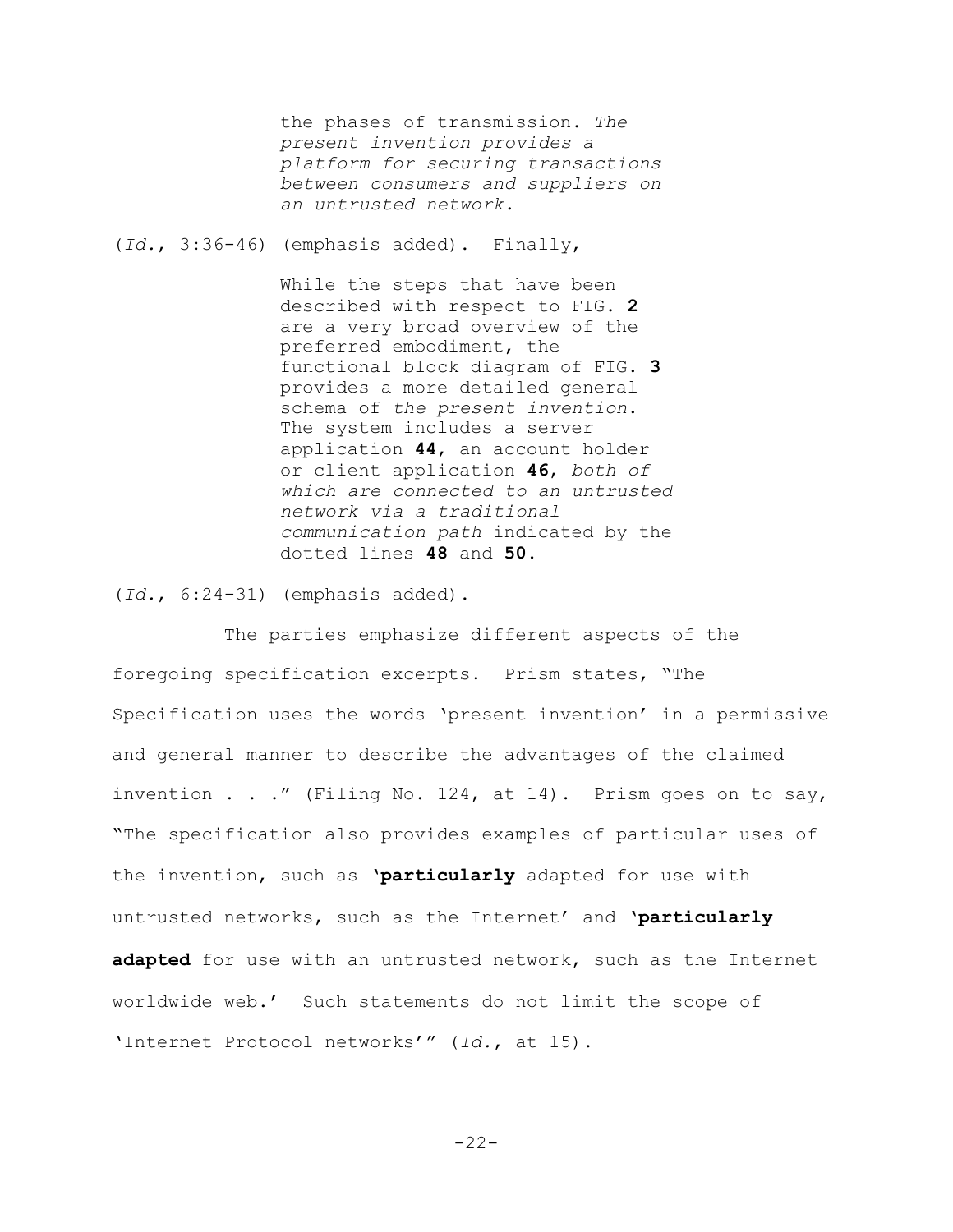> the phases of transmission. *The present invention provides a platform for securing transactions between consumers and suppliers on an untrusted network*.

(*Id.*, 3:36-46) (emphasis added). Finally,

> While the steps that have been described with respect to FIG. **2** are a very broad overview of the preferred embodiment, the functional block diagram of FIG. **3** provides a more detailed general schema of *the present invention*. The system includes a server application **44**, an account holder or client application **46**, *both of which are connected to an untrusted network via a traditional communication path* indicated by the dotted lines **48** and **50**.

(*Id.*, 6:24-31) (emphasis added).

The parties emphasize different aspects of the foregoing specification excerpts. Prism states, "The Specification uses the words 'present invention' in a permissive and general manner to describe the advantages of the claimed invention . . ." (Filing No. 124, at 14). Prism goes on to say, "The specification also provides examples of particular uses of the invention, such as '**particularly** adapted for use with untrusted networks, such as the Internet' and '**particularly adapted** for use with an untrusted network, such as the Internet worldwide web.' Such statements do not limit the scope of 'Internet Protocol networks'" (*Id.*, at 15).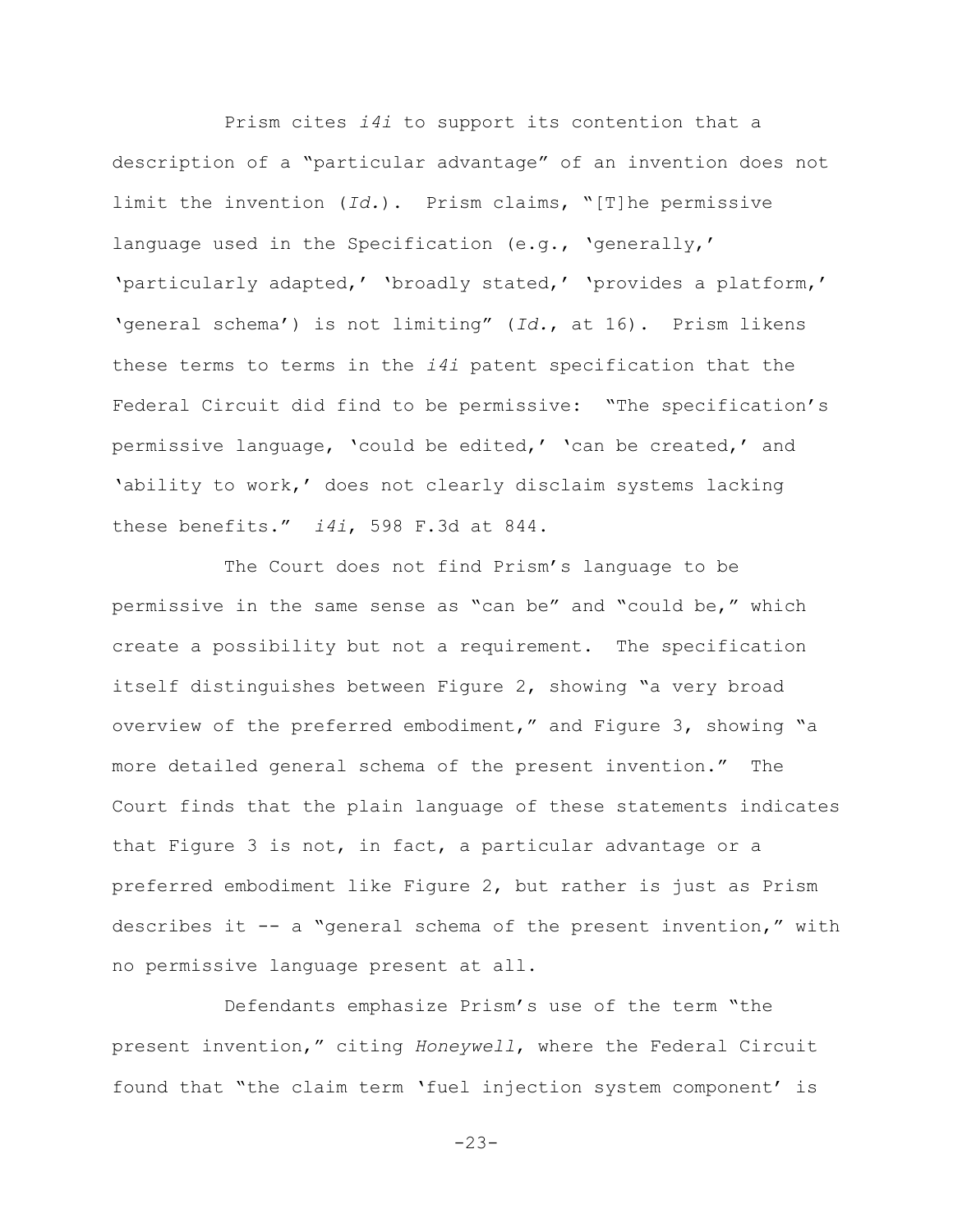Prism cites *i4i* to support its contention that a description of a "particular advantage" of an invention does not limit the invention (*Id.*). Prism claims, "[T]he permissive language used in the Specification (e.g., 'generally,' 'particularly adapted,' 'broadly stated,' 'provides a platform,' 'general schema') is not limiting" (*Id.*, at 16). Prism likens these terms to terms in the *i4i* patent specification that the Federal Circuit did find to be permissive: "The specification's permissive language, 'could be edited,' 'can be created,' and 'ability to work,' does not clearly disclaim systems lacking these benefits." *i4i*, 598 F.3d at 844.

The Court does not find Prism's language to be permissive in the same sense as "can be" and "could be," which create a possibility but not a requirement. The specification itself distinguishes between Figure 2, showing "a very broad overview of the preferred embodiment," and Figure 3, showing "a more detailed general schema of the present invention." The Court finds that the plain language of these statements indicates that Figure 3 is not, in fact, a particular advantage or a preferred embodiment like Figure 2, but rather is just as Prism describes it -- a "general schema of the present invention," with no permissive language present at all.

Defendants emphasize Prism's use of the term "the present invention," citing *Honeywell*, where the Federal Circuit found that "the claim term 'fuel injection system component' is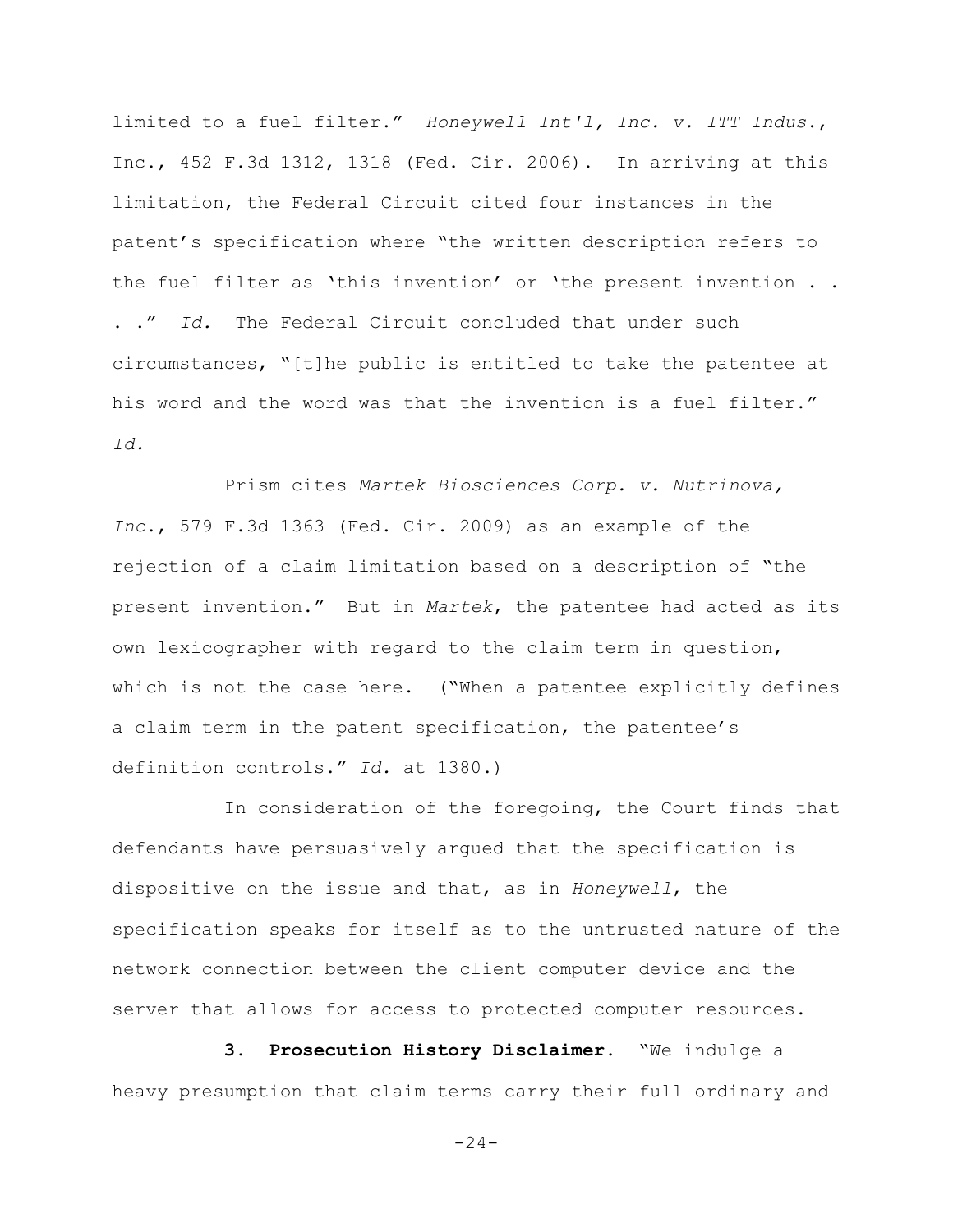limited to a fuel filter." *Honeywell Int'l, Inc. v. ITT Indus.*, Inc., 452 F.3d 1312, 1318 (Fed. Cir. 2006). In arriving at this limitation, the Federal Circuit cited four instances in the patent's specification where "the written description refers to the fuel filter as 'this invention' or 'the present invention . . . .'" *Id.* The Federal Circuit concluded that under such circumstances, "[t]he public is entitled to take the patentee at his word and the word was that the invention is a fuel filter." *Id.*

Prism cites *Martek Biosciences Corp. v. Nutrinova, Inc.*, 579 F.3d 1363 (Fed. Cir. 2009) as an example of the rejection of a claim limitation based on a description of "the present invention." But in *Martek*, the patentee had acted as its own lexicographer with regard to the claim term in question, which is not the case here. ("When a patentee explicitly defines a claim term in the patent specification, the patentee's definition controls." *Id.* at 1380.)

In consideration of the foregoing, the Court finds that defendants have persuasively argued that the specification is dispositive on the issue and that, as in *Honeywell*, the specification speaks for itself as to the untrusted nature of the network connection between the client computer device and the server that allows for access to protected computer resources.

**3. Prosecution History Disclaimer.** "We indulge a heavy presumption that claim terms carry their full ordinary and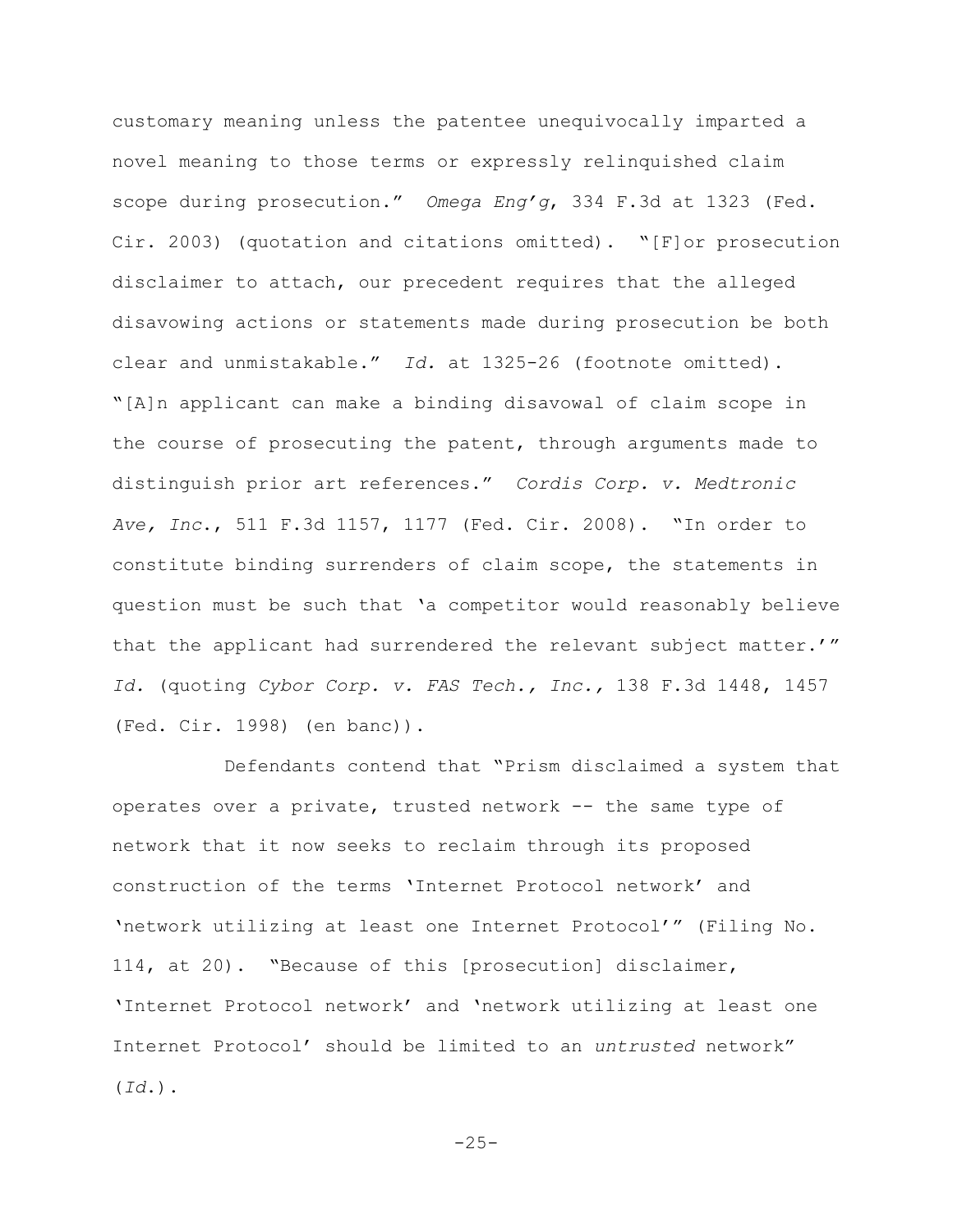customary meaning unless the patentee unequivocally imparted a novel meaning to those terms or expressly relinquished claim scope during prosecution." *Omega Eng'g*, 334 F.3d at 1323 (Fed. Cir. 2003) (quotation and citations omitted). "[F]or prosecution disclaimer to attach, our precedent requires that the alleged disavowing actions or statements made during prosecution be both clear and unmistakable." *Id.* at 1325-26 (footnote omitted). "[A]n applicant can make a binding disavowal of claim scope in the course of prosecuting the patent, through arguments made to distinguish prior art references." *Cordis Corp. v. Medtronic Ave, Inc.*, 511 F.3d 1157, 1177 (Fed. Cir. 2008). "In order to constitute binding surrenders of claim scope, the statements in question must be such that 'a competitor would reasonably believe that the applicant had surrendered the relevant subject matter.'" *Id.* (quoting *Cybor Corp. v. FAS Tech., Inc.,* 138 F.3d 1448, 1457 (Fed. Cir. 1998) (en banc)).

Defendants contend that "Prism disclaimed a system that operates over a private, trusted network -- the same type of network that it now seeks to reclaim through its proposed construction of the terms 'Internet Protocol network' and 'network utilizing at least one Internet Protocol'" (Filing No. 114, at 20). "Because of this [prosecution] disclaimer, 'Internet Protocol network' and 'network utilizing at least one Internet Protocol' should be limited to an *untrusted* network" (*Id.*).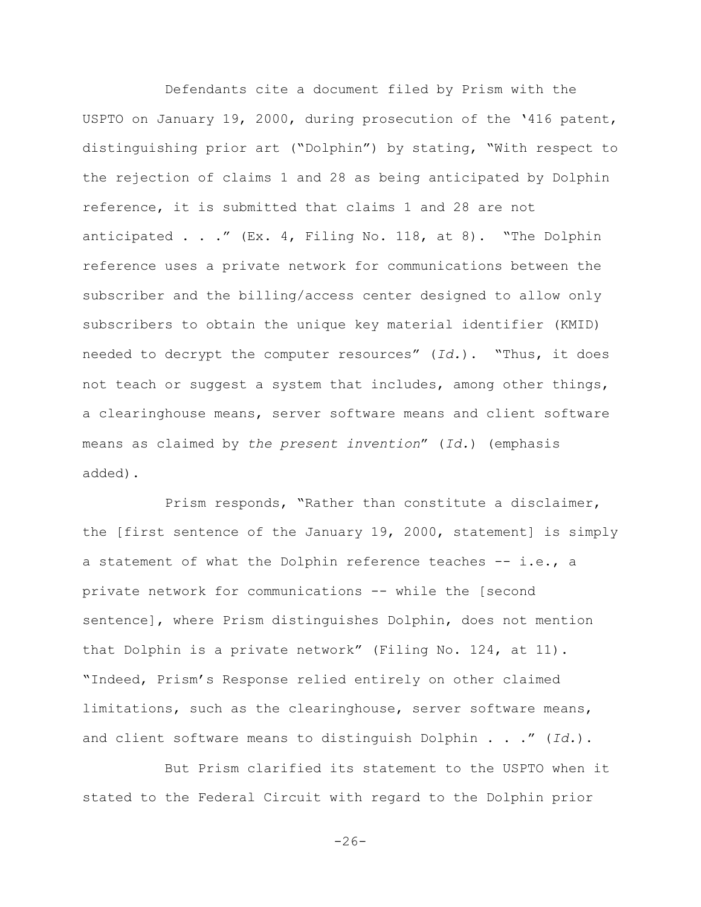Defendants cite a document filed by Prism with the USPTO on January 19, 2000, during prosecution of the '416 patent, distinguishing prior art ("Dolphin") by stating, "With respect to the rejection of claims 1 and 28 as being anticipated by Dolphin reference, it is submitted that claims 1 and 28 are not anticipated . . ." (Ex. 4, Filing No. 118, at 8). "The Dolphin reference uses a private network for communications between the subscriber and the billing/access center designed to allow only subscribers to obtain the unique key material identifier (KMID) needed to decrypt the computer resources" (*Id.*). "Thus, it does not teach or suggest a system that includes, among other things, a clearinghouse means, server software means and client software means as claimed by *the present invention*" (*Id.*) (emphasis added).

Prism responds, "Rather than constitute a disclaimer, the [first sentence of the January 19, 2000, statement] is simply a statement of what the Dolphin reference teaches -- i.e., a private network for communications -- while the [second sentence], where Prism distinguishes Dolphin, does not mention that Dolphin is a private network" (Filing No. 124, at 11). "Indeed, Prism's Response relied entirely on other claimed limitations, such as the clearinghouse, server software means, and client software means to distinguish Dolphin . . ." (*Id.*).

But Prism clarified its statement to the USPTO when it stated to the Federal Circuit with regard to the Dolphin prior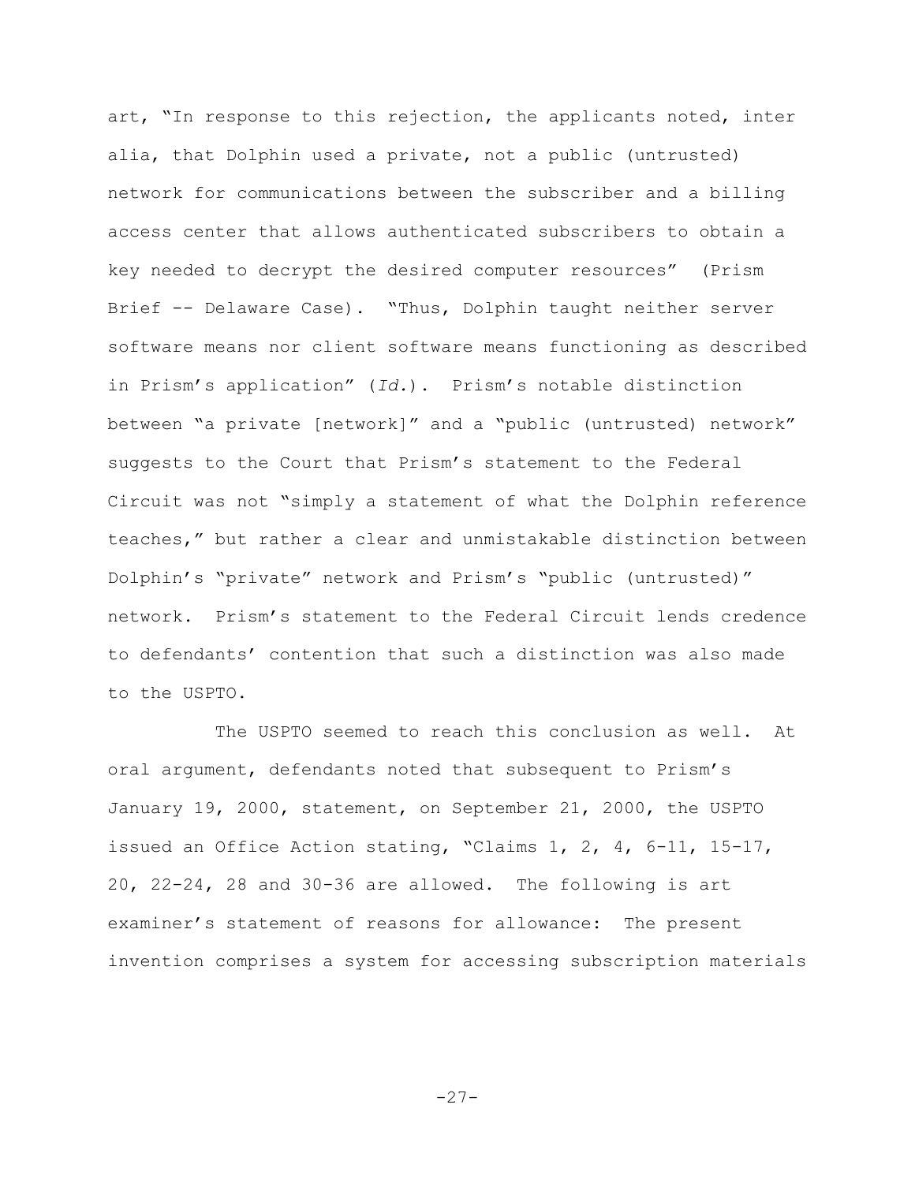art, "In response to this rejection, the applicants noted, inter alia, that Dolphin used a private, not a public (untrusted) network for communications between the subscriber and a billing access center that allows authenticated subscribers to obtain a key needed to decrypt the desired computer resources" (Prism Brief -- Delaware Case). "Thus, Dolphin taught neither server software means nor client software means functioning as described in Prism's application" (*Id.*). Prism's notable distinction between "a private [network]" and a "public (untrusted) network" suggests to the Court that Prism's statement to the Federal Circuit was not "simply a statement of what the Dolphin reference teaches," but rather a clear and unmistakable distinction between Dolphin's "private" network and Prism's "public (untrusted)" network. Prism's statement to the Federal Circuit lends credence to defendants' contention that such a distinction was also made to the USPTO.

The USPTO seemed to reach this conclusion as well. At oral argument, defendants noted that subsequent to Prism's January 19, 2000, statement, on September 21, 2000, the USPTO issued an Office Action stating, "Claims 1, 2, 4, 6-11, 15-17, 20, 22-24, 28 and 30-36 are allowed. The following is art examiner's statement of reasons for allowance: The present invention comprises a system for accessing subscription materials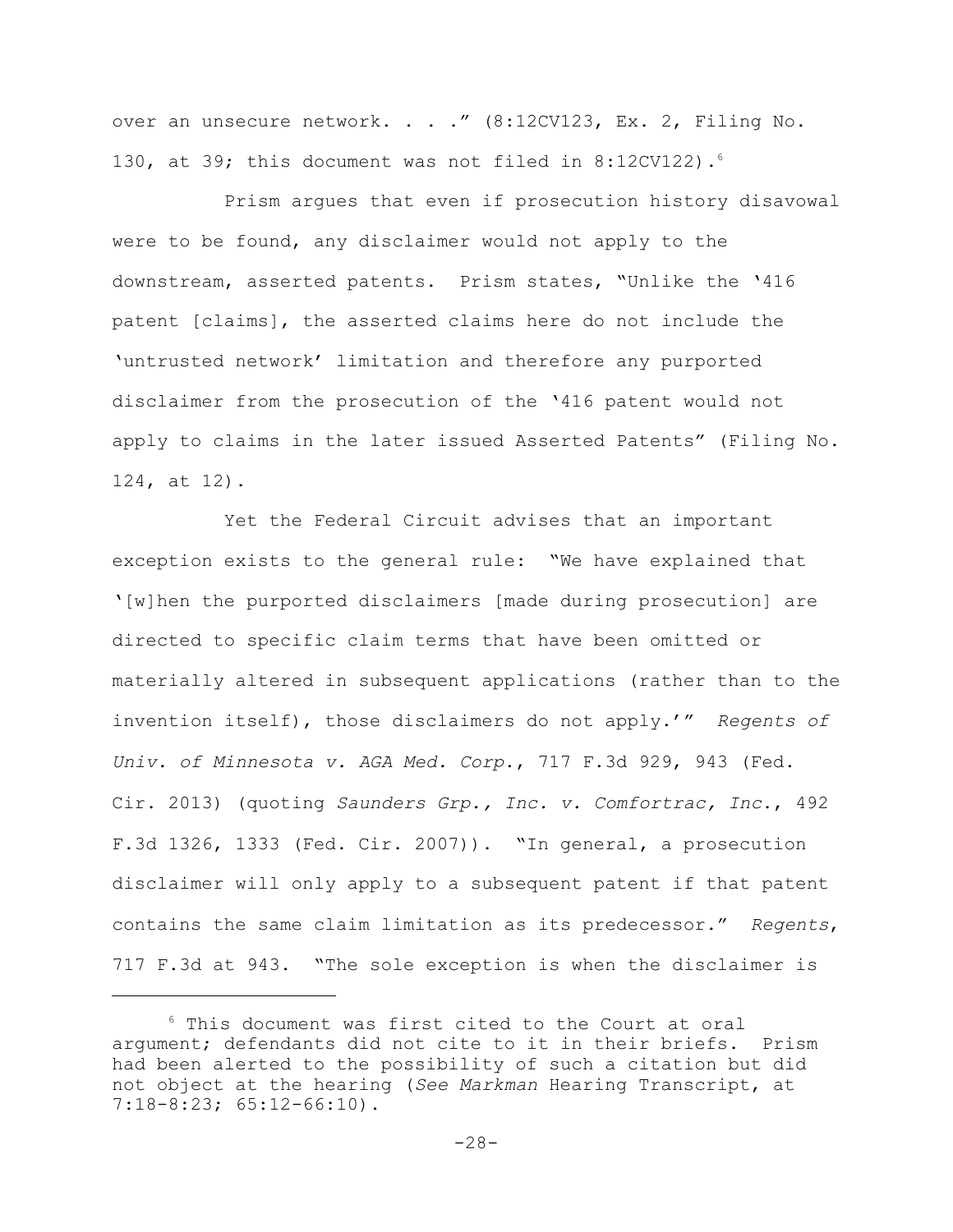over an unsecure network. . . ." (8:12CV123, Ex. 2, Filing No. 130, at 39; this document was not filed in 8:12CV122).[6]

Prism argues that even if prosecution history disavowal were to be found, any disclaimer would not apply to the downstream, asserted patents. Prism states, "Unlike the '416 patent [claims], the asserted claims here do not include the 'untrusted network' limitation and therefore any purported disclaimer from the prosecution of the '416 patent would not apply to claims in the later issued Asserted Patents" (Filing No. 124, at 12).

Yet the Federal Circuit advises that an important exception exists to the general rule: "We have explained that '[w]hen the purported disclaimers [made during prosecution] are directed to specific claim terms that have been omitted or materially altered in subsequent applications (rather than to the invention itself), those disclaimers do not apply.'" *Regents of Univ. of Minnesota v. AGA Med. Corp.*, 717 F.3d 929, 943 (Fed. Cir. 2013) (quoting *Saunders Grp., Inc. v. Comfortrac, Inc.*, 492 F.3d 1326, 1333 (Fed. Cir. 2007)). "In general, a prosecution disclaimer will only apply to a subsequent patent if that patent contains the same claim limitation as its predecessor." *Regents*, 717 F.3d at 943. "The sole exception is when the disclaimer is

---

[6] This document was first cited to the Court at oral argument; defendants did not cite to it in their briefs. Prism had been alerted to the possibility of such a citation but did not object at the hearing (*See Markman* Hearing Transcript, at 7:18-8:23; 65:12-66:10).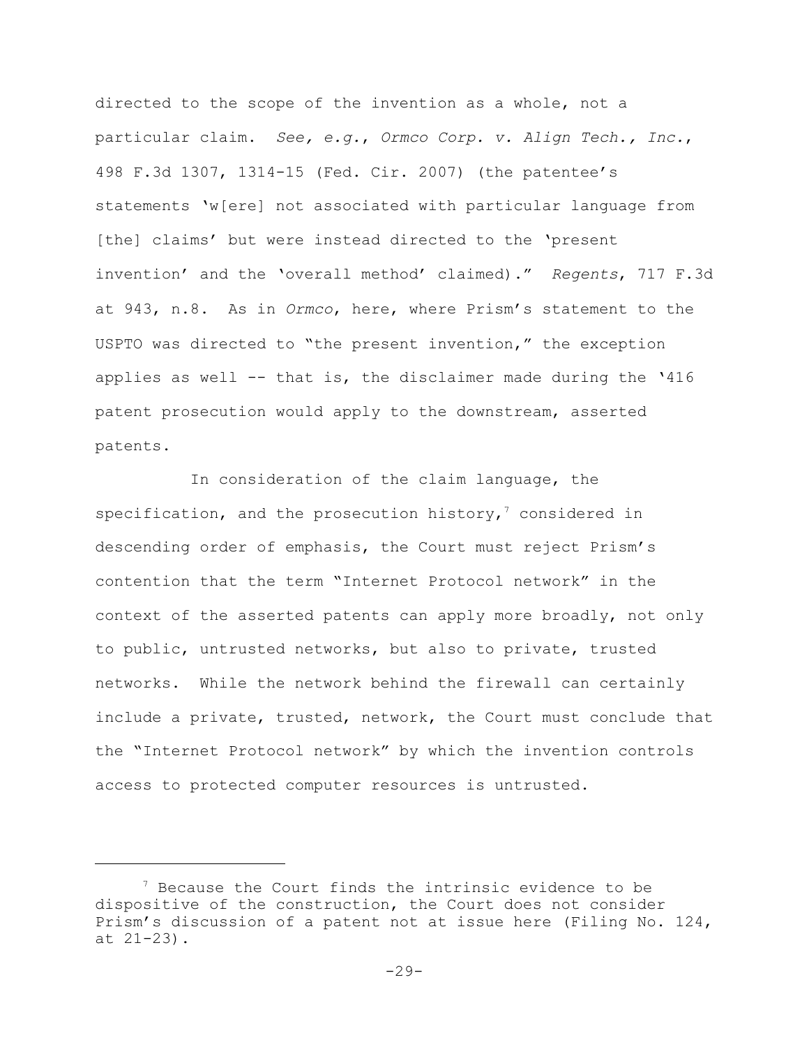directed to the scope of the invention as a whole, not a particular claim. *See, e.g.*, *Ormco Corp. v. Align Tech., Inc.*, 498 F.3d 1307, 1314-15 (Fed. Cir. 2007) (the patentee's statements 'w[ere] not associated with particular language from [the] claims' but were instead directed to the 'present invention' and the 'overall method' claimed)." *Regents*, 717 F.3d at 943, n.8. As in *Ormco*, here, where Prism's statement to the USPTO was directed to "the present invention," the exception applies as well -- that is, the disclaimer made during the '416 patent prosecution would apply to the downstream, asserted patents.

In consideration of the claim language, the specification, and the prosecution history,[7] considered in descending order of emphasis, the Court must reject Prism's contention that the term "Internet Protocol network" in the context of the asserted patents can apply more broadly, not only to public, untrusted networks, but also to private, trusted networks. While the network behind the firewall can certainly include a private, trusted, network, the Court must conclude that the "Internet Protocol network" by which the invention controls access to protected computer resources is untrusted.

---

[7] Because the Court finds the intrinsic evidence to be dispositive of the construction, the Court does not consider Prism's discussion of a patent not at issue here (Filing No. 124, at 21-23).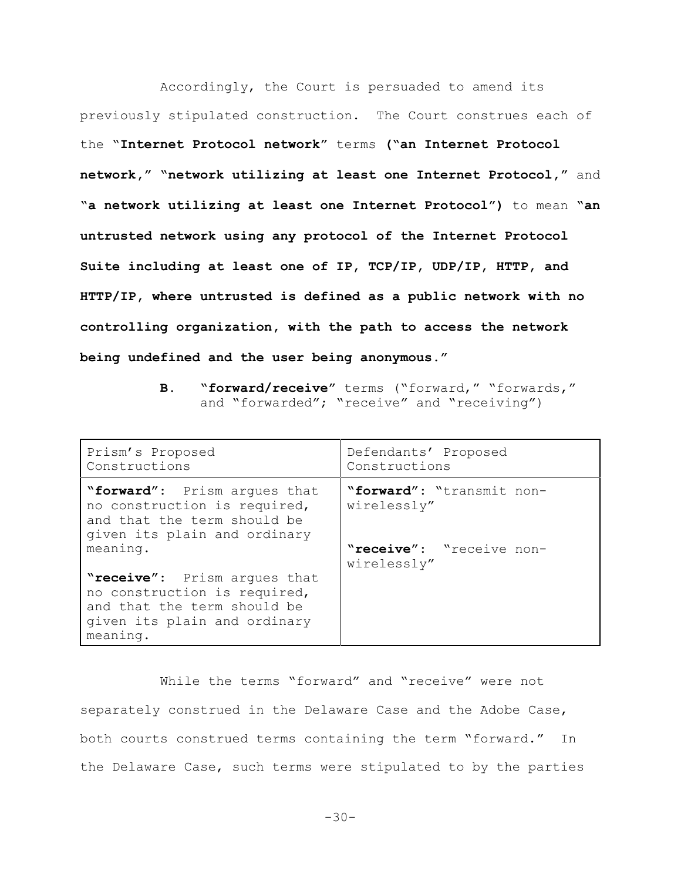Accordingly, the Court is persuaded to amend its previously stipulated construction. The Court construes each of the "**Internet Protocol network**" terms **("an Internet Protocol network," "network utilizing at least one Internet Protocol,"** and **"a network utilizing at least one Internet Protocol")** to mean **"an untrusted network using any protocol of the Internet Protocol Suite including at least one of IP, TCP/IP, UDP/IP, HTTP, and HTTP/IP, where untrusted is defined as a public network with no controlling organization, with the path to access the network being undefined and the user being anonymous."**

### B. "**forward/receive**" terms ("forward," "forwards," and "forwarded"; "receive" and "receiving")

| Prism's Proposed Constructions | Defendants' Proposed Constructions |
|---|---|
| "**forward**": Prism argues that no construction is required, and that the term should be given its plain and ordinary meaning.<br><br>"**receive**": Prism argues that no construction is required, and that the term should be given its plain and ordinary meaning. | "**forward**": "transmit non-wirelessly"<br><br>"**receive**": "receive non-wirelessly" |

While the terms "forward" and "receive" were not separately construed in the Delaware Case and the Adobe Case, both courts construed terms containing the term "forward." In the Delaware Case, such terms were stipulated to by the parties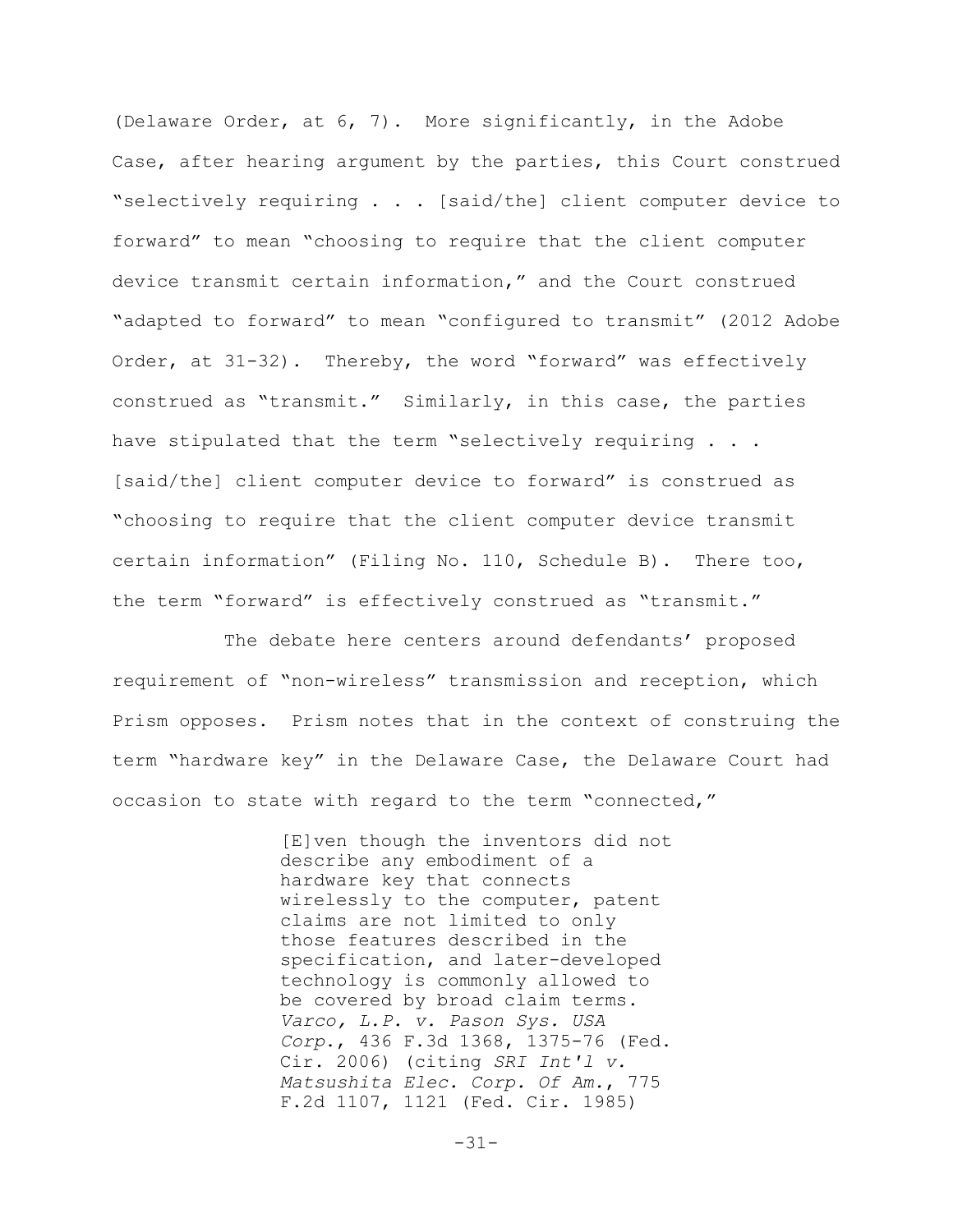(Delaware Order, at 6, 7). More significantly, in the Adobe Case, after hearing argument by the parties, this Court construed "selectively requiring . . . [said/the] client computer device to forward" to mean "choosing to require that the client computer device transmit certain information," and the Court construed "adapted to forward" to mean "configured to transmit" (2012 Adobe Order, at 31-32). Thereby, the word "forward" was effectively construed as "transmit." Similarly, in this case, the parties have stipulated that the term "selectively requiring . . . [said/the] client computer device to forward" is construed as "choosing to require that the client computer device transmit certain information" (Filing No. 110, Schedule B). There too, the term "forward" is effectively construed as "transmit."

The debate here centers around defendants' proposed requirement of "non-wireless" transmission and reception, which Prism opposes. Prism notes that in the context of construing the term "hardware key" in the Delaware Case, the Delaware Court had occasion to state with regard to the term "connected,"

> [E]ven though the inventors did not describe any embodiment of a hardware key that connects wirelessly to the computer, patent claims are not limited to only those features described in the specification, and later-developed technology is commonly allowed to be covered by broad claim terms. *Varco, L.P. v. Pason Sys. USA Corp.*, 436 F.3d 1368, 1375-76 (Fed. Cir. 2006) (citing *SRI Int'l v. Matsushita Elec. Corp. Of Am.*, 775 F.2d 1107, 1121 (Fed. Cir. 1985)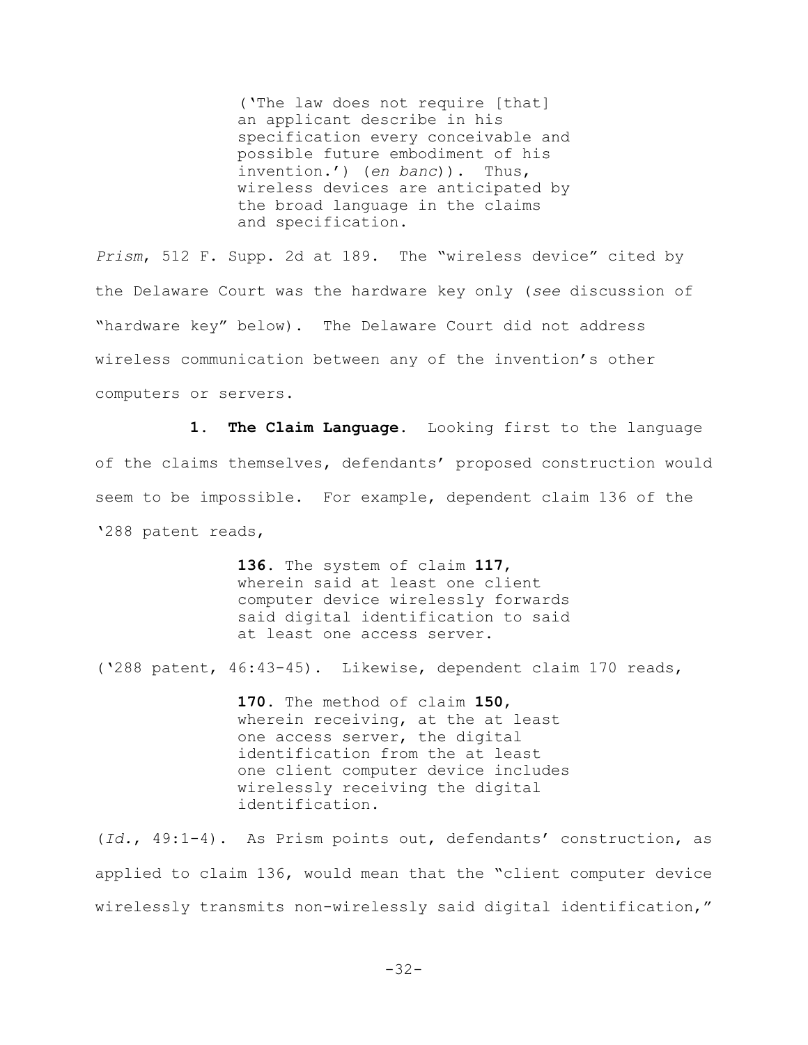> ('The law does not require [that] an applicant describe in his specification every conceivable and possible future embodiment of his invention.') (*en banc*)). Thus, wireless devices are anticipated by the broad language in the claims and specification.

*Prism*, 512 F. Supp. 2d at 189. The "wireless device" cited by the Delaware Court was the hardware key only (*see* discussion of "hardware key" below). The Delaware Court did not address wireless communication between any of the invention's other computers or servers.

**1. The Claim Language.** Looking first to the language of the claims themselves, defendants' proposed construction would seem to be impossible. For example, dependent claim 136 of the '288 patent reads,

> **136**. The system of claim **117**, wherein said at least one client computer device wirelessly forwards said digital identification to said at least one access server.

('288 patent, 46:43-45). Likewise, dependent claim 170 reads,

> **170**. The method of claim **150**, wherein receiving, at the at least one access server, the digital identification from the at least one client computer device includes wirelessly receiving the digital identification.

(*Id.*, 49:1-4). As Prism points out, defendants' construction, as applied to claim 136, would mean that the "client computer device wirelessly transmits non-wirelessly said digital identification,"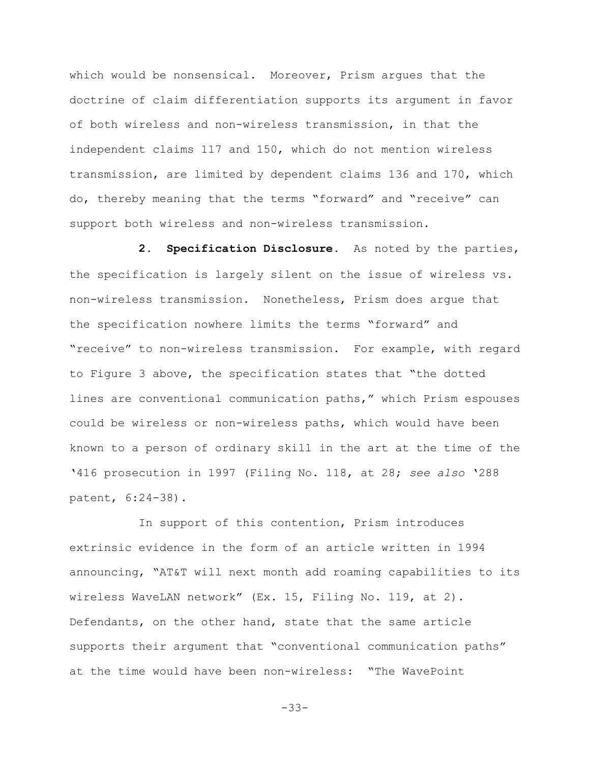which would be nonsensical. Moreover, Prism argues that the doctrine of claim differentiation supports its argument in favor of both wireless and non-wireless transmission, in that the independent claims 117 and 150, which do not mention wireless transmission, are limited by dependent claims 136 and 170, which do, thereby meaning that the terms "forward" and "receive" can support both wireless and non-wireless transmission.

**2. Specification Disclosure.** As noted by the parties, the specification is largely silent on the issue of wireless vs. non-wireless transmission. Nonetheless, Prism does argue that the specification nowhere limits the terms "forward" and "receive" to non-wireless transmission. For example, with regard to Figure 3 above, the specification states that "the dotted lines are conventional communication paths," which Prism espouses could be wireless or non-wireless paths, which would have been known to a person of ordinary skill in the art at the time of the '416 prosecution in 1997 (Filing No. 118, at 28; *see also* '288 patent, 6:24-38).

In support of this contention, Prism introduces extrinsic evidence in the form of an article written in 1994 announcing, "AT&T will next month add roaming capabilities to its wireless WaveLAN network" (Ex. 15, Filing No. 119, at 2). Defendants, on the other hand, state that the same article supports their argument that "conventional communication paths" at the time would have been non-wireless: "The WavePoint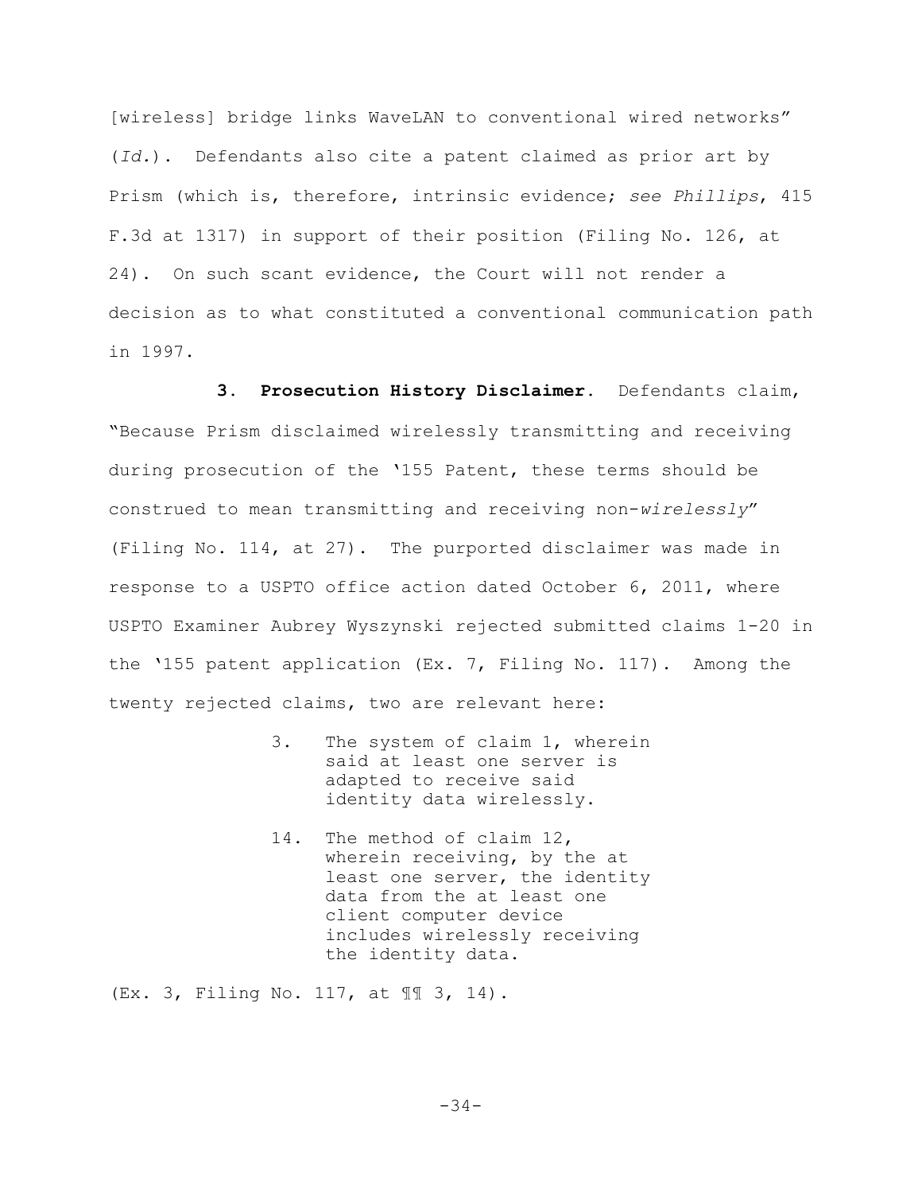[wireless] bridge links WaveLAN to conventional wired networks" (*Id.*). Defendants also cite a patent claimed as prior art by Prism (which is, therefore, intrinsic evidence; *see Phillips*, 415 F.3d at 1317) in support of their position (Filing No. 126, at 24). On such scant evidence, the Court will not render a decision as to what constituted a conventional communication path in 1997.

**3. Prosecution History Disclaimer.** Defendants claim, "Because Prism disclaimed wirelessly transmitting and receiving during prosecution of the '155 Patent, these terms should be construed to mean transmitting and receiving non-*wirelessly*" (Filing No. 114, at 27). The purported disclaimer was made in response to a USPTO office action dated October 6, 2011, where USPTO Examiner Aubrey Wyszynski rejected submitted claims 1-20 in the '155 patent application (Ex. 7, Filing No. 117). Among the twenty rejected claims, two are relevant here:

> 3. The system of claim 1, wherein said at least one server is adapted to receive said identity data wirelessly.
>
> 14. The method of claim 12, wherein receiving, by the at least one server, the identity data from the at least one client computer device includes wirelessly receiving the identity data.

(Ex. 3, Filing No. 117, at ¶¶ 3, 14).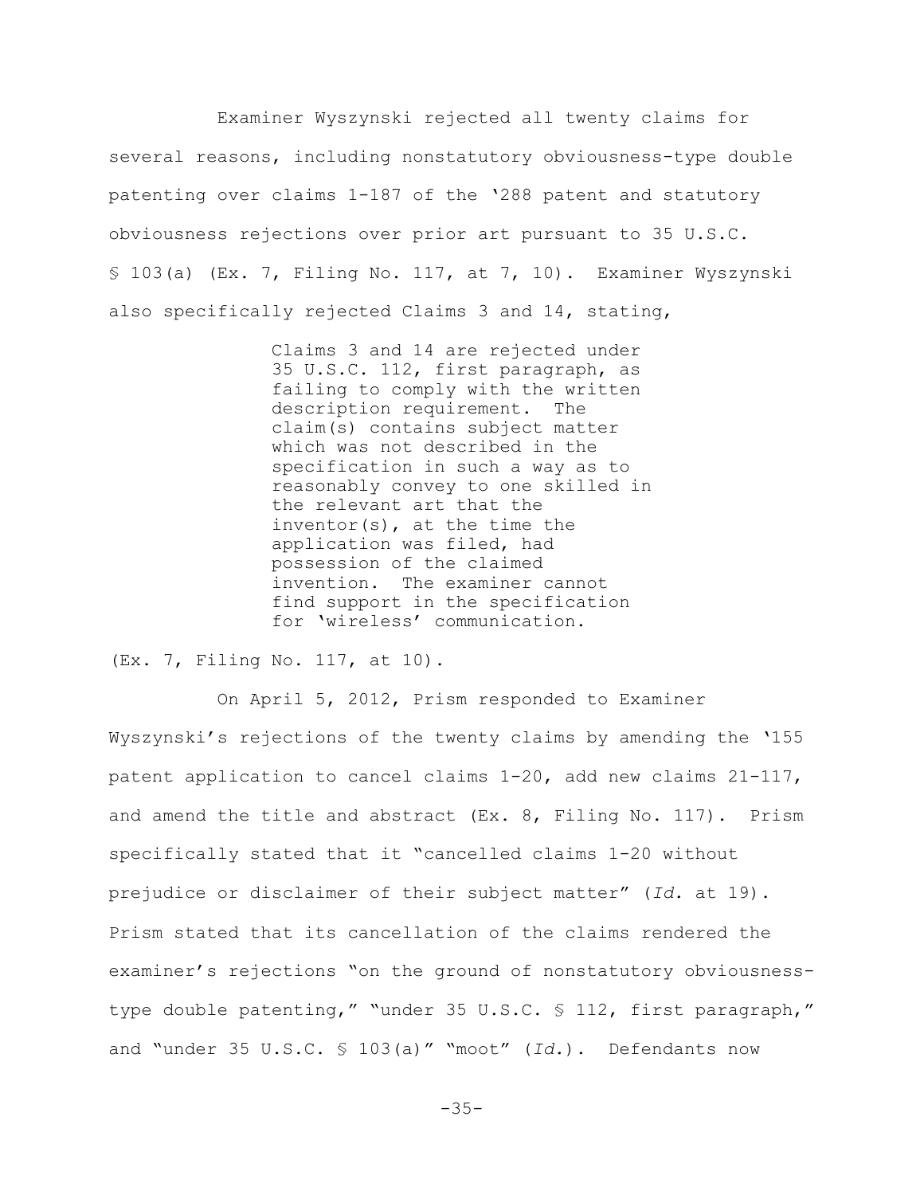Examiner Wyszynski rejected all twenty claims for several reasons, including nonstatutory obviousness-type double patenting over claims 1-187 of the '288 patent and statutory obviousness rejections over prior art pursuant to 35 U.S.C. § 103(a) (Ex. 7, Filing No. 117, at 7, 10). Examiner Wyszynski also specifically rejected Claims 3 and 14, stating,

> Claims 3 and 14 are rejected under 35 U.S.C. 112, first paragraph, as failing to comply with the written description requirement. The claim(s) contains subject matter which was not described in the specification in such a way as to reasonably convey to one skilled in the relevant art that the inventor(s), at the time the application was filed, had possession of the claimed invention. The examiner cannot find support in the specification for 'wireless' communication.

(Ex. 7, Filing No. 117, at 10).

On April 5, 2012, Prism responded to Examiner Wyszynski's rejections of the twenty claims by amending the '155 patent application to cancel claims 1-20, add new claims 21-117, and amend the title and abstract (Ex. 8, Filing No. 117). Prism specifically stated that it "cancelled claims 1-20 without prejudice or disclaimer of their subject matter" (*Id.* at 19). Prism stated that its cancellation of the claims rendered the examiner's rejections "on the ground of nonstatutory obviousness-type double patenting," "under 35 U.S.C. § 112, first paragraph," and "under 35 U.S.C. § 103(a)" "moot" (*Id.*). Defendants now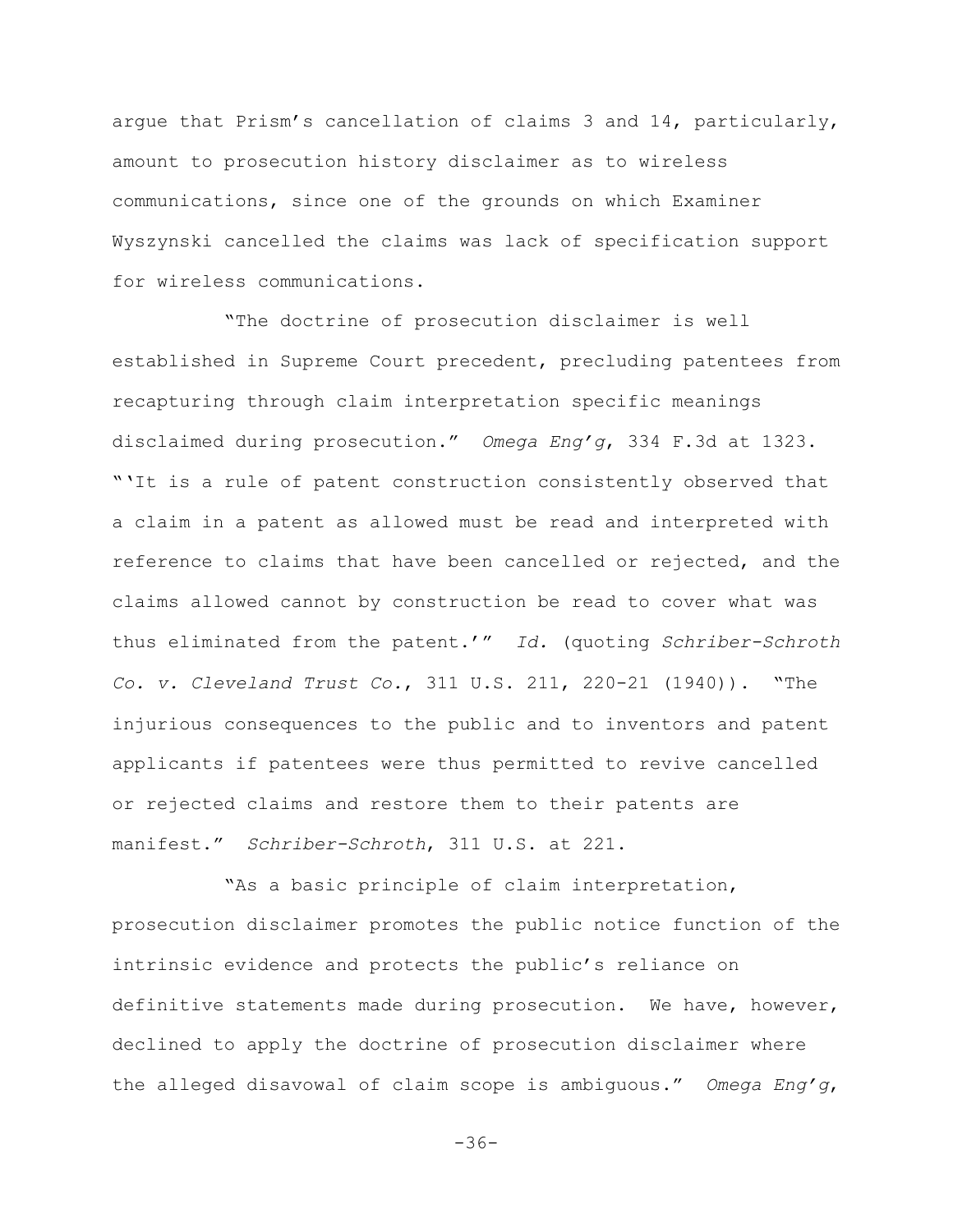argue that Prism's cancellation of claims 3 and 14, particularly, amount to prosecution history disclaimer as to wireless communications, since one of the grounds on which Examiner Wyszynski cancelled the claims was lack of specification support for wireless communications.

"The doctrine of prosecution disclaimer is well established in Supreme Court precedent, precluding patentees from recapturing through claim interpretation specific meanings disclaimed during prosecution." *Omega Eng'g*, 334 F.3d at 1323. "'It is a rule of patent construction consistently observed that a claim in a patent as allowed must be read and interpreted with reference to claims that have been cancelled or rejected, and the claims allowed cannot by construction be read to cover what was thus eliminated from the patent.'" *Id.* (quoting *Schriber-Schroth Co. v. Cleveland Trust Co.*, 311 U.S. 211, 220-21 (1940)). "The injurious consequences to the public and to inventors and patent applicants if patentees were thus permitted to revive cancelled or rejected claims and restore them to their patents are manifest." *Schriber-Schroth*, 311 U.S. at 221.

"As a basic principle of claim interpretation, prosecution disclaimer promotes the public notice function of the intrinsic evidence and protects the public's reliance on definitive statements made during prosecution. We have, however, declined to apply the doctrine of prosecution disclaimer where the alleged disavowal of claim scope is ambiguous." *Omega Eng'g*,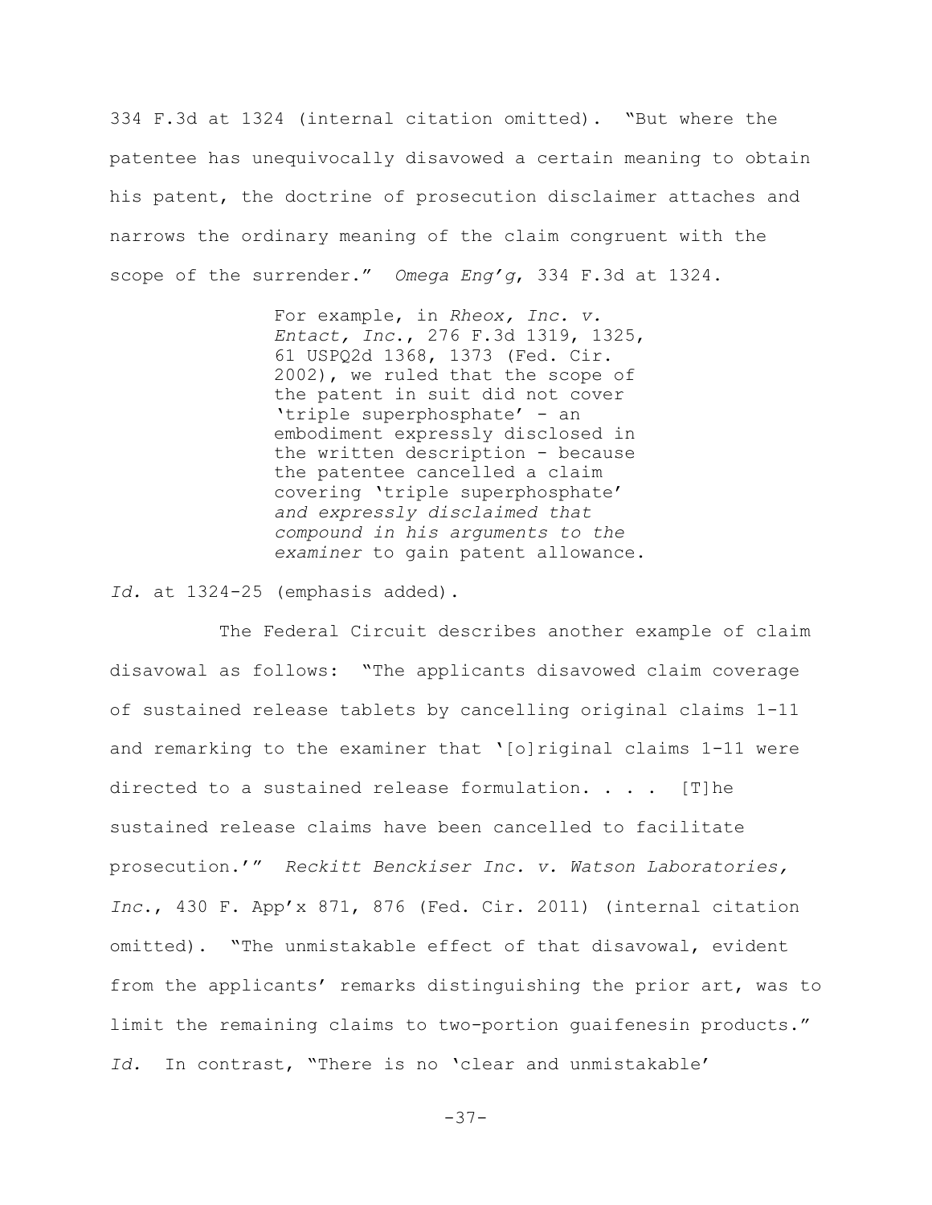334 F.3d at 1324 (internal citation omitted). "But where the patentee has unequivocally disavowed a certain meaning to obtain his patent, the doctrine of prosecution disclaimer attaches and narrows the ordinary meaning of the claim congruent with the scope of the surrender." *Omega Eng'g*, 334 F.3d at 1324.

> For example, in *Rheox, Inc. v. Entact, Inc.*, 276 F.3d 1319, 1325, 61 USPQ2d 1368, 1373 (Fed. Cir. 2002), we ruled that the scope of the patent in suit did not cover 'triple superphosphate' - an embodiment expressly disclosed in the written description - because the patentee cancelled a claim covering 'triple superphosphate' *and expressly disclaimed that compound in his arguments to the examiner* to gain patent allowance.

*Id.* at 1324-25 (emphasis added).

The Federal Circuit describes another example of claim disavowal as follows: "The applicants disavowed claim coverage of sustained release tablets by cancelling original claims 1-11 and remarking to the examiner that '[o]riginal claims 1-11 were directed to a sustained release formulation. . . . [T]he sustained release claims have been cancelled to facilitate prosecution.'" *Reckitt Benckiser Inc. v. Watson Laboratories, Inc.*, 430 F. App'x 871, 876 (Fed. Cir. 2011) (internal citation omitted). "The unmistakable effect of that disavowal, evident from the applicants' remarks distinguishing the prior art, was to limit the remaining claims to two-portion guaifenesin products." *Id.* In contrast, "There is no 'clear and unmistakable'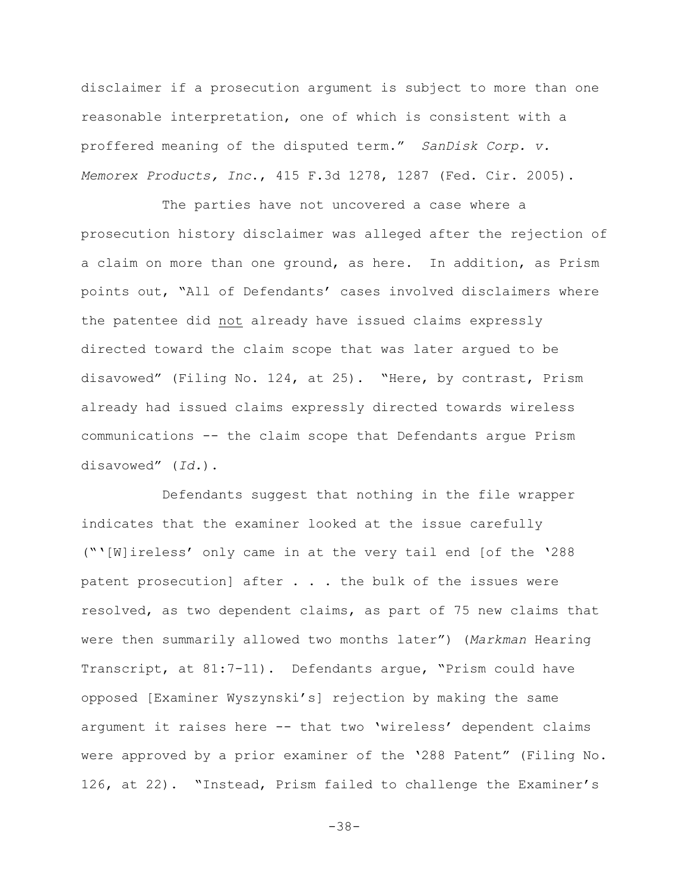disclaimer if a prosecution argument is subject to more than one reasonable interpretation, one of which is consistent with a proffered meaning of the disputed term." *SanDisk Corp. v. Memorex Products, Inc.*, 415 F.3d 1278, 1287 (Fed. Cir. 2005).

The parties have not uncovered a case where a prosecution history disclaimer was alleged after the rejection of a claim on more than one ground, as here. In addition, as Prism points out, "All of Defendants' cases involved disclaimers where the patentee did <u>not</u> already have issued claims expressly directed toward the claim scope that was later argued to be disavowed" (Filing No. 124, at 25). "Here, by contrast, Prism already had issued claims expressly directed towards wireless communications -- the claim scope that Defendants argue Prism disavowed" (*Id.*).

Defendants suggest that nothing in the file wrapper indicates that the examiner looked at the issue carefully ("'[W]ireless' only came in at the very tail end [of the '288 patent prosecution] after . . . the bulk of the issues were resolved, as two dependent claims, as part of 75 new claims that were then summarily allowed two months later") (*Markman* Hearing Transcript, at 81:7-11). Defendants argue, "Prism could have opposed [Examiner Wyszynski's] rejection by making the same argument it raises here -- that two 'wireless' dependent claims were approved by a prior examiner of the '288 Patent" (Filing No. 126, at 22). "Instead, Prism failed to challenge the Examiner's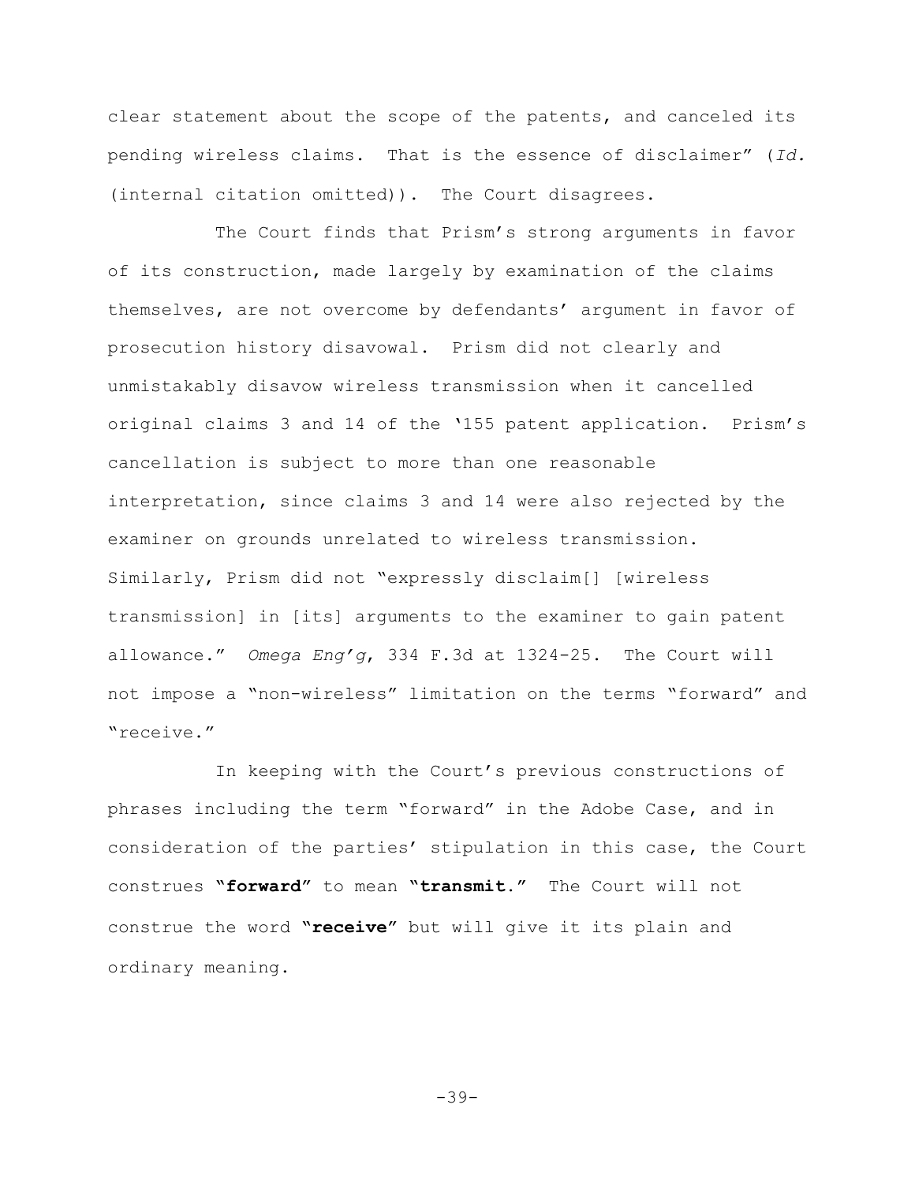clear statement about the scope of the patents, and canceled its pending wireless claims. That is the essence of disclaimer" (*Id.* (internal citation omitted)). The Court disagrees.

The Court finds that Prism's strong arguments in favor of its construction, made largely by examination of the claims themselves, are not overcome by defendants' argument in favor of prosecution history disavowal. Prism did not clearly and unmistakably disavow wireless transmission when it cancelled original claims 3 and 14 of the '155 patent application. Prism's cancellation is subject to more than one reasonable interpretation, since claims 3 and 14 were also rejected by the examiner on grounds unrelated to wireless transmission. Similarly, Prism did not "expressly disclaim[] [wireless transmission] in [its] arguments to the examiner to gain patent allowance." *Omega Eng'g*, 334 F.3d at 1324-25. The Court will not impose a "non-wireless" limitation on the terms "forward" and "receive."

In keeping with the Court's previous constructions of phrases including the term "forward" in the Adobe Case, and in consideration of the parties' stipulation in this case, the Court construes "**forward**" to mean "**transmit**." The Court will not construe the word "**receive**" but will give it its plain and ordinary meaning.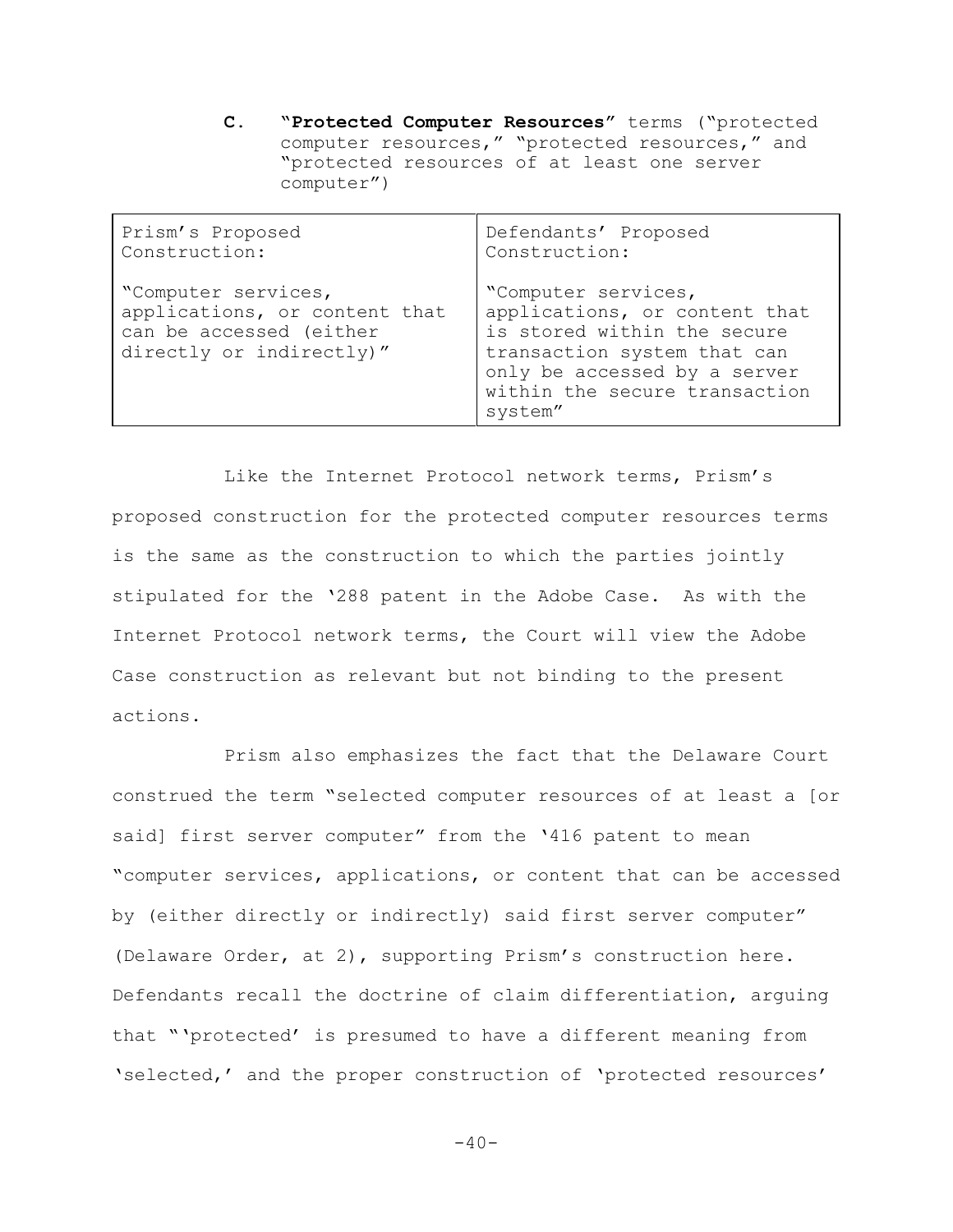**C. "Protected Computer Resources" terms ("protected computer resources," "protected resources," and "protected resources of at least one server computer")**

| Prism's Proposed Construction: | Defendants' Proposed Construction: |
|---|---|
| "Computer services, applications, or content that can be accessed (either directly or indirectly)" | "Computer services, applications, or content that is stored within the secure transaction system that can only be accessed by a server within the secure transaction system" |

Like the Internet Protocol network terms, Prism's proposed construction for the protected computer resources terms is the same as the construction to which the parties jointly stipulated for the '288 patent in the Adobe Case. As with the Internet Protocol network terms, the Court will view the Adobe Case construction as relevant but not binding to the present actions.

Prism also emphasizes the fact that the Delaware Court construed the term "selected computer resources of at least a [or said] first server computer" from the '416 patent to mean "computer services, applications, or content that can be accessed by (either directly or indirectly) said first server computer" (Delaware Order, at 2), supporting Prism's construction here. Defendants recall the doctrine of claim differentiation, arguing that "'protected' is presumed to have a different meaning from 'selected,' and the proper construction of 'protected resources'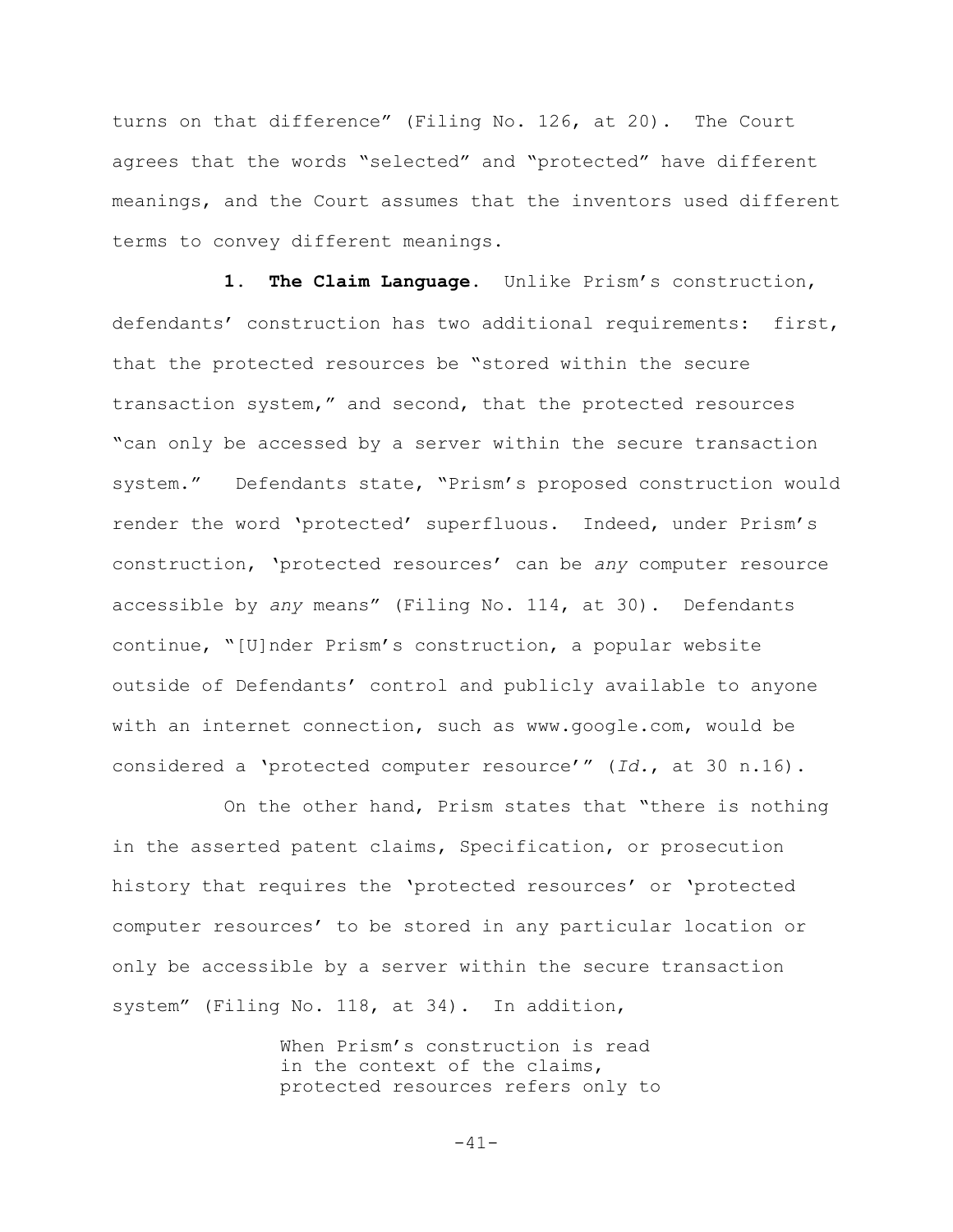turns on that difference" (Filing No. 126, at 20). The Court agrees that the words "selected" and "protected" have different meanings, and the Court assumes that the inventors used different terms to convey different meanings.

**1. The Claim Language.** Unlike Prism's construction, defendants' construction has two additional requirements: first, that the protected resources be "stored within the secure transaction system," and second, that the protected resources "can only be accessed by a server within the secure transaction system." Defendants state, "Prism's proposed construction would render the word 'protected' superfluous. Indeed, under Prism's construction, 'protected resources' can be *any* computer resource accessible by *any* means" (Filing No. 114, at 30). Defendants continue, "[U]nder Prism's construction, a popular website outside of Defendants' control and publicly available to anyone with an internet connection, such as www.google.com, would be considered a 'protected computer resource'" (*Id.*, at 30 n.16).

On the other hand, Prism states that "there is nothing in the asserted patent claims, Specification, or prosecution history that requires the 'protected resources' or 'protected computer resources' to be stored in any particular location or only be accessible by a server within the secure transaction system" (Filing No. 118, at 34). In addition,

> When Prism's construction is read in the context of the claims, protected resources refers only to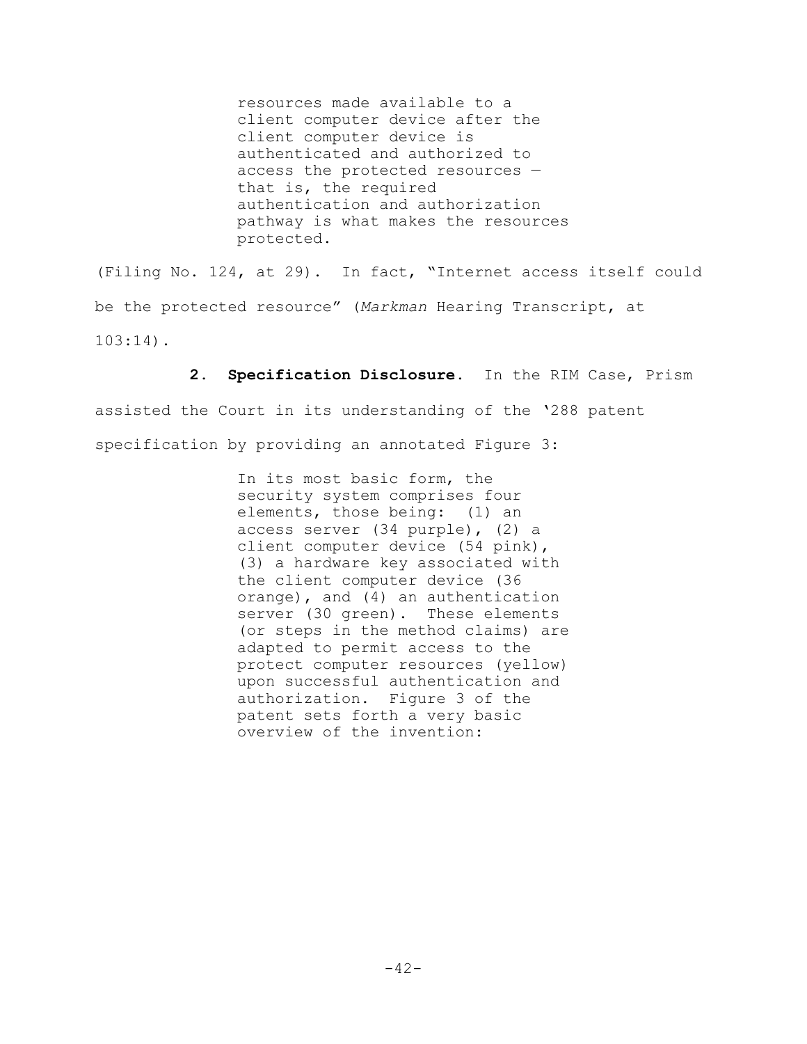> resources made available to a client computer device after the client computer device is authenticated and authorized to access the protected resources — that is, the required authentication and authorization pathway is what makes the resources protected.

(Filing No. 124, at 29). In fact, "Internet access itself could be the protected resource" (*Markman* Hearing Transcript, at 103:14).

**2. Specification Disclosure.** In the RIM Case, Prism assisted the Court in its understanding of the '288 patent specification by providing an annotated Figure 3:

> In its most basic form, the security system comprises four elements, those being: (1) an access server (34 purple), (2) a client computer device (54 pink), (3) a hardware key associated with the client computer device (36 orange), and (4) an authentication server (30 green). These elements (or steps in the method claims) are adapted to permit access to the protect computer resources (yellow) upon successful authentication and authorization. Figure 3 of the patent sets forth a very basic overview of the invention: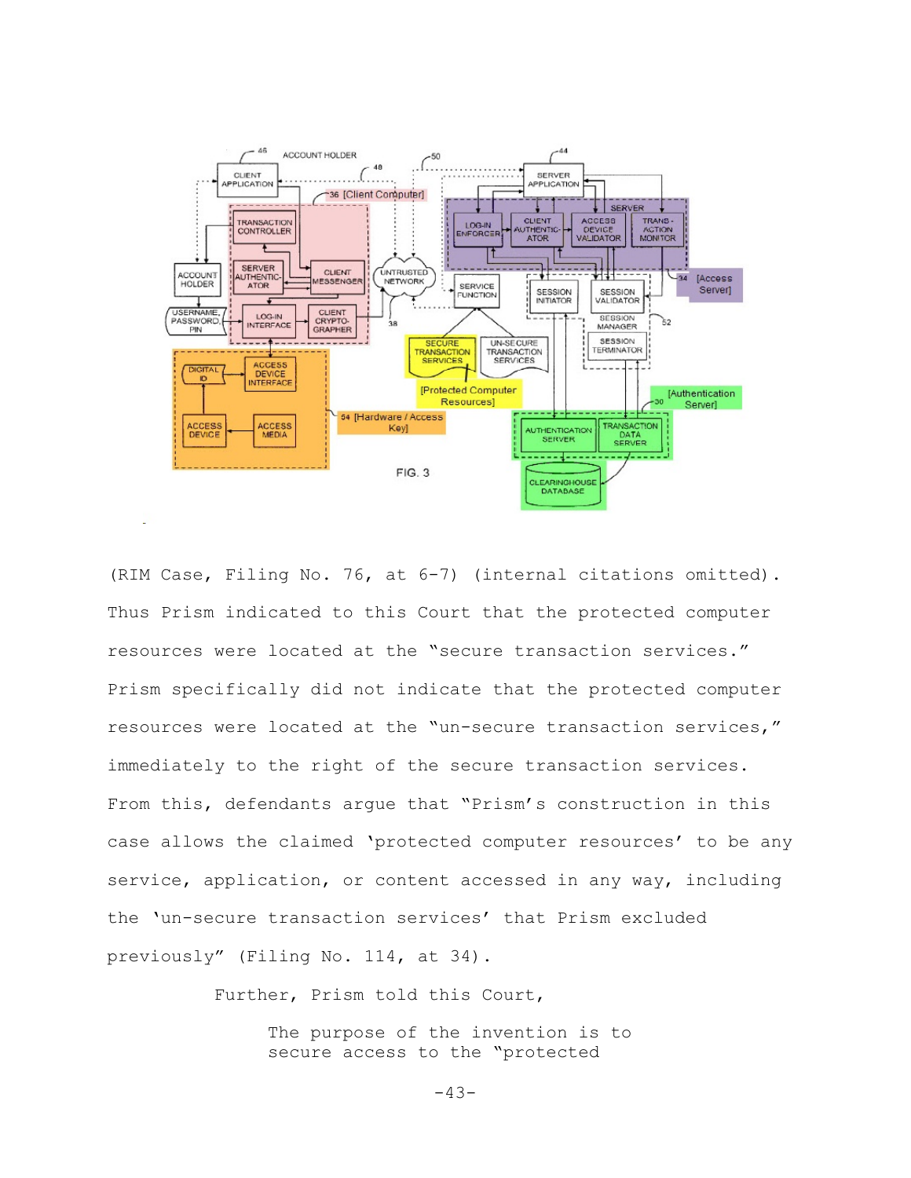(RIM Case, Filing No. 76, at 6-7) (internal citations omitted). Thus Prism indicated to this Court that the protected computer resources were located at the "secure transaction services." Prism specifically did not indicate that the protected computer resources were located at the "un-secure transaction services," immediately to the right of the secure transaction services. From this, defendants argue that "Prism's construction in this case allows the claimed 'protected computer resources' to be any service, application, or content accessed in any way, including the 'un-secure transaction services' that Prism excluded previously" (Filing No. 114, at 34).

Further, Prism told this Court,

> The purpose of the invention is to secure access to the "protected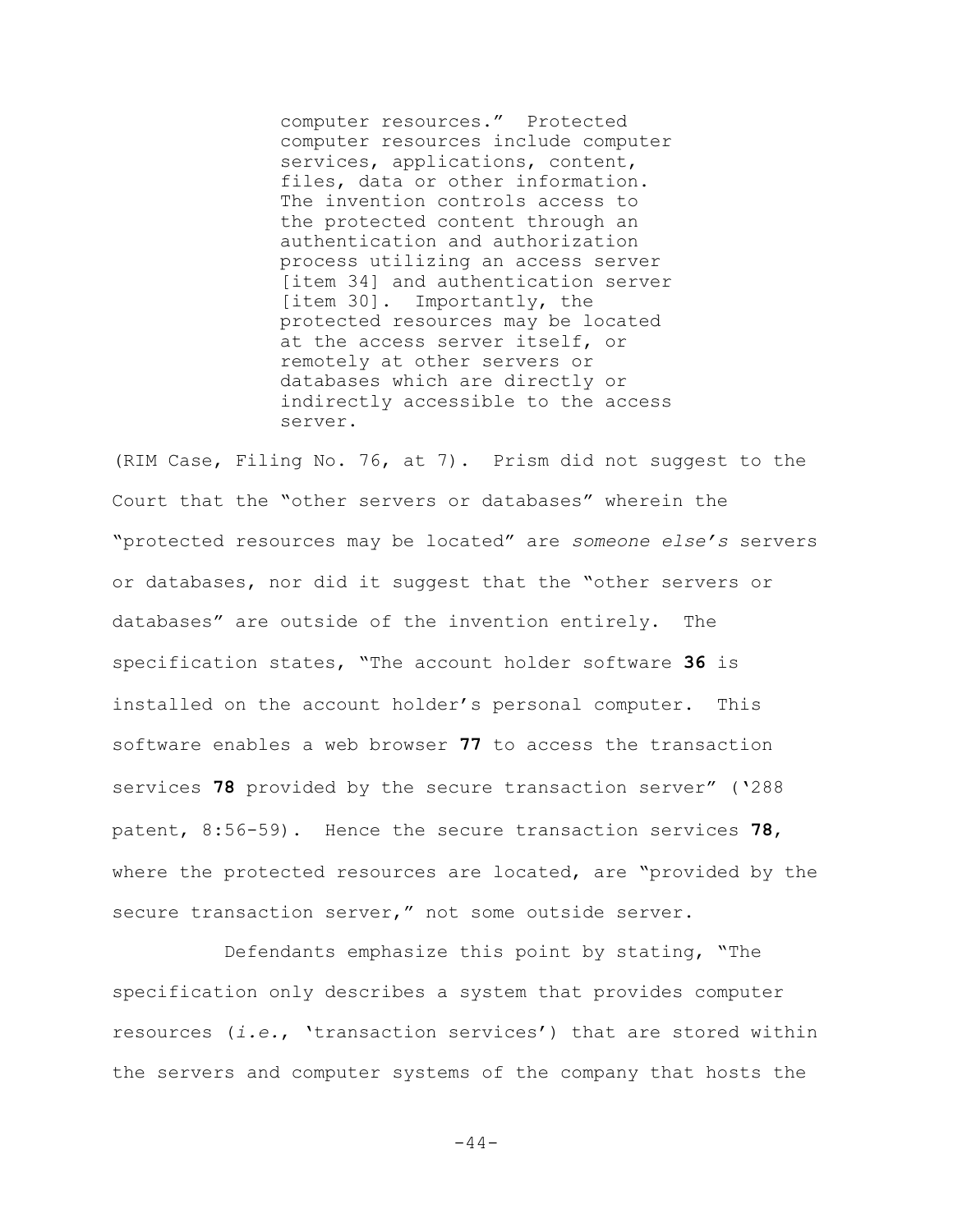> computer resources." Protected computer resources include computer services, applications, content, files, data or other information. The invention controls access to the protected content through an authentication and authorization process utilizing an access server [item 34] and authentication server [item 30]. Importantly, the protected resources may be located at the access server itself, or remotely at other servers or databases which are directly or indirectly accessible to the access server.

(RIM Case, Filing No. 76, at 7). Prism did not suggest to the Court that the "other servers or databases" wherein the "protected resources may be located" are *someone else's* servers or databases, nor did it suggest that the "other servers or databases" are outside of the invention entirely. The specification states, "The account holder software **36** is installed on the account holder's personal computer. This software enables a web browser **77** to access the transaction services **78** provided by the secure transaction server" ('288 patent, 8:56-59). Hence the secure transaction services **78**, where the protected resources are located, are "provided by the secure transaction server," not some outside server.

Defendants emphasize this point by stating, "The specification only describes a system that provides computer resources (*i.e.*, 'transaction services') that are stored within the servers and computer systems of the company that hosts the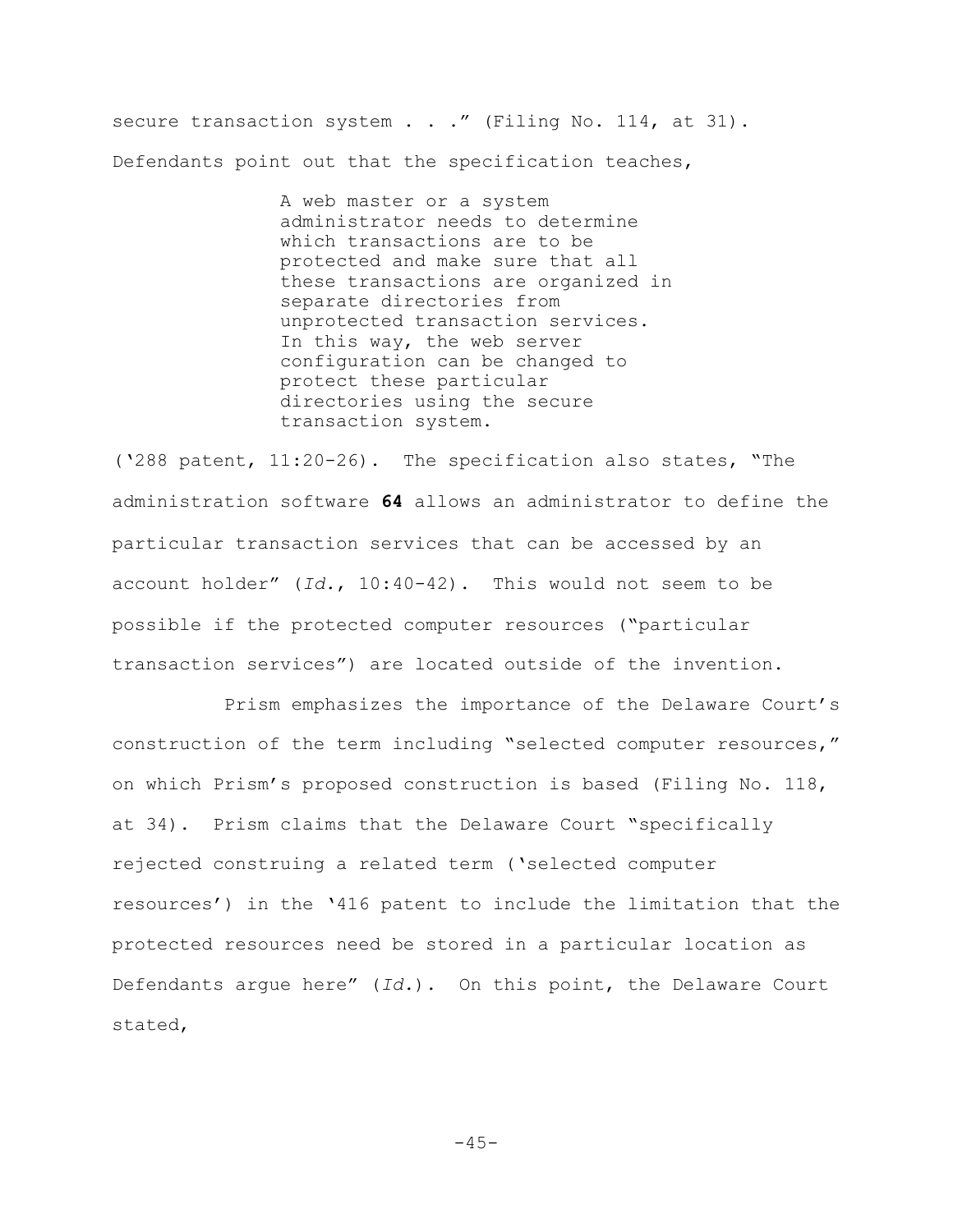secure transaction system . . ." (Filing No. 114, at 31). Defendants point out that the specification teaches,

> A web master or a system administrator needs to determine which transactions are to be protected and make sure that all these transactions are organized in separate directories from unprotected transaction services. In this way, the web server configuration can be changed to protect these particular directories using the secure transaction system.

('288 patent, 11:20-26). The specification also states, "The administration software **64** allows an administrator to define the particular transaction services that can be accessed by an account holder" (*Id.*, 10:40-42). This would not seem to be possible if the protected computer resources ("particular transaction services") are located outside of the invention.

Prism emphasizes the importance of the Delaware Court's construction of the term including "selected computer resources," on which Prism's proposed construction is based (Filing No. 118, at 34). Prism claims that the Delaware Court "specifically rejected construing a related term ('selected computer resources') in the '416 patent to include the limitation that the protected resources need be stored in a particular location as Defendants argue here" (*Id.*). On this point, the Delaware Court stated,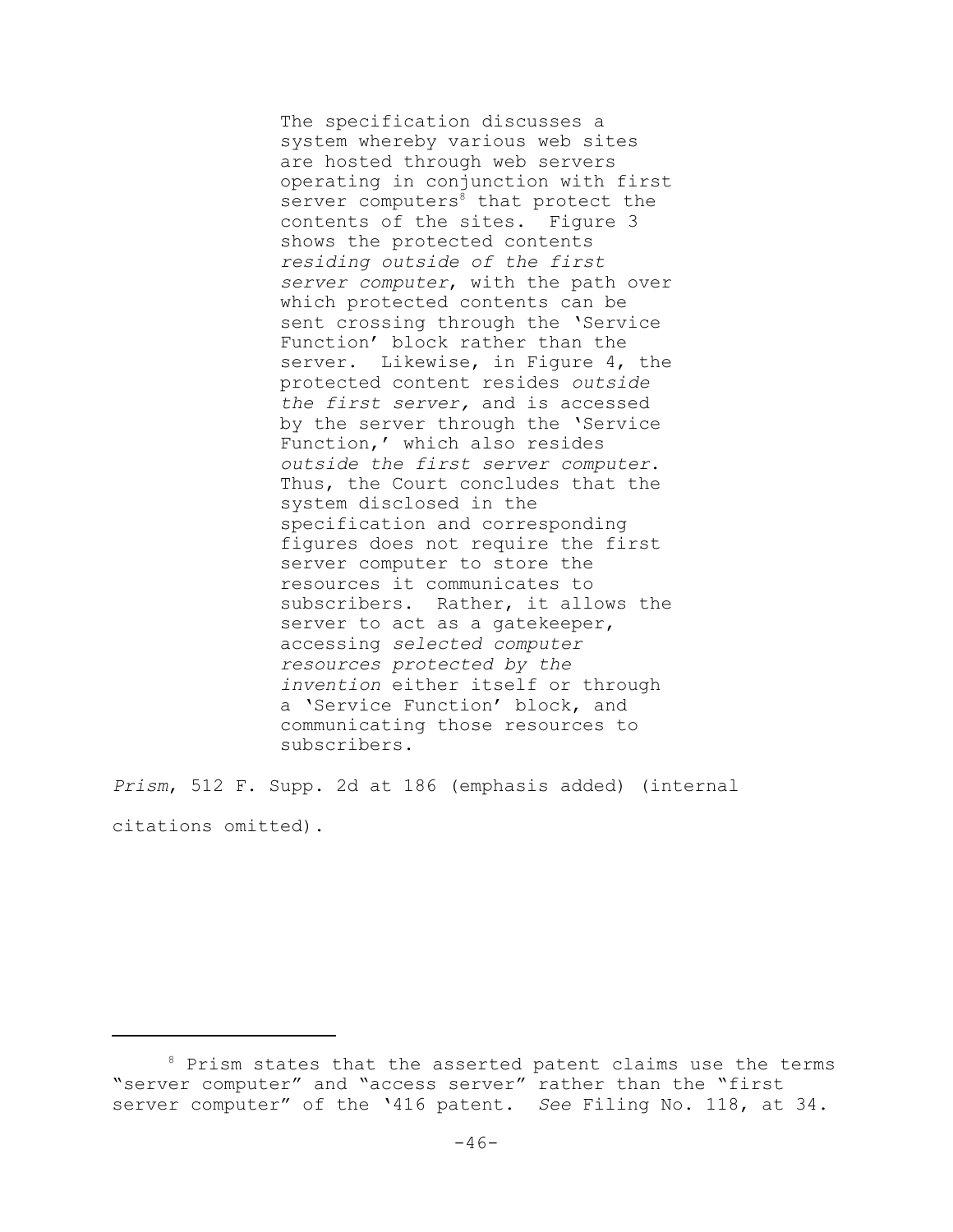> The specification discusses a system whereby various web sites are hosted through web servers operating in conjunction with first server computers[8] that protect the contents of the sites. Figure 3 shows the protected contents *residing outside of the first server computer*, with the path over which protected contents can be sent crossing through the 'Service Function' block rather than the server. Likewise, in Figure 4, the protected content resides *outside the first server,* and is accessed by the server through the 'Service Function,' which also resides *outside the first server computer*. Thus, the Court concludes that the system disclosed in the specification and corresponding figures does not require the first server computer to store the resources it communicates to subscribers. Rather, it allows the server to act as a gatekeeper, accessing *selected computer resources protected by the invention* either itself or through a 'Service Function' block, and communicating those resources to subscribers.

*Prism*, 512 F. Supp. 2d at 186 (emphasis added) (internal citations omitted).

---

[8] Prism states that the asserted patent claims use the terms "server computer" and "access server" rather than the "first server computer" of the '416 patent. *See* Filing No. 118, at 34.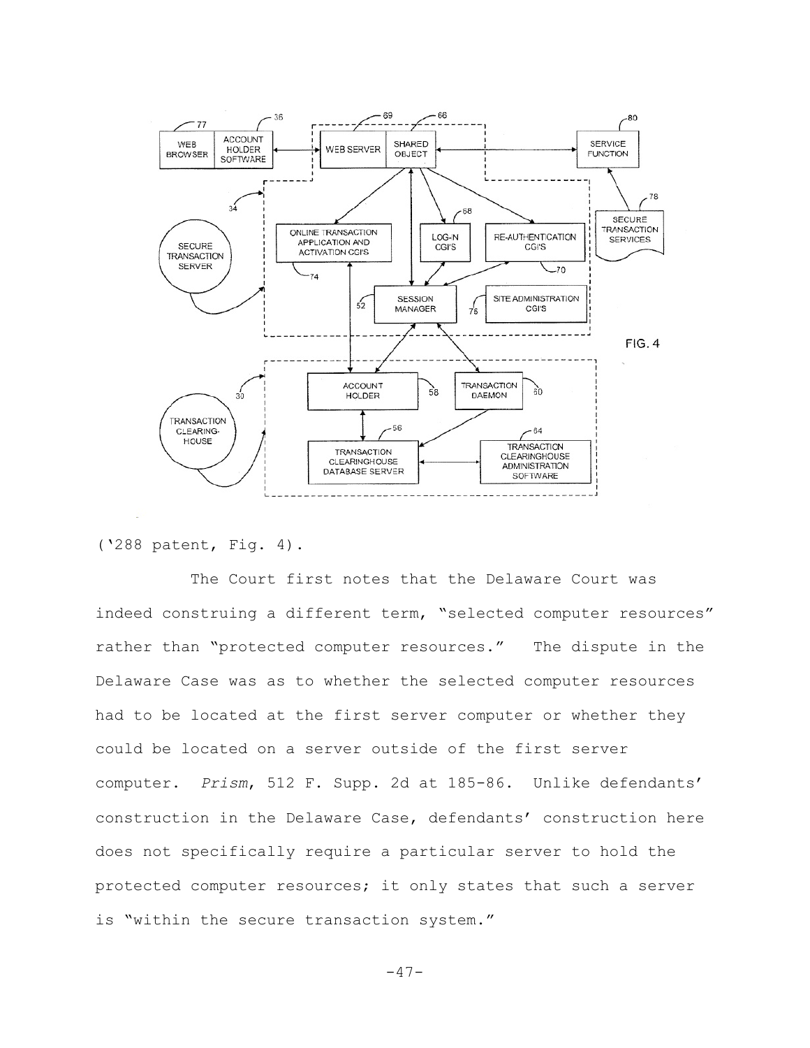('288 patent, Fig. 4).

The Court first notes that the Delaware Court was indeed construing a different term, "selected computer resources" rather than "protected computer resources." The dispute in the Delaware Case was as to whether the selected computer resources had to be located at the first server computer or whether they could be located on a server outside of the first server computer. *Prism*, 512 F. Supp. 2d at 185-86. Unlike defendants' construction in the Delaware Case, defendants' construction here does not specifically require a particular server to hold the protected computer resources; it only states that such a server is "within the secure transaction system."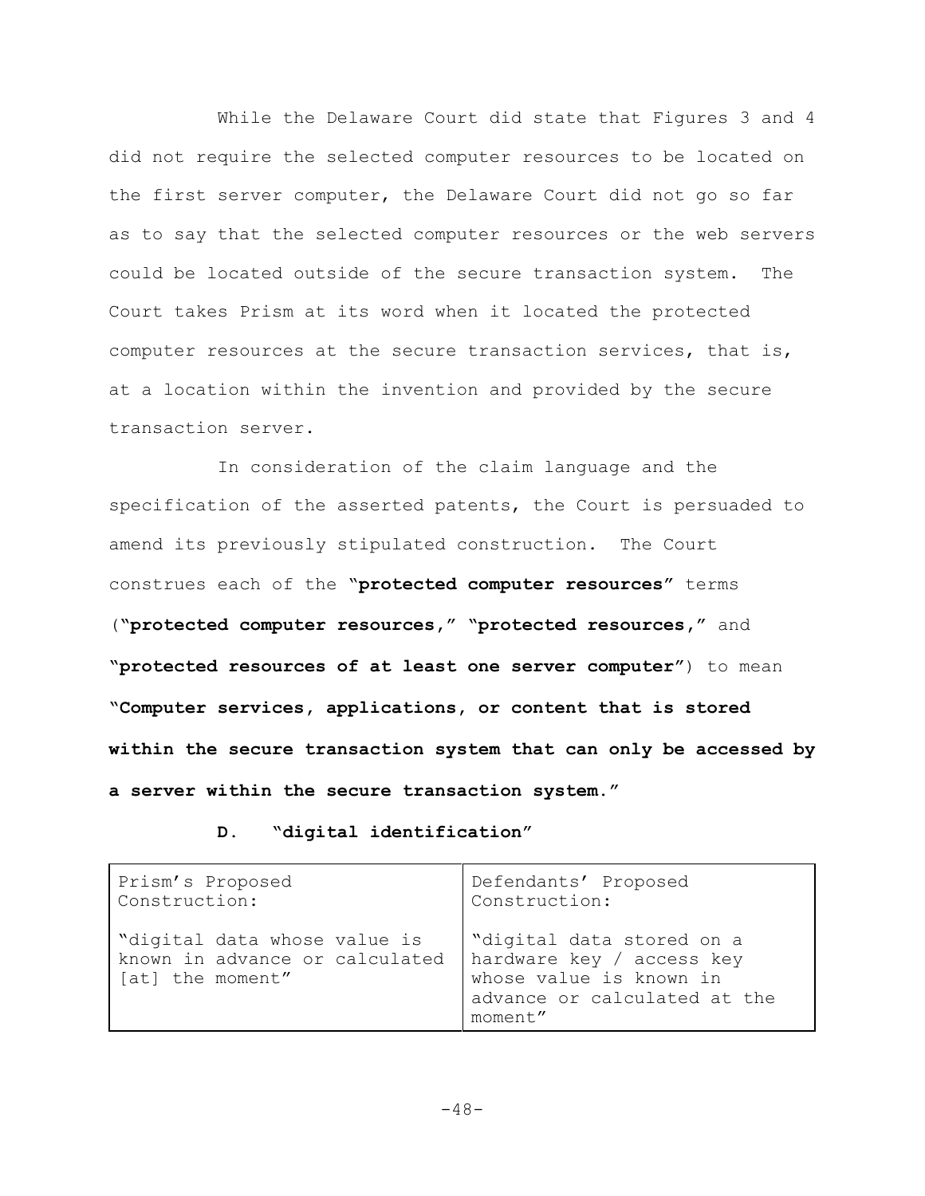While the Delaware Court did state that Figures 3 and 4 did not require the selected computer resources to be located on the first server computer, the Delaware Court did not go so far as to say that the selected computer resources or the web servers could be located outside of the secure transaction system. The Court takes Prism at its word when it located the protected computer resources at the secure transaction services, that is, at a location within the invention and provided by the secure transaction server.

In consideration of the claim language and the specification of the asserted patents, the Court is persuaded to amend its previously stipulated construction. The Court construes each of the "**protected computer resources**" terms ("**protected computer resources,**" "**protected resources,**" and "**protected resources of at least one server computer**") to mean "**Computer services, applications, or content that is stored within the secure transaction system that can only be accessed by a server within the secure transaction system.**"

### D. "digital identification"

| Prism's Proposed Construction: | Defendants' Proposed Construction: |
|---|---|
| "digital data whose value is known in advance or calculated [at] the moment" | "digital data stored on a hardware key / access key whose value is known in advance or calculated at the moment" |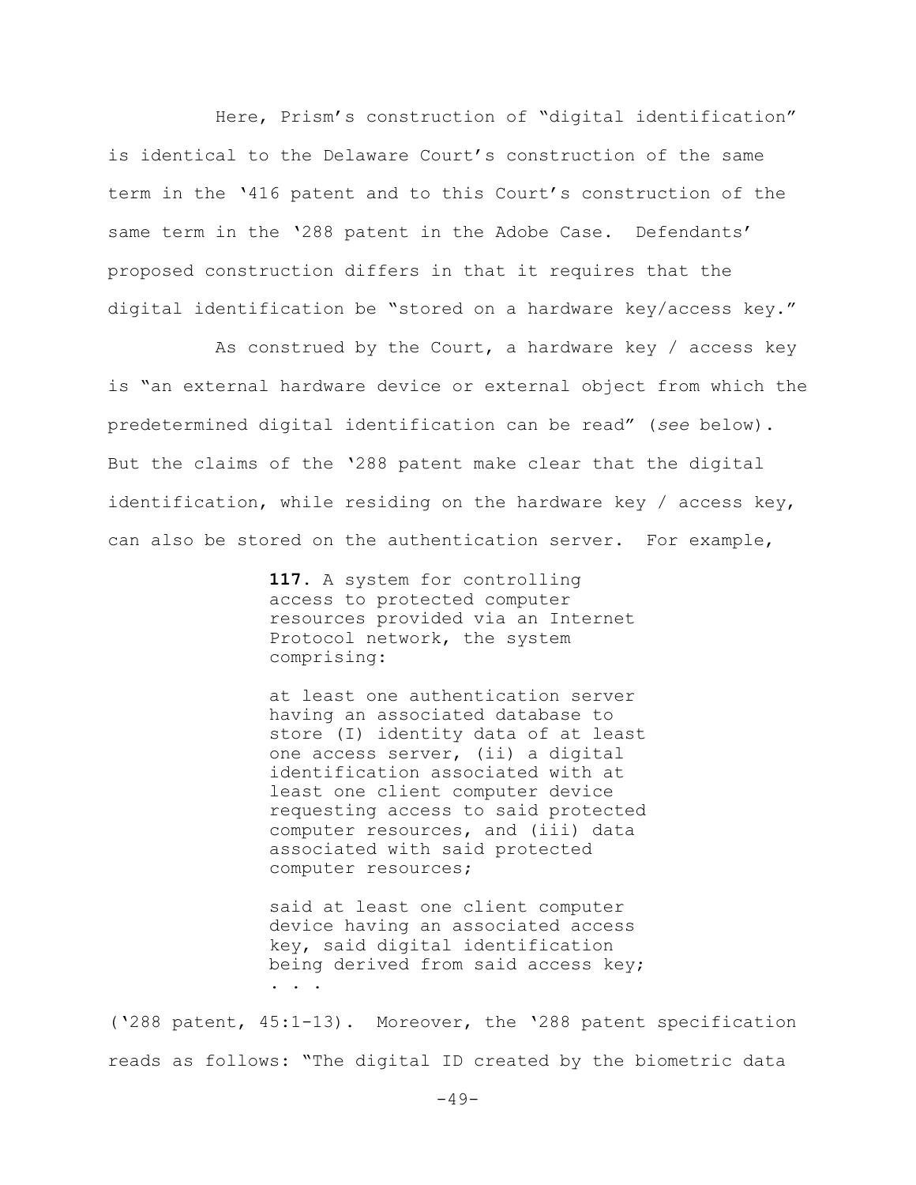Here, Prism's construction of "digital identification" is identical to the Delaware Court's construction of the same term in the '416 patent and to this Court's construction of the same term in the '288 patent in the Adobe Case. Defendants' proposed construction differs in that it requires that the digital identification be "stored on a hardware key/access key."

As construed by the Court, a hardware key / access key is "an external hardware device or external object from which the predetermined digital identification can be read" (*see* below). But the claims of the '288 patent make clear that the digital identification, while residing on the hardware key / access key, can also be stored on the authentication server. For example,

> **117.** A system for controlling access to protected computer resources provided via an Internet Protocol network, the system comprising:
>
> at least one authentication server having an associated database to store (I) identity data of at least one access server, (ii) a digital identification associated with at least one client computer device requesting access to said protected computer resources, and (iii) data associated with said protected computer resources;
>
> said at least one client computer device having an associated access key, said digital identification being derived from said access key;
>
> . . .

('288 patent, 45:1-13). Moreover, the '288 patent specification reads as follows: "The digital ID created by the biometric data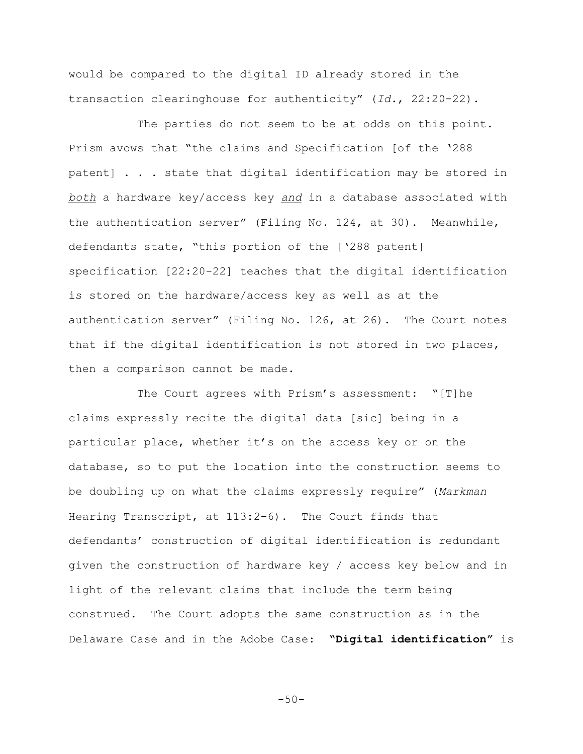would be compared to the digital ID already stored in the transaction clearinghouse for authenticity" (*Id.*, 22:20-22).

The parties do not seem to be at odds on this point. Prism avows that "the claims and Specification [of the '288 patent] . . . state that digital identification may be stored in *both* a hardware key/access key *and* in a database associated with the authentication server" (Filing No. 124, at 30). Meanwhile, defendants state, "this portion of the ['288 patent] specification [22:20-22] teaches that the digital identification is stored on the hardware/access key as well as at the authentication server" (Filing No. 126, at 26). The Court notes that if the digital identification is not stored in two places, then a comparison cannot be made.

The Court agrees with Prism's assessment: "[T]he claims expressly recite the digital data [sic] being in a particular place, whether it's on the access key or on the database, so to put the location into the construction seems to be doubling up on what the claims expressly require" (*Markman* Hearing Transcript, at 113:2-6). The Court finds that defendants' construction of digital identification is redundant given the construction of hardware key / access key below and in light of the relevant claims that include the term being construed. The Court adopts the same construction as in the Delaware Case and in the Adobe Case: **"Digital identification"** is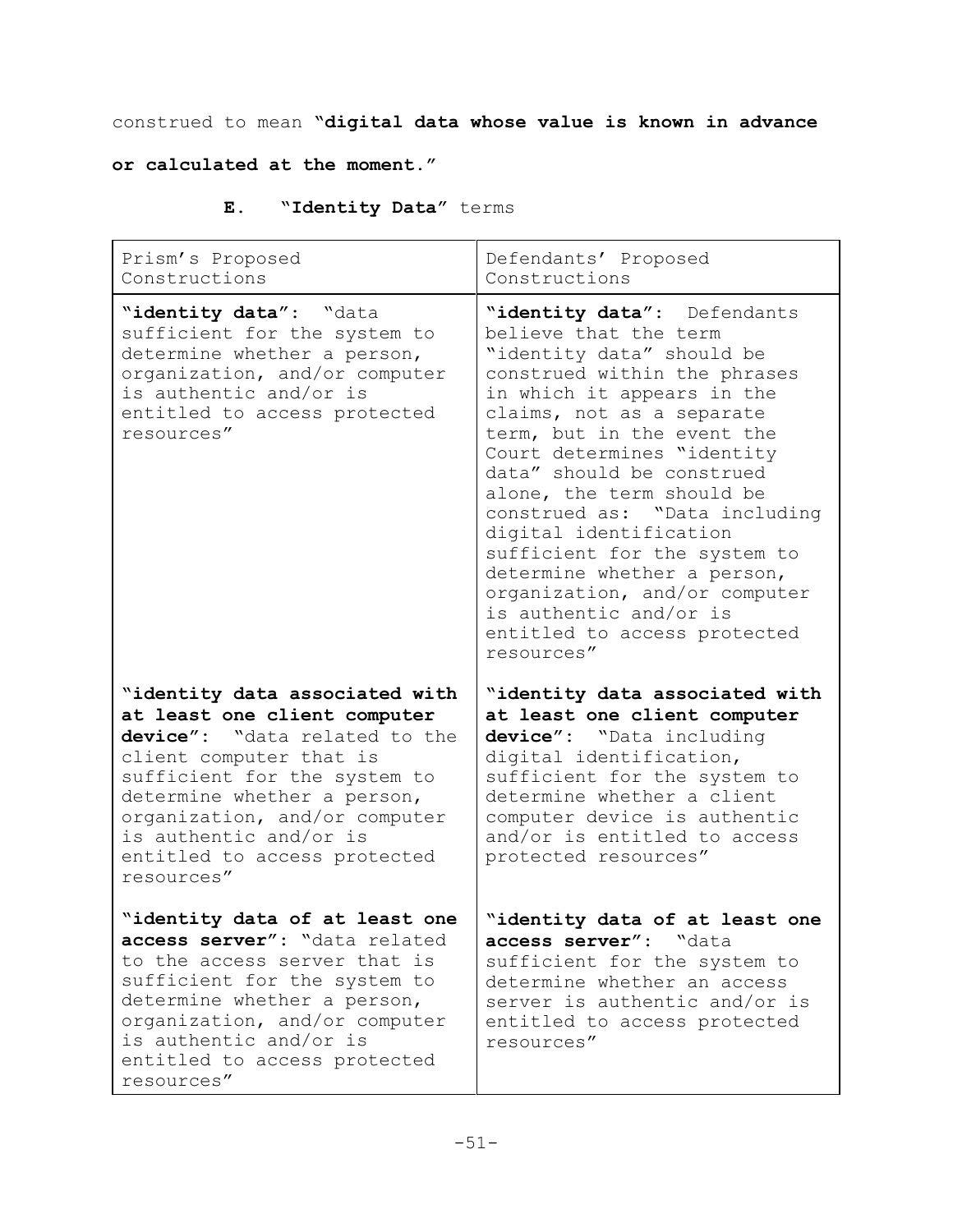construed to mean **"digital data whose value is known in advance or calculated at the moment."**

### E. "Identity Data" terms

| Prism's Proposed Constructions | Defendants' Proposed Constructions |
|---|---|
| **"identity data"**: "data sufficient for the system to determine whether a person, organization, and/or computer is authentic and/or is entitled to access protected resources" | **"identity data"**: Defendants believe that the term "identity data" should be construed within the phrases in which it appears in the claims, not as a separate term, but in the event the Court determines "identity data" should be construed alone, the term should be construed as: "Data including digital identification sufficient for the system to determine whether a person, organization, and/or computer is authentic and/or is entitled to access protected resources" |
| **"identity data associated with at least one client computer device"**: "data related to the client computer that is sufficient for the system to determine whether a person, organization, and/or computer is authentic and/or is entitled to access protected resources" | **"identity data associated with at least one client computer device"**: "Data including digital identification, sufficient for the system to determine whether a client computer device is authentic and/or is entitled to access protected resources" |
| **"identity data of at least one access server"**: "data related to the access server that is sufficient for the system to determine whether a person, organization, and/or computer is authentic and/or is entitled to access protected resources" | **"identity data of at least one access server"**: "data sufficient for the system to determine whether an access server is authentic and/or is entitled to access protected resources" |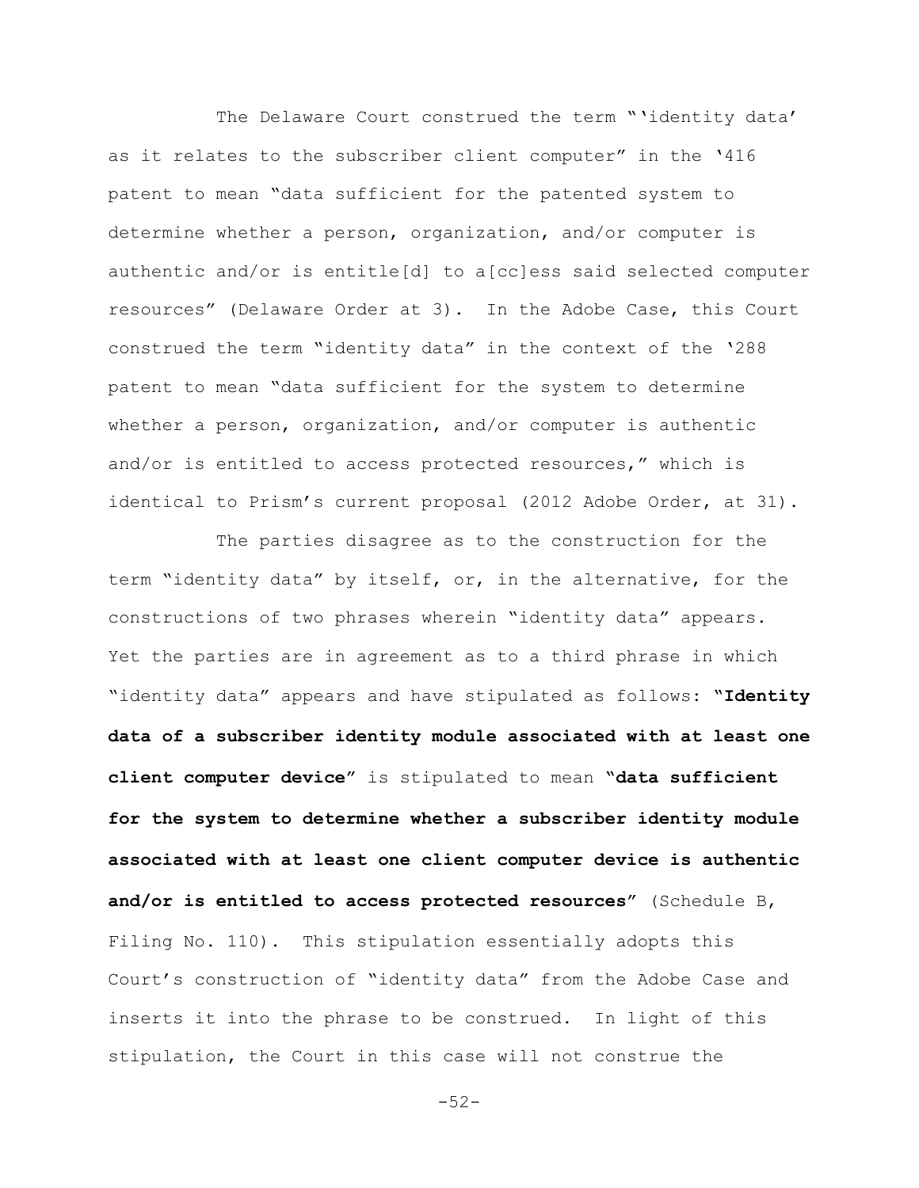The Delaware Court construed the term "'identity data' as it relates to the subscriber client computer" in the '416 patent to mean "data sufficient for the patented system to determine whether a person, organization, and/or computer is authentic and/or is entitle[d] to a[cc]ess said selected computer resources" (Delaware Order at 3). In the Adobe Case, this Court construed the term "identity data" in the context of the '288 patent to mean "data sufficient for the system to determine whether a person, organization, and/or computer is authentic and/or is entitled to access protected resources," which is identical to Prism's current proposal (2012 Adobe Order, at 31).

The parties disagree as to the construction for the term "identity data" by itself, or, in the alternative, for the constructions of two phrases wherein "identity data" appears. Yet the parties are in agreement as to a third phrase in which "identity data" appears and have stipulated as follows: "**Identity data of a subscriber identity module associated with at least one client computer device**" is stipulated to mean "**data sufficient for the system to determine whether a subscriber identity module associated with at least one client computer device is authentic and/or is entitled to access protected resources**" (Schedule B, Filing No. 110). This stipulation essentially adopts this Court's construction of "identity data" from the Adobe Case and inserts it into the phrase to be construed. In light of this stipulation, the Court in this case will not construe the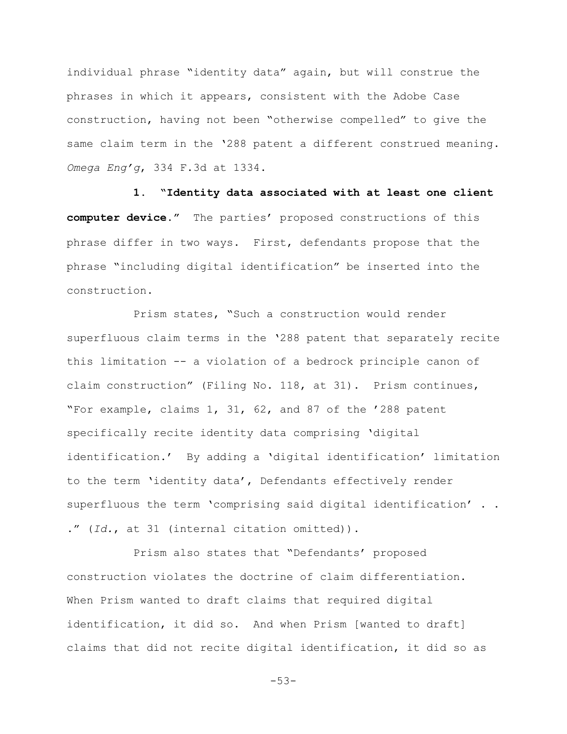individual phrase "identity data" again, but will construe the phrases in which it appears, consistent with the Adobe Case construction, having not been "otherwise compelled" to give the same claim term in the '288 patent a different construed meaning. *Omega Eng'g*, 334 F.3d at 1334.

**1. "Identity data associated with at least one client computer device."** The parties' proposed constructions of this phrase differ in two ways. First, defendants propose that the phrase "including digital identification" be inserted into the construction.

Prism states, "Such a construction would render superfluous claim terms in the '288 patent that separately recite this limitation -- a violation of a bedrock principle canon of claim construction" (Filing No. 118, at 31). Prism continues, "For example, claims 1, 31, 62, and 87 of the '288 patent specifically recite identity data comprising 'digital identification.' By adding a 'digital identification' limitation to the term 'identity data', Defendants effectively render superfluous the term 'comprising said digital identification' . . ." (*Id.*, at 31 (internal citation omitted)).

Prism also states that "Defendants' proposed construction violates the doctrine of claim differentiation. When Prism wanted to draft claims that required digital identification, it did so. And when Prism [wanted to draft] claims that did not recite digital identification, it did so as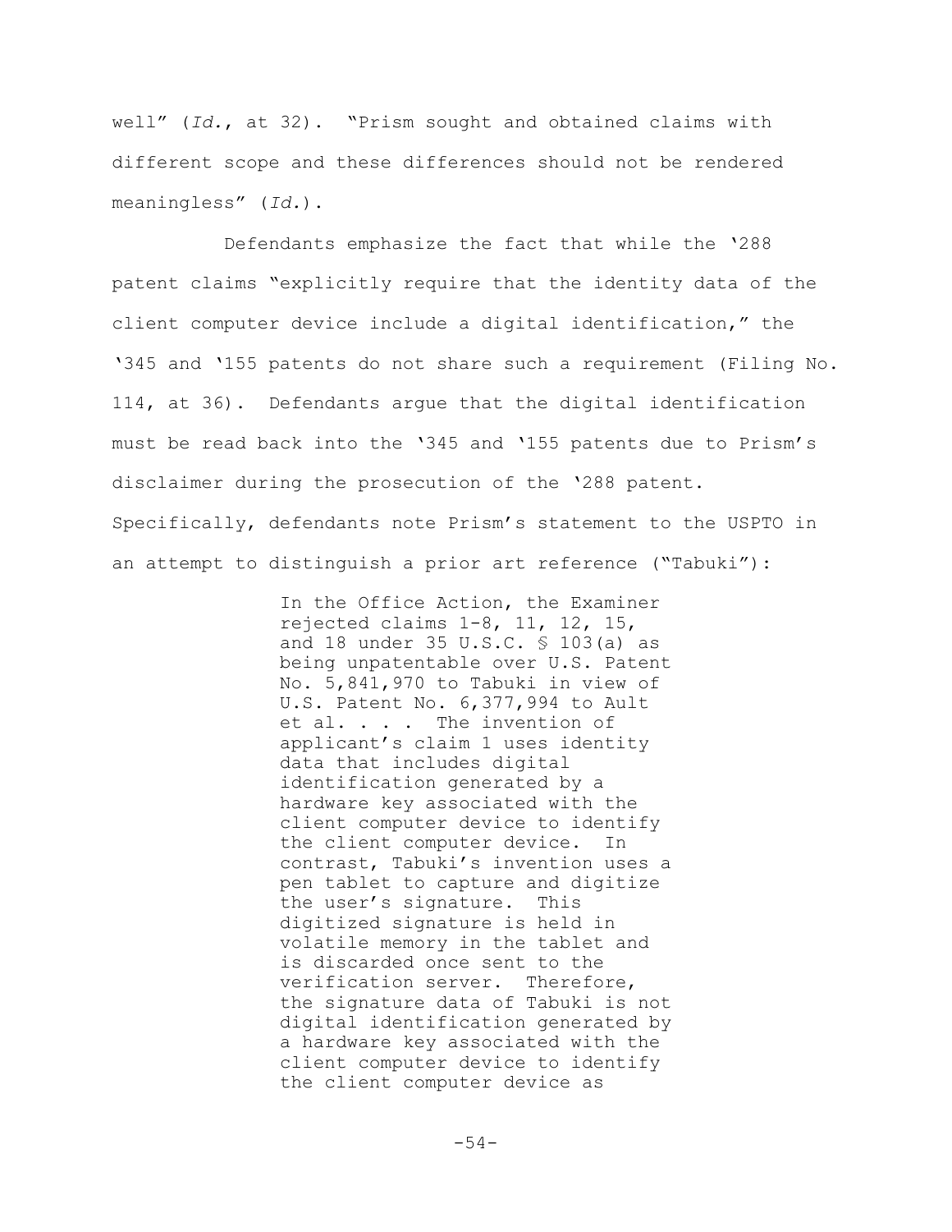well" (*Id.*, at 32). "Prism sought and obtained claims with different scope and these differences should not be rendered meaningless" (*Id.*).

Defendants emphasize the fact that while the '288 patent claims "explicitly require that the identity data of the client computer device include a digital identification," the '345 and '155 patents do not share such a requirement (Filing No. 114, at 36). Defendants argue that the digital identification must be read back into the '345 and '155 patents due to Prism's disclaimer during the prosecution of the '288 patent. Specifically, defendants note Prism's statement to the USPTO in an attempt to distinguish a prior art reference ("Tabuki"):

> In the Office Action, the Examiner rejected claims 1-8, 11, 12, 15, and 18 under 35 U.S.C. § 103(a) as being unpatentable over U.S. Patent No. 5,841,970 to Tabuki in view of U.S. Patent No. 6,377,994 to Ault et al. . . . The invention of applicant's claim 1 uses identity data that includes digital identification generated by a hardware key associated with the client computer device to identify the client computer device. In contrast, Tabuki's invention uses a pen tablet to capture and digitize the user's signature. This digitized signature is held in volatile memory in the tablet and is discarded once sent to the verification server. Therefore, the signature data of Tabuki is not digital identification generated by a hardware key associated with the client computer device to identify the client computer device as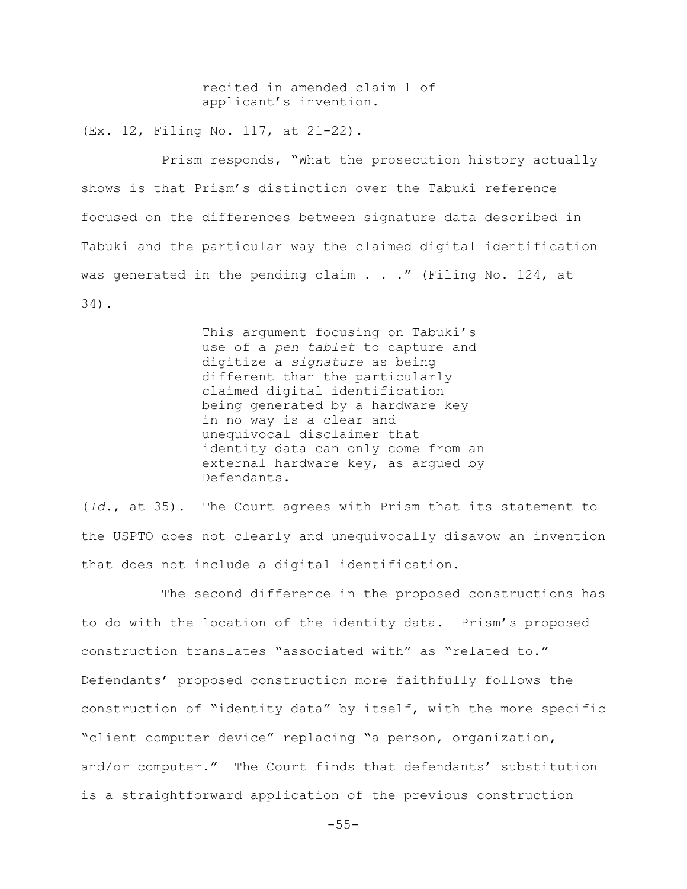> recited in amended claim 1 of applicant's invention.

(Ex. 12, Filing No. 117, at 21-22).

Prism responds, "What the prosecution history actually shows is that Prism's distinction over the Tabuki reference focused on the differences between signature data described in Tabuki and the particular way the claimed digital identification was generated in the pending claim . . ." (Filing No. 124, at 34).

> This argument focusing on Tabuki's use of a *pen tablet* to capture and digitize a *signature* as being different than the particularly claimed digital identification being generated by a hardware key in no way is a clear and unequivocal disclaimer that identity data can only come from an external hardware key, as argued by Defendants.

(*Id.*, at 35). The Court agrees with Prism that its statement to the USPTO does not clearly and unequivocally disavow an invention that does not include a digital identification.

The second difference in the proposed constructions has to do with the location of the identity data. Prism's proposed construction translates "associated with" as "related to." Defendants' proposed construction more faithfully follows the construction of "identity data" by itself, with the more specific "client computer device" replacing "a person, organization, and/or computer." The Court finds that defendants' substitution is a straightforward application of the previous construction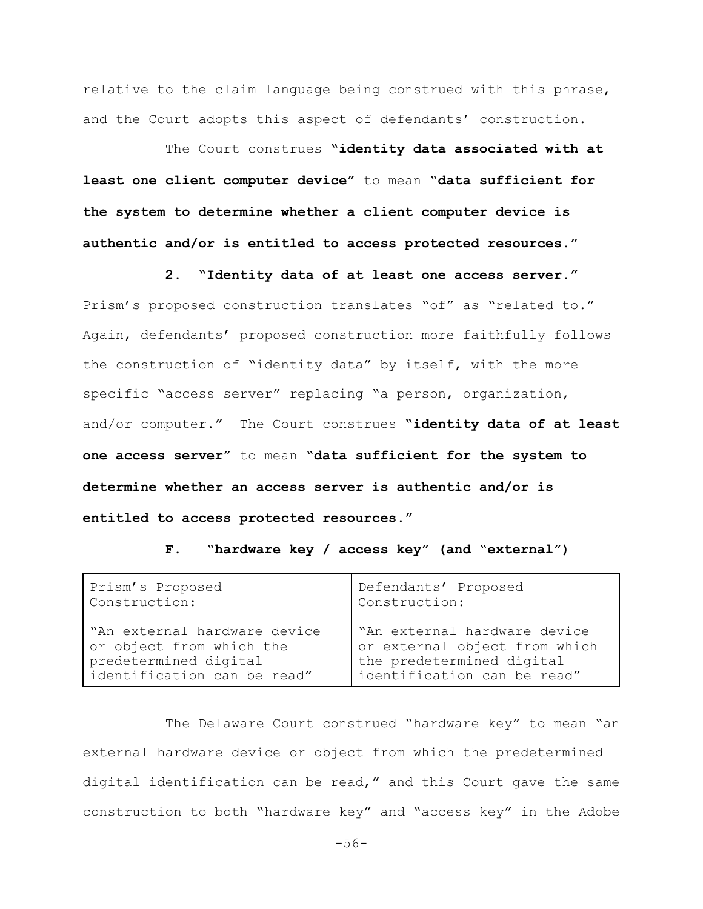relative to the claim language being construed with this phrase, and the Court adopts this aspect of defendants' construction.

The Court construes "**identity data associated with at least one client computer device**" to mean "**data sufficient for the system to determine whether a client computer device is authentic and/or is entitled to access protected resources.**"

**2. "Identity data of at least one access server."**

Prism's proposed construction translates "of" as "related to." Again, defendants' proposed construction more faithfully follows the construction of "identity data" by itself, with the more specific "access server" replacing "a person, organization, and/or computer." The Court construes "**identity data of at least one access server**" to mean "**data sufficient for the system to determine whether an access server is authentic and/or is entitled to access protected resources.**"

**F. "hardware key / access key" (and "external")**

| Prism's Proposed Construction: | Defendants' Proposed Construction: |
|---|---|
| "An external hardware device or object from which the predetermined digital identification can be read" | "An external hardware device or external object from which the predetermined digital identification can be read" |

The Delaware Court construed "hardware key" to mean "an external hardware device or object from which the predetermined digital identification can be read," and this Court gave the same construction to both "hardware key" and "access key" in the Adobe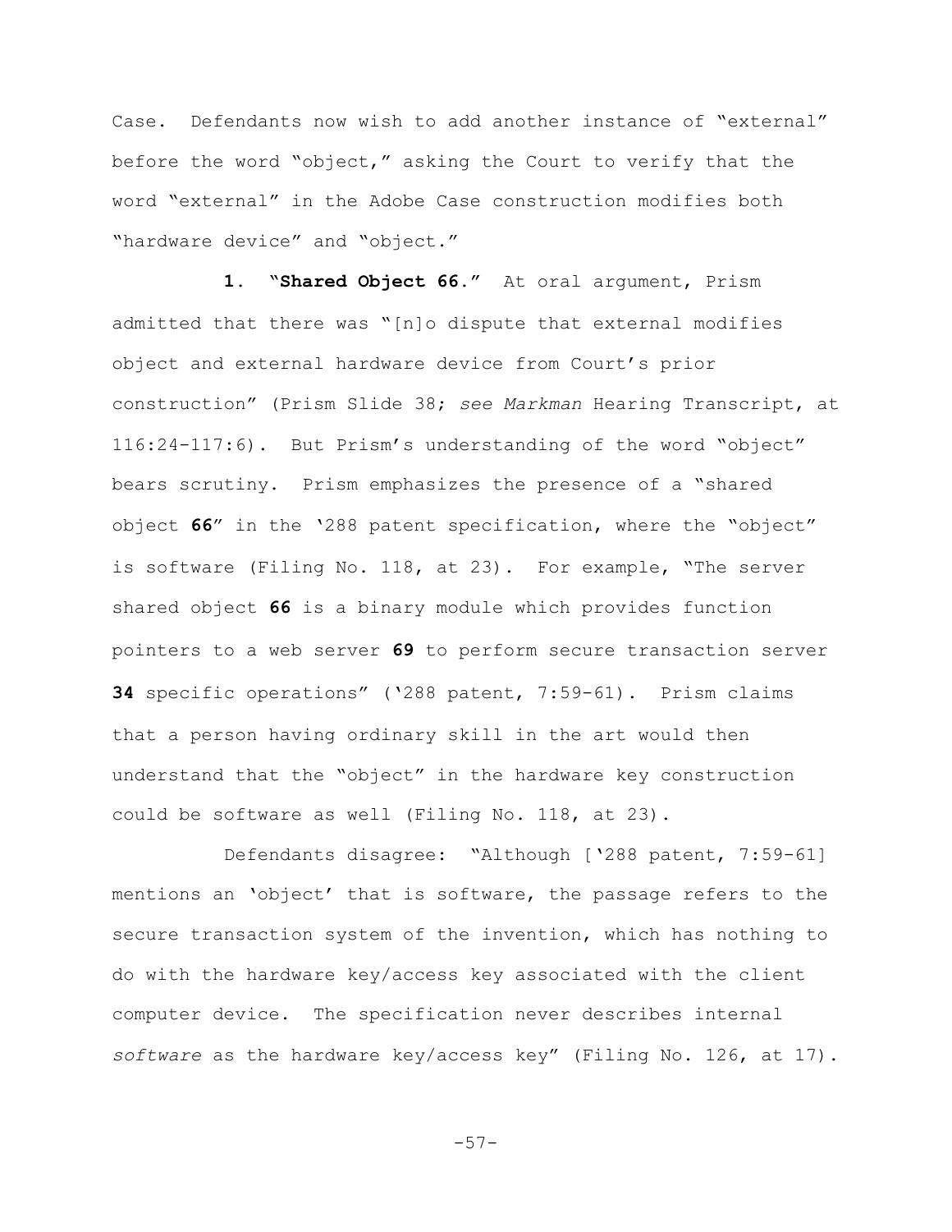Case. Defendants now wish to add another instance of "external" before the word "object," asking the Court to verify that the word "external" in the Adobe Case construction modifies both "hardware device" and "object."

**1. "Shared Object 66."** At oral argument, Prism admitted that there was "[n]o dispute that external modifies object and external hardware device from Court's prior construction" (Prism Slide 38; *see Markman* Hearing Transcript, at 116:24-117:6). But Prism's understanding of the word "object" bears scrutiny. Prism emphasizes the presence of a "shared object **66**" in the '288 patent specification, where the "object" is software (Filing No. 118, at 23). For example, "The server shared object **66** is a binary module which provides function pointers to a web server **69** to perform secure transaction server **34** specific operations" ('288 patent, 7:59-61). Prism claims that a person having ordinary skill in the art would then understand that the "object" in the hardware key construction could be software as well (Filing No. 118, at 23).

Defendants disagree: "Although ['288 patent, 7:59-61] mentions an 'object' that is software, the passage refers to the secure transaction system of the invention, which has nothing to do with the hardware key/access key associated with the client computer device. The specification never describes internal *software* as the hardware key/access key" (Filing No. 126, at 17).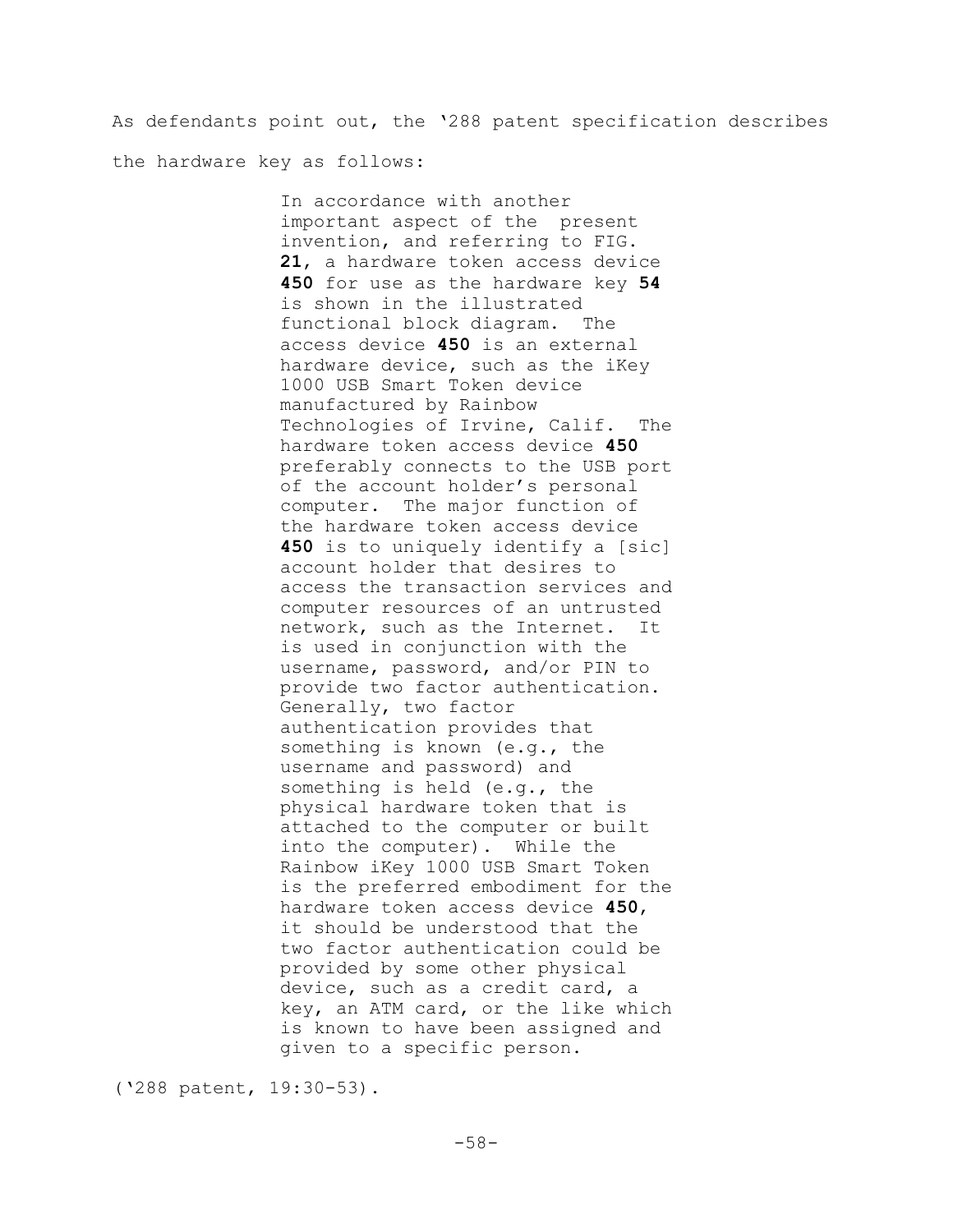As defendants point out, the '288 patent specification describes the hardware key as follows:

> In accordance with another important aspect of the present invention, and referring to FIG. **21**, a hardware token access device **450** for use as the hardware key **54** is shown in the illustrated functional block diagram. The access device **450** is an external hardware device, such as the iKey 1000 USB Smart Token device manufactured by Rainbow Technologies of Irvine, Calif. The hardware token access device **450** preferably connects to the USB port of the account holder's personal computer. The major function of the hardware token access device **450** is to uniquely identify a [sic] account holder that desires to access the transaction services and computer resources of an untrusted network, such as the Internet. It is used in conjunction with the username, password, and/or PIN to provide two factor authentication. Generally, two factor authentication provides that something is known (e.g., the username and password) and something is held (e.g., the physical hardware token that is attached to the computer or built into the computer). While the Rainbow iKey 1000 USB Smart Token is the preferred embodiment for the hardware token access device **450**, it should be understood that the two factor authentication could be provided by some other physical device, such as a credit card, a key, an ATM card, or the like which is known to have been assigned and given to a specific person.

('288 patent, 19:30-53).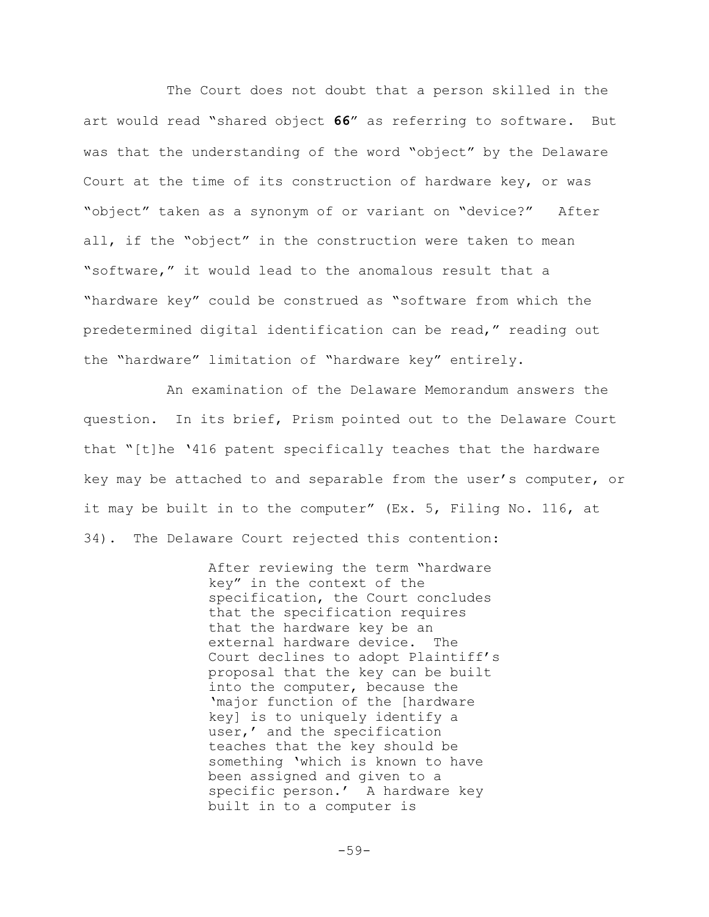The Court does not doubt that a person skilled in the art would read "shared object **66**" as referring to software. But was that the understanding of the word "object" by the Delaware Court at the time of its construction of hardware key, or was "object" taken as a synonym of or variant on "device?" After all, if the "object" in the construction were taken to mean "software," it would lead to the anomalous result that a "hardware key" could be construed as "software from which the predetermined digital identification can be read," reading out the "hardware" limitation of "hardware key" entirely.

An examination of the Delaware Memorandum answers the question. In its brief, Prism pointed out to the Delaware Court that "[t]he '416 patent specifically teaches that the hardware key may be attached to and separable from the user's computer, or it may be built in to the computer" (Ex. 5, Filing No. 116, at 34). The Delaware Court rejected this contention:

> After reviewing the term "hardware key" in the context of the specification, the Court concludes that the specification requires that the hardware key be an external hardware device. The Court declines to adopt Plaintiff's proposal that the key can be built into the computer, because the 'major function of the [hardware key] is to uniquely identify a user,' and the specification teaches that the key should be something 'which is known to have been assigned and given to a specific person.' A hardware key built in to a computer is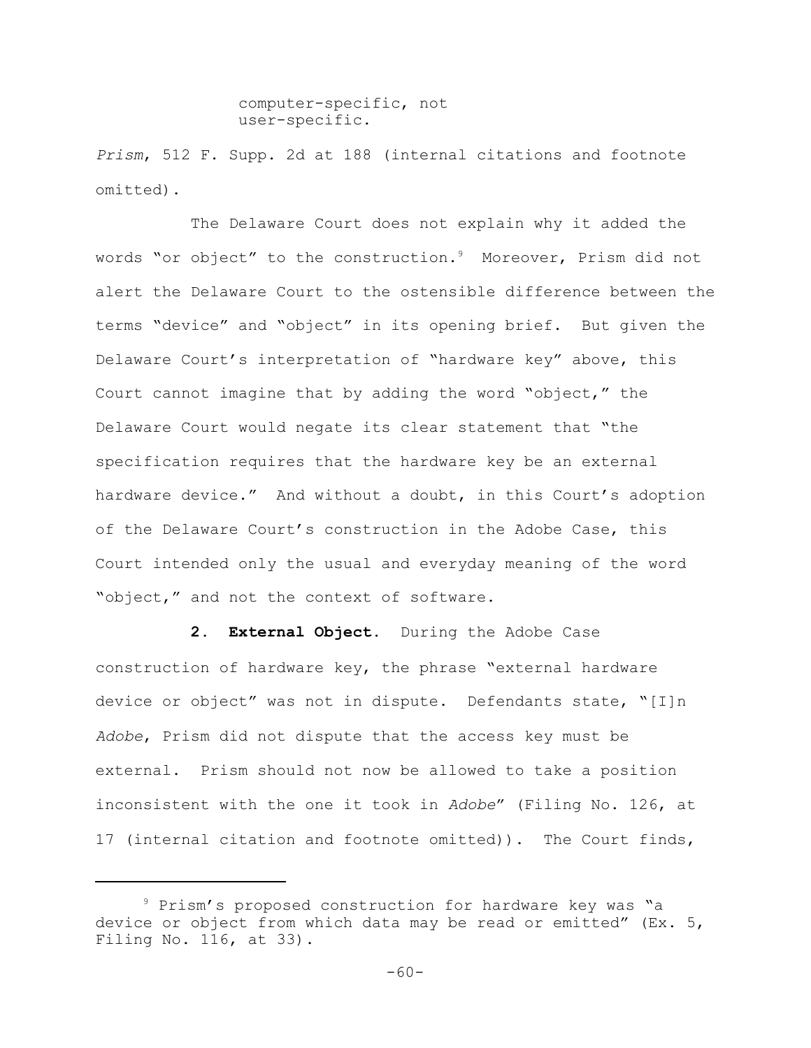computer-specific, not user-specific.

*Prism*, 512 F. Supp. 2d at 188 (internal citations and footnote omitted).

The Delaware Court does not explain why it added the words "or object" to the construction.[9] Moreover, Prism did not alert the Delaware Court to the ostensible difference between the terms "device" and "object" in its opening brief. But given the Delaware Court's interpretation of "hardware key" above, this Court cannot imagine that by adding the word "object," the Delaware Court would negate its clear statement that "the specification requires that the hardware key be an external hardware device." And without a doubt, in this Court's adoption of the Delaware Court's construction in the Adobe Case, this Court intended only the usual and everyday meaning of the word "object," and not the context of software.

**2. External Object.** During the Adobe Case construction of hardware key, the phrase "external hardware device or object" was not in dispute. Defendants state, "[I]n *Adobe*, Prism did not dispute that the access key must be external. Prism should not now be allowed to take a position inconsistent with the one it took in *Adobe*" (Filing No. 126, at 17 (internal citation and footnote omitted)). The Court finds,

[9] Prism's proposed construction for hardware key was "a device or object from which data may be read or emitted" (Ex. 5, Filing No. 116, at 33).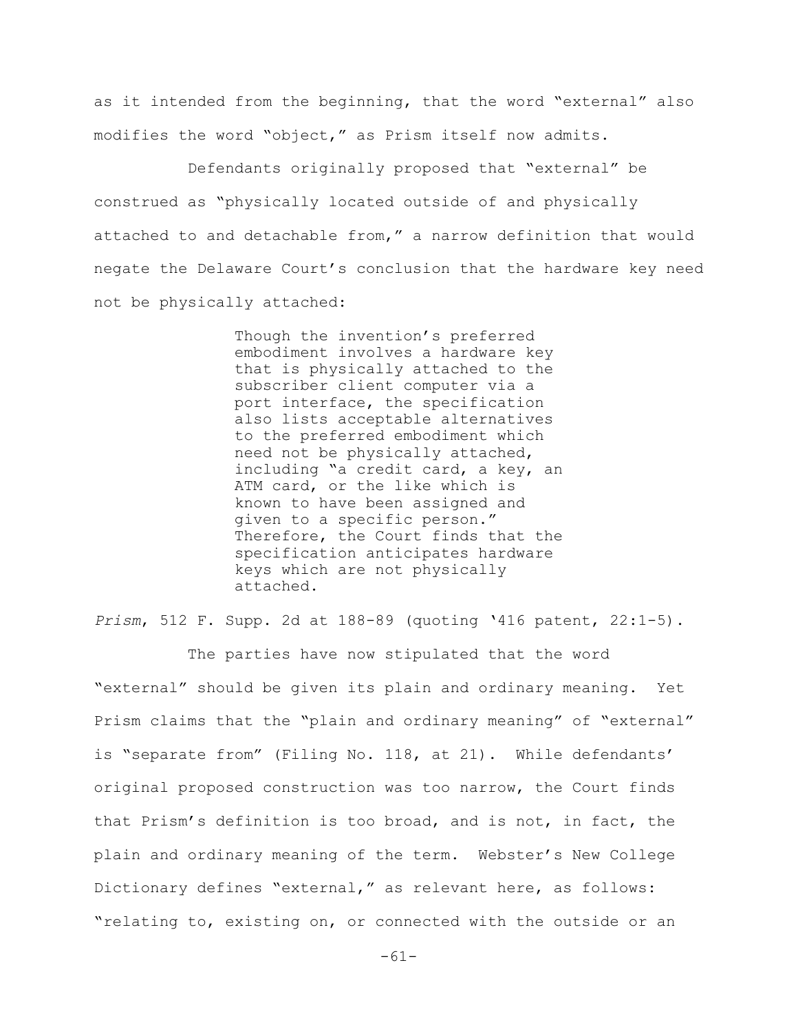as it intended from the beginning, that the word "external" also modifies the word "object," as Prism itself now admits.

Defendants originally proposed that "external" be construed as "physically located outside of and physically attached to and detachable from," a narrow definition that would negate the Delaware Court's conclusion that the hardware key need not be physically attached:

> Though the invention's preferred embodiment involves a hardware key that is physically attached to the subscriber client computer via a port interface, the specification also lists acceptable alternatives to the preferred embodiment which need not be physically attached, including "a credit card, a key, an ATM card, or the like which is known to have been assigned and given to a specific person." Therefore, the Court finds that the specification anticipates hardware keys which are not physically attached.

*Prism*, 512 F. Supp. 2d at 188-89 (quoting '416 patent, 22:1-5).

The parties have now stipulated that the word "external" should be given its plain and ordinary meaning. Yet Prism claims that the "plain and ordinary meaning" of "external" is "separate from" (Filing No. 118, at 21). While defendants' original proposed construction was too narrow, the Court finds that Prism's definition is too broad, and is not, in fact, the plain and ordinary meaning of the term. Webster's New College Dictionary defines "external," as relevant here, as follows: "relating to, existing on, or connected with the outside or an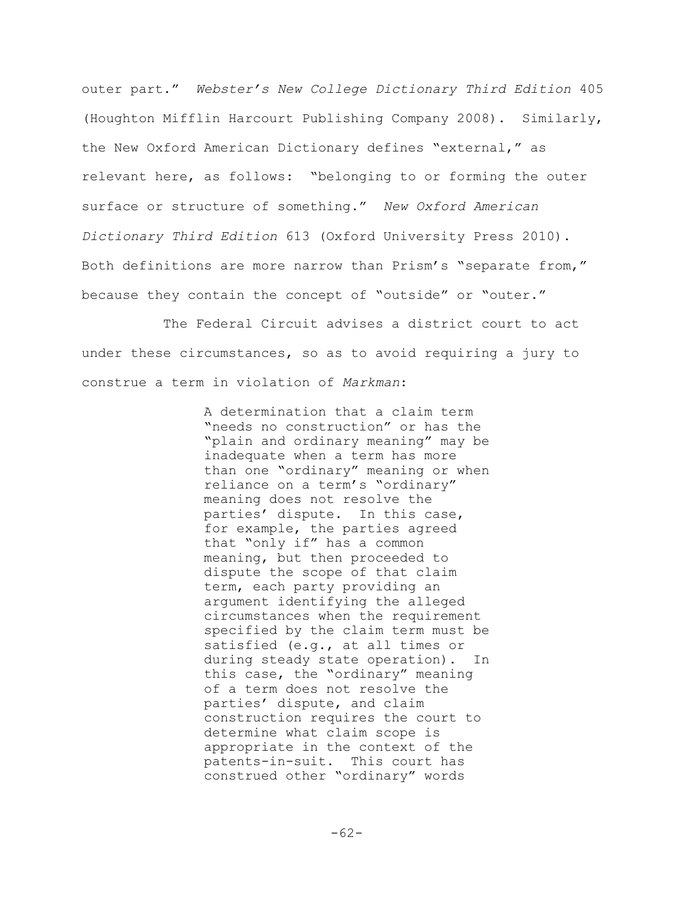outer part." *Webster's New College Dictionary Third Edition* 405 (Houghton Mifflin Harcourt Publishing Company 2008). Similarly, the New Oxford American Dictionary defines "external," as relevant here, as follows: "belonging to or forming the outer surface or structure of something." *New Oxford American Dictionary Third Edition* 613 (Oxford University Press 2010). Both definitions are more narrow than Prism's "separate from," because they contain the concept of "outside" or "outer."

The Federal Circuit advises a district court to act under these circumstances, so as to avoid requiring a jury to construe a term in violation of *Markman*:

> A determination that a claim term "needs no construction" or has the "plain and ordinary meaning" may be inadequate when a term has more than one "ordinary" meaning or when reliance on a term's "ordinary" meaning does not resolve the parties' dispute. In this case, for example, the parties agreed that "only if" has a common meaning, but then proceeded to dispute the scope of that claim term, each party providing an argument identifying the alleged circumstances when the requirement specified by the claim term must be satisfied (e.g., at all times or during steady state operation). In this case, the "ordinary" meaning of a term does not resolve the parties' dispute, and claim construction requires the court to determine what claim scope is appropriate in the context of the patents-in-suit. This court has construed other "ordinary" words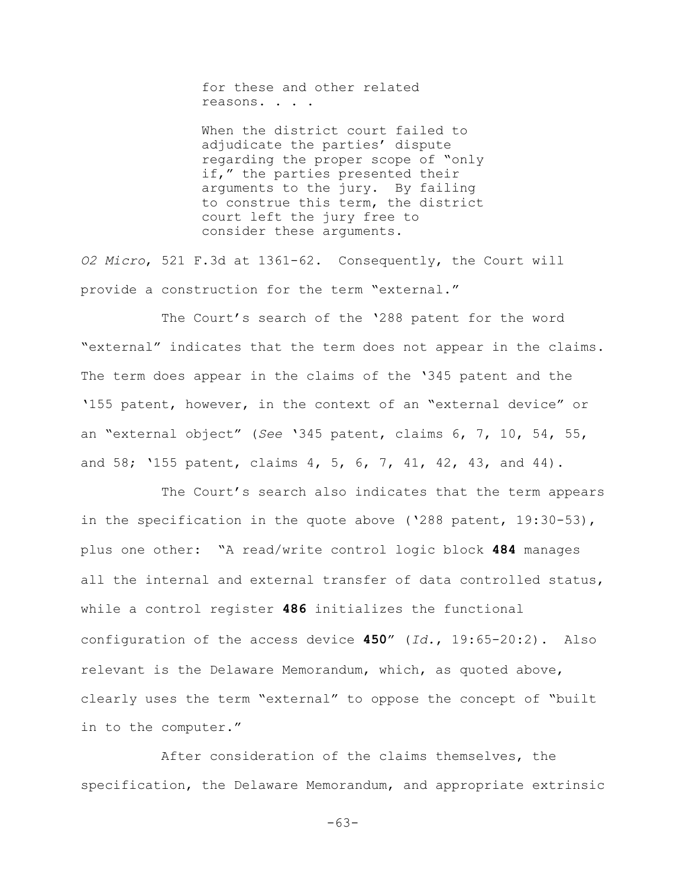> for these and other related reasons. . . .
>
> When the district court failed to adjudicate the parties' dispute regarding the proper scope of "only if," the parties presented their arguments to the jury. By failing to construe this term, the district court left the jury free to consider these arguments.

*O2 Micro*, 521 F.3d at 1361-62. Consequently, the Court will provide a construction for the term "external."

The Court's search of the '288 patent for the word "external" indicates that the term does not appear in the claims. The term does appear in the claims of the '345 patent and the '155 patent, however, in the context of an "external device" or an "external object" (*See* '345 patent, claims 6, 7, 10, 54, 55, and 58; '155 patent, claims 4, 5, 6, 7, 41, 42, 43, and 44).

The Court's search also indicates that the term appears in the specification in the quote above ('288 patent, 19:30-53), plus one other: "A read/write control logic block **484** manages all the internal and external transfer of data controlled status, while a control register **486** initializes the functional configuration of the access device **450**" (*Id.*, 19:65-20:2). Also relevant is the Delaware Memorandum, which, as quoted above, clearly uses the term "external" to oppose the concept of "built in to the computer."

After consideration of the claims themselves, the specification, the Delaware Memorandum, and appropriate extrinsic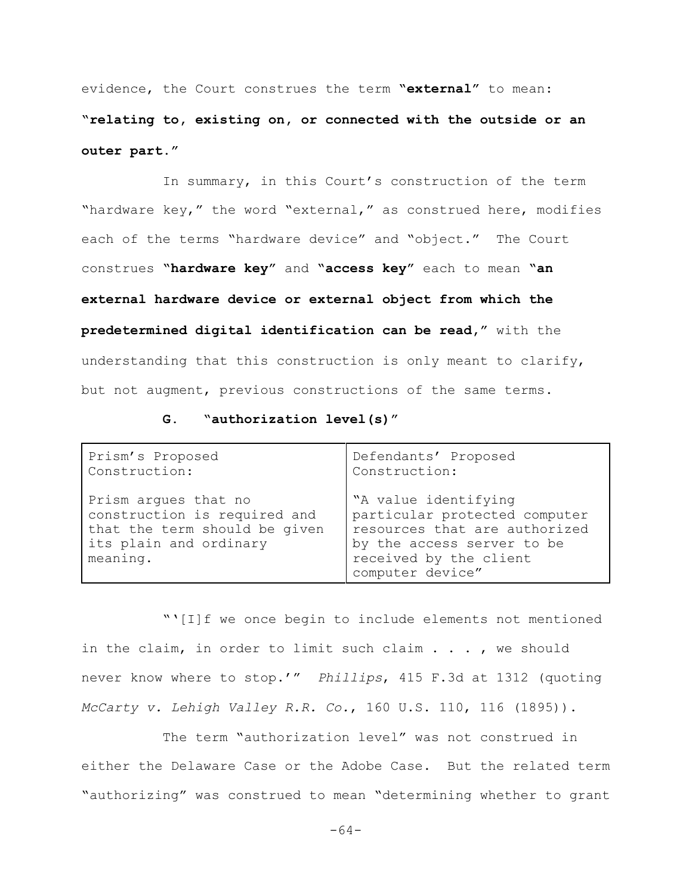evidence, the Court construes the term "**external**" to mean: "**relating to, existing on, or connected with the outside or an outer part.**"

In summary, in this Court's construction of the term "hardware key," the word "external," as construed here, modifies each of the terms "hardware device" and "object." The Court construes "**hardware key**" and "**access key**" each to mean "**an external hardware device or external object from which the predetermined digital identification can be read,**" with the understanding that this construction is only meant to clarify, but not augment, previous constructions of the same terms.

### G. "authorization level(s)"

| Prism's Proposed Construction: | Defendants' Proposed Construction: |
|---|---|
| Prism argues that no construction is required and that the term should be given its plain and ordinary meaning. | "A value identifying particular protected computer resources that are authorized by the access server to be received by the client computer device" |

"'[I]f we once begin to include elements not mentioned in the claim, in order to limit such claim . . . , we should never know where to stop.'" *Phillips*, 415 F.3d at 1312 (quoting *McCarty v. Lehigh Valley R.R. Co.*, 160 U.S. 110, 116 (1895)).

The term "authorization level" was not construed in either the Delaware Case or the Adobe Case. But the related term "authorizing" was construed to mean "determining whether to grant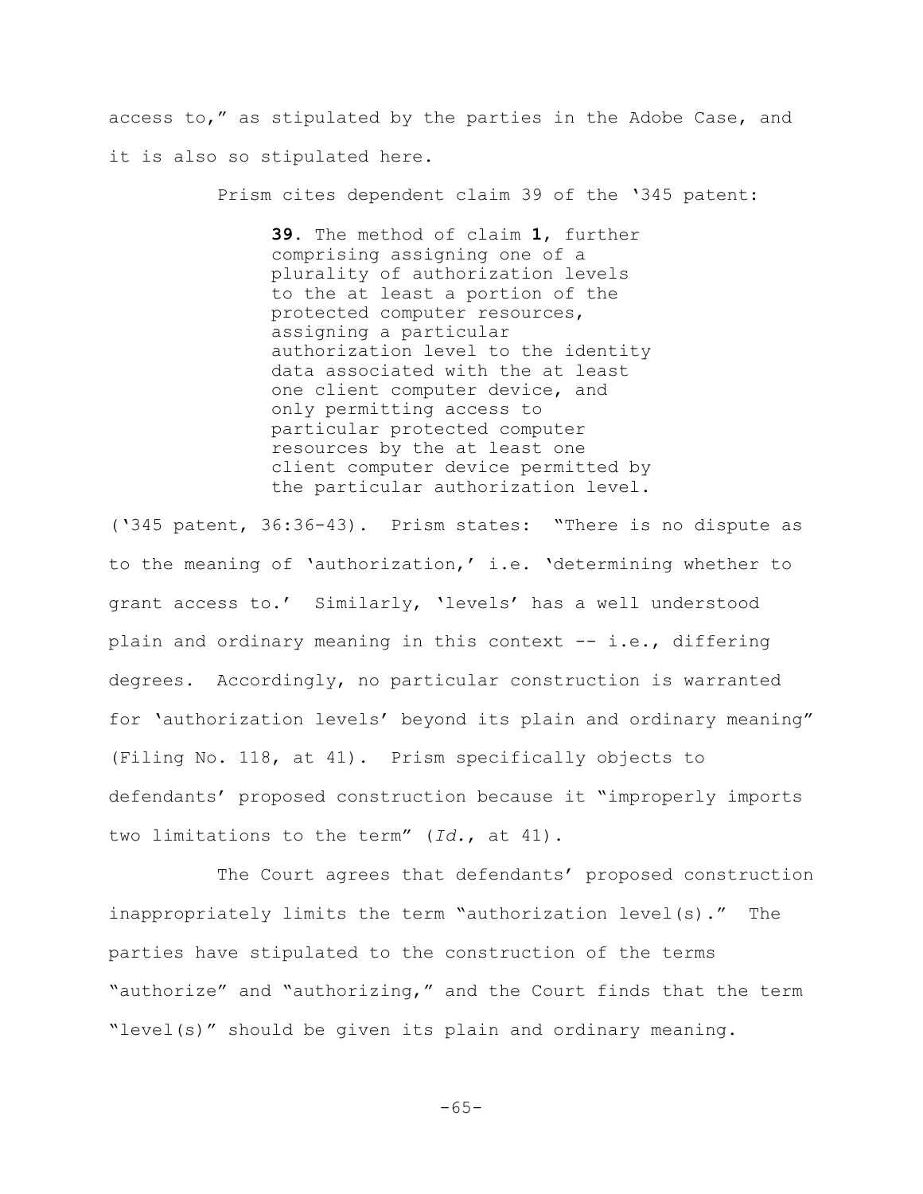access to," as stipulated by the parties in the Adobe Case, and it is also so stipulated here.

Prism cites dependent claim 39 of the '345 patent:

> **39**. The method of claim **1**, further comprising assigning one of a plurality of authorization levels to the at least a portion of the protected computer resources, assigning a particular authorization level to the identity data associated with the at least one client computer device, and only permitting access to particular protected computer resources by the at least one client computer device permitted by the particular authorization level.

('345 patent, 36:36-43). Prism states: "There is no dispute as to the meaning of 'authorization,' i.e. 'determining whether to grant access to.' Similarly, 'levels' has a well understood plain and ordinary meaning in this context -- i.e., differing degrees. Accordingly, no particular construction is warranted for 'authorization levels' beyond its plain and ordinary meaning" (Filing No. 118, at 41). Prism specifically objects to defendants' proposed construction because it "improperly imports two limitations to the term" (*Id.*, at 41).

The Court agrees that defendants' proposed construction inappropriately limits the term "authorization level(s)." The parties have stipulated to the construction of the terms "authorize" and "authorizing," and the Court finds that the term "level(s)" should be given its plain and ordinary meaning.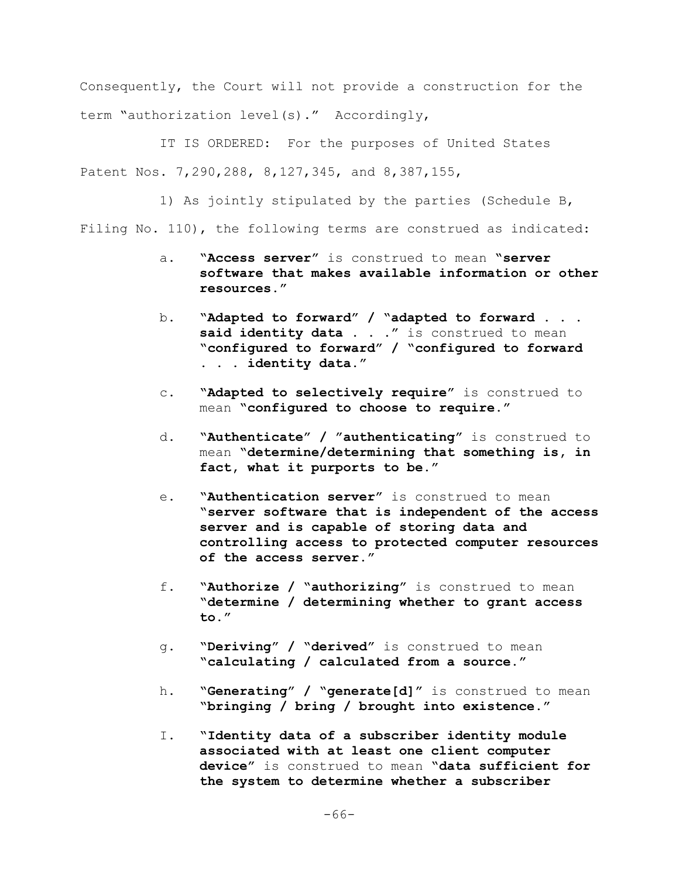Consequently, the Court will not provide a construction for the term "authorization level(s)." Accordingly,

IT IS ORDERED: For the purposes of United States Patent Nos. 7,290,288, 8,127,345, and 8,387,155,

1) As jointly stipulated by the parties (Schedule B, Filing No. 110), the following terms are construed as indicated:

a. **"Access server"** is construed to mean **"server software that makes available information or other resources."**

b. **"Adapted to forward" / "adapted to forward . . . said identity data . . ."** is construed to mean **"configured to forward" / "configured to forward . . . identity data."**

c. **"Adapted to selectively require"** is construed to mean **"configured to choose to require."**

d. **"Authenticate" / "authenticating"** is construed to mean **"determine/determining that something is, in fact, what it purports to be."**

e. **"Authentication server"** is construed to mean **"server software that is independent of the access server and is capable of storing data and controlling access to protected computer resources of the access server."**

f. **"Authorize / "authorizing"** is construed to mean **"determine / determining whether to grant access to."**

g. **"Deriving" / "derived"** is construed to mean **"calculating / calculated from a source."**

h. **"Generating" / "generate[d]"** is construed to mean **"bringing / bring / brought into existence."**

I. **"Identity data of a subscriber identity module associated with at least one client computer device"** is construed to mean **"data sufficient for the system to determine whether a subscriber**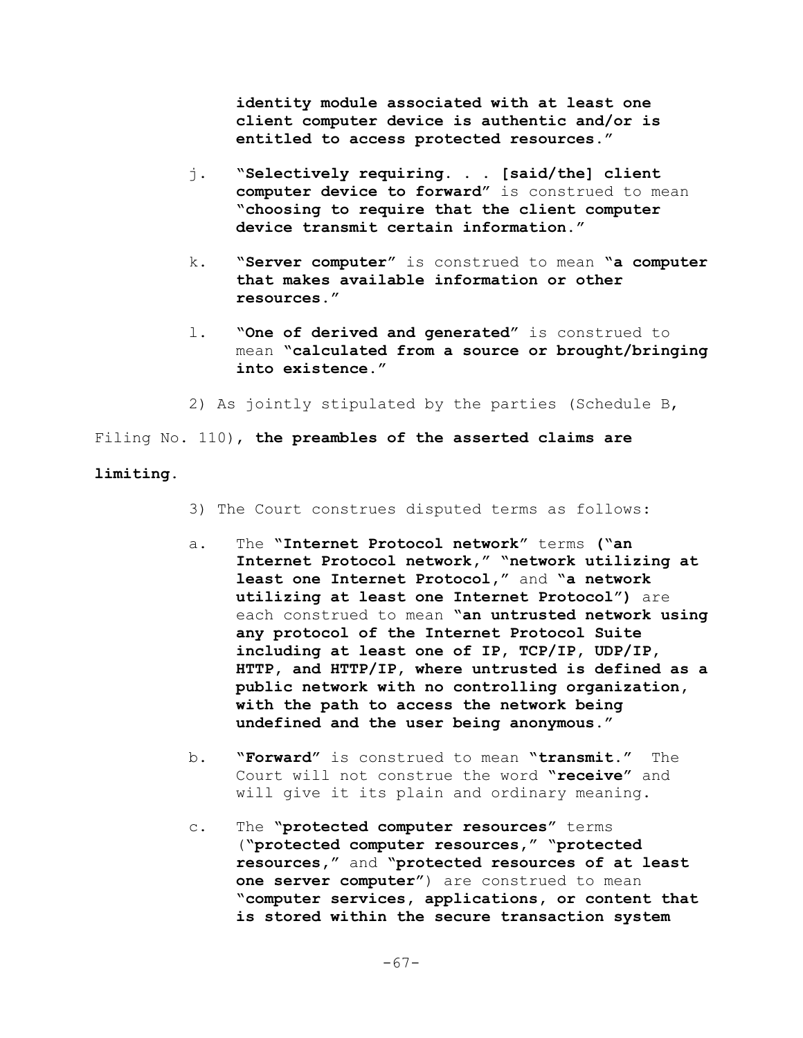**identity module associated with at least one client computer device is authentic and/or is entitled to access protected resources."**

j. **"Selectively requiring. . . [said/the] client computer device to forward"** is construed to mean **"choosing to require that the client computer device transmit certain information."**

k. **"Server computer"** is construed to mean **"a computer that makes available information or other resources."**

l. **"One of derived and generated"** is construed to mean **"calculated from a source or brought/bringing into existence."**

2) As jointly stipulated by the parties (Schedule B, Filing No. 110), **the preambles of the asserted claims are limiting.**

3) The Court construes disputed terms as follows:

a. The **"Internet Protocol network"** terms **("an Internet Protocol network," "network utilizing at least one Internet Protocol,"** and **"a network utilizing at least one Internet Protocol")** are each construed to mean **"an untrusted network using any protocol of the Internet Protocol Suite including at least one of IP, TCP/IP, UDP/IP, HTTP, and HTTP/IP, where untrusted is defined as a public network with no controlling organization, with the path to access the network being undefined and the user being anonymous."**

b. **"Forward"** is construed to mean **"transmit."** The Court will not construe the word **"receive"** and will give it its plain and ordinary meaning.

c. The **"protected computer resources"** terms (**"protected computer resources," "protected resources,"** and **"protected resources of at least one server computer"**) are construed to mean **"computer services, applications, or content that is stored within the secure transaction system**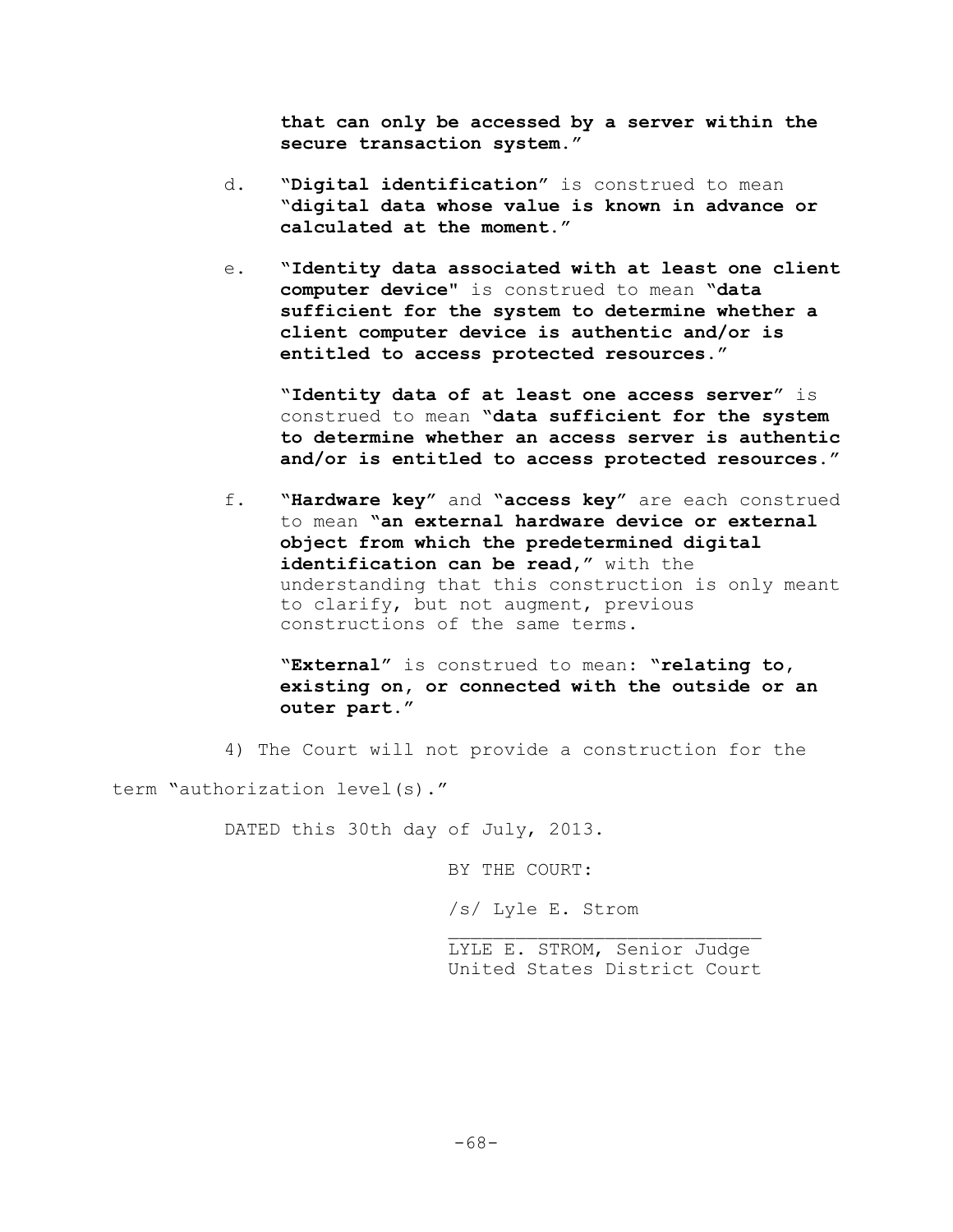**that can only be accessed by a server within the secure transaction system."**

d. **"Digital identification"** is construed to mean **"digital data whose value is known in advance or calculated at the moment."**

e. **"Identity data associated with at least one client computer device"** is construed to mean **"data sufficient for the system to determine whether a client computer device is authentic and/or is entitled to access protected resources."**

   **"Identity data of at least one access server"** is construed to mean **"data sufficient for the system to determine whether an access server is authentic and/or is entitled to access protected resources."**

f. **"Hardware key"** and **"access key"** are each construed to mean **"an external hardware device or external object from which the predetermined digital identification can be read,"** with the understanding that this construction is only meant to clarify, but not augment, previous constructions of the same terms.

   **"External"** is construed to mean: **"relating to, existing on, or connected with the outside or an outer part."**

4) The Court will not provide a construction for the term "authorization level(s)."

DATED this 30th day of July, 2013.

BY THE COURT:

/s/ Lyle E. Strom

LYLE E. STROM, Senior Judge
United States District Court